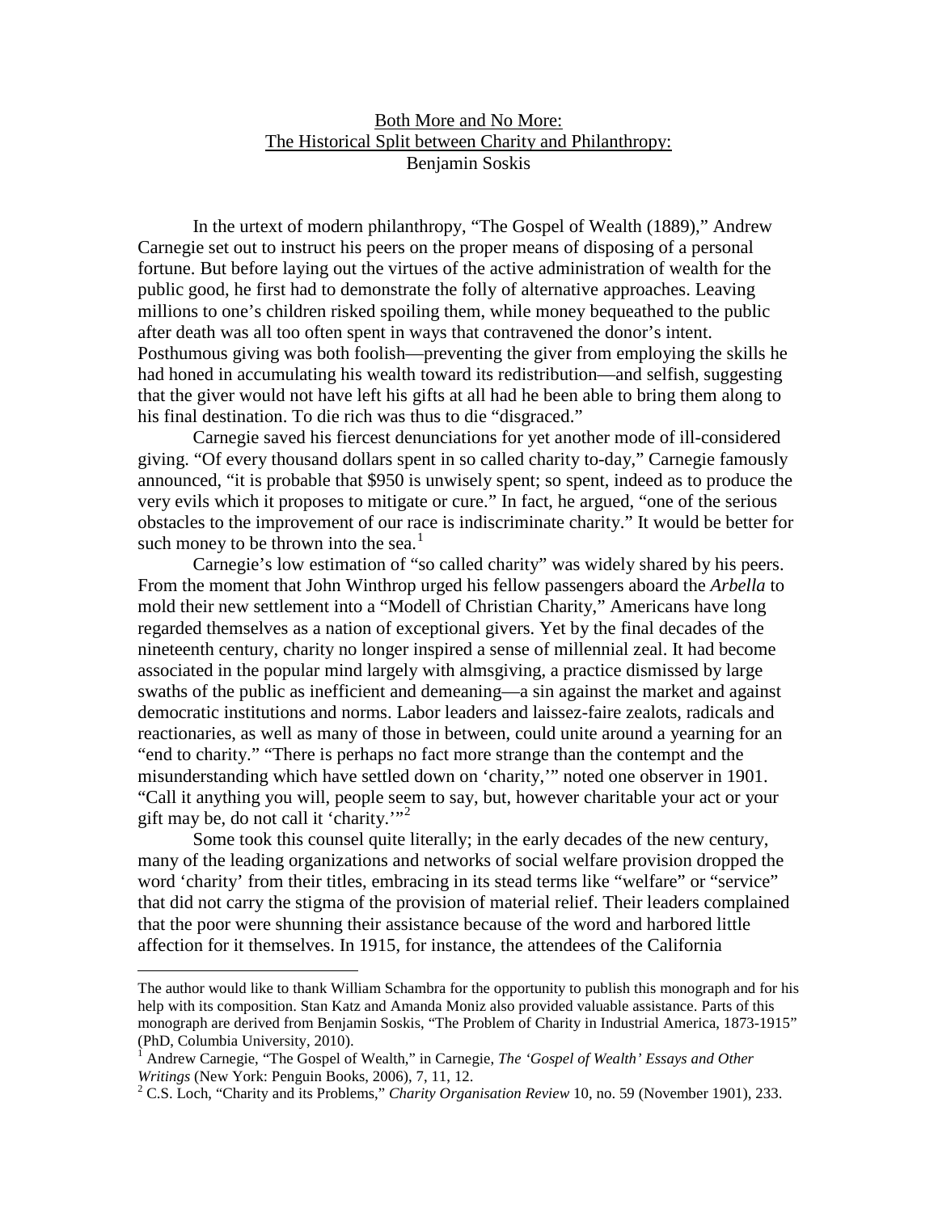# Both More and No More:
## The Historical Split between Charity and Philanthropy:
Benjamin Soskis

In the urtext of modern philanthropy, "The Gospel of Wealth (1889)," Andrew Carnegie set out to instruct his peers on the proper means of disposing of a personal fortune. But before laying out the virtues of the active administration of wealth for the public good, he first had to demonstrate the folly of alternative approaches. Leaving millions to one's children risked spoiling them, while money bequeathed to the public after death was all too often spent in ways that contravened the donor's intent. Posthumous giving was both foolish—preventing the giver from employing the skills he had honed in accumulating his wealth toward its redistribution—and selfish, suggesting that the giver would not have left his gifts at all had he been able to bring them along to his final destination. To die rich was thus to die "disgraced."

Carnegie saved his fiercest denunciations for yet another mode of ill-considered giving. "Of every thousand dollars spent in so called charity to-day," Carnegie famously announced, "it is probable that $950 is unwisely spent; so spent, indeed as to produce the very evils which it proposes to mitigate or cure." In fact, he argued, "one of the serious obstacles to the improvement of our race is indiscriminate charity." It would be better for such money to be thrown into the sea.[1]

Carnegie's low estimation of "so called charity" was widely shared by his peers. From the moment that John Winthrop urged his fellow passengers aboard the *Arbella* to mold their new settlement into a "Modell of Christian Charity," Americans have long regarded themselves as a nation of exceptional givers. Yet by the final decades of the nineteenth century, charity no longer inspired a sense of millennial zeal. It had become associated in the popular mind largely with almsgiving, a practice dismissed by large swaths of the public as inefficient and demeaning—a sin against the market and against democratic institutions and norms. Labor leaders and laissez-faire zealots, radicals and reactionaries, as well as many of those in between, could unite around a yearning for an "end to charity." "There is perhaps no fact more strange than the contempt and the misunderstanding which have settled down on 'charity,'" noted one observer in 1901. "Call it anything you will, people seem to say, but, however charitable your act or your gift may be, do not call it 'charity.'"[2]

Some took this counsel quite literally; in the early decades of the new century, many of the leading organizations and networks of social welfare provision dropped the word 'charity' from their titles, embracing in its stead terms like "welfare" or "service" that did not carry the stigma of the provision of material relief. Their leaders complained that the poor were shunning their assistance because of the word and harbored little affection for it themselves. In 1915, for instance, the attendees of the California

---

The author would like to thank William Schambra for the opportunity to publish this monograph and for his help with its composition. Stan Katz and Amanda Moniz also provided valuable assistance. Parts of this monograph are derived from Benjamin Soskis, "The Problem of Charity in Industrial America, 1873-1915" (PhD, Columbia University, 2010).

[1] Andrew Carnegie, "The Gospel of Wealth," in Carnegie, *The 'Gospel of Wealth' Essays and Other Writings* (New York: Penguin Books, 2006), 7, 11, 12.

[2] C.S. Loch, "Charity and its Problems," *Charity Organisation Review* 10, no. 59 (November 1901), 233.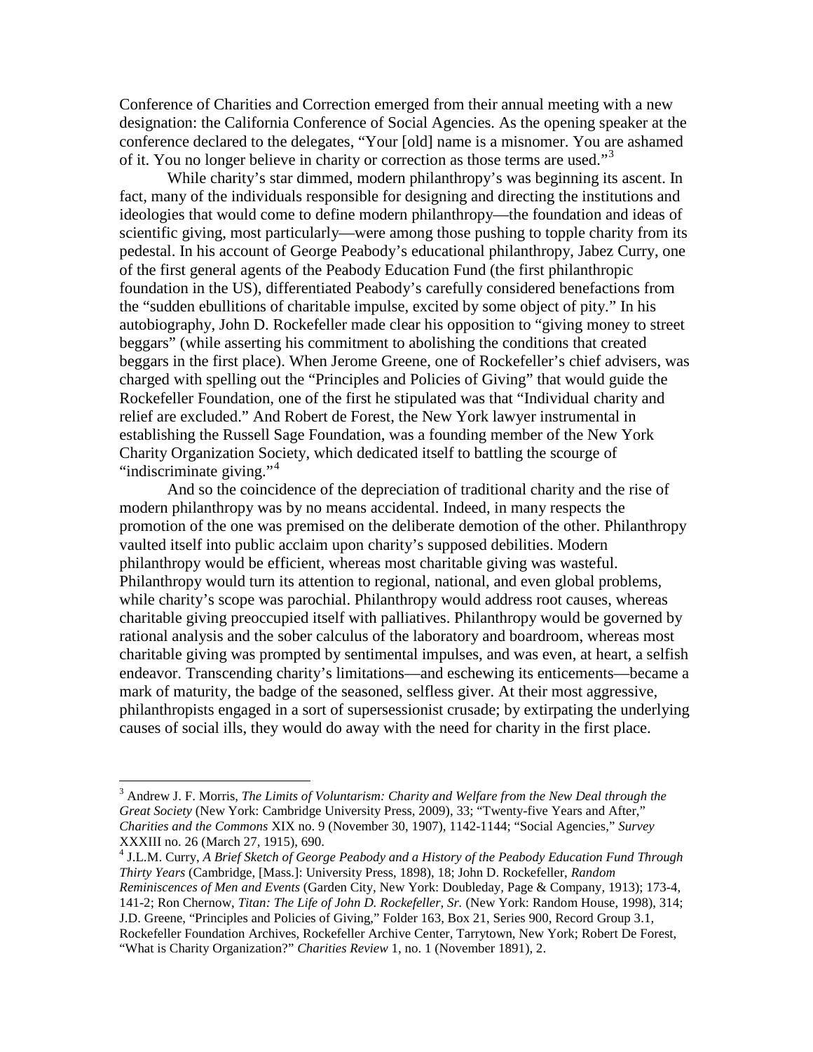Conference of Charities and Correction emerged from their annual meeting with a new designation: the California Conference of Social Agencies. As the opening speaker at the conference declared to the delegates, "Your [old] name is a misnomer. You are ashamed of it. You no longer believe in charity or correction as those terms are used."[3]

While charity's star dimmed, modern philanthropy's was beginning its ascent. In fact, many of the individuals responsible for designing and directing the institutions and ideologies that would come to define modern philanthropy—the foundation and ideas of scientific giving, most particularly—were among those pushing to topple charity from its pedestal. In his account of George Peabody's educational philanthropy, Jabez Curry, one of the first general agents of the Peabody Education Fund (the first philanthropic foundation in the US), differentiated Peabody's carefully considered benefactions from the "sudden ebullitions of charitable impulse, excited by some object of pity." In his autobiography, John D. Rockefeller made clear his opposition to "giving money to street beggars" (while asserting his commitment to abolishing the conditions that created beggars in the first place). When Jerome Greene, one of Rockefeller's chief advisers, was charged with spelling out the "Principles and Policies of Giving" that would guide the Rockefeller Foundation, one of the first he stipulated was that "Individual charity and relief are excluded." And Robert de Forest, the New York lawyer instrumental in establishing the Russell Sage Foundation, was a founding member of the New York Charity Organization Society, which dedicated itself to battling the scourge of "indiscriminate giving."[4]

And so the coincidence of the depreciation of traditional charity and the rise of modern philanthropy was by no means accidental. Indeed, in many respects the promotion of the one was premised on the deliberate demotion of the other. Philanthropy vaulted itself into public acclaim upon charity's supposed debilities. Modern philanthropy would be efficient, whereas most charitable giving was wasteful. Philanthropy would turn its attention to regional, national, and even global problems, while charity's scope was parochial. Philanthropy would address root causes, whereas charitable giving preoccupied itself with palliatives. Philanthropy would be governed by rational analysis and the sober calculus of the laboratory and boardroom, whereas most charitable giving was prompted by sentimental impulses, and was even, at heart, a selfish endeavor. Transcending charity's limitations—and eschewing its enticements—became a mark of maturity, the badge of the seasoned, selfless giver. At their most aggressive, philanthropists engaged in a sort of supersessionist crusade; by extirpating the underlying causes of social ills, they would do away with the need for charity in the first place.

---

[3] Andrew J. F. Morris, *The Limits of Voluntarism: Charity and Welfare from the New Deal through the Great Society* (New York: Cambridge University Press, 2009), 33; "Twenty-five Years and After," *Charities and the Commons* XIX no. 9 (November 30, 1907), 1142-1144; "Social Agencies," *Survey* XXXIII no. 26 (March 27, 1915), 690.

[4] J.L.M. Curry, *A Brief Sketch of George Peabody and a History of the Peabody Education Fund Through Thirty Years* (Cambridge, [Mass.]: University Press, 1898), 18; John D. Rockefeller, *Random Reminiscences of Men and Events* (Garden City, New York: Doubleday, Page & Company, 1913); 173-4, 141-2; Ron Chernow, *Titan: The Life of John D. Rockefeller, Sr.* (New York: Random House, 1998), 314; J.D. Greene, "Principles and Policies of Giving," Folder 163, Box 21, Series 900, Record Group 3.1, Rockefeller Foundation Archives, Rockefeller Archive Center, Tarrytown, New York; Robert De Forest, "What is Charity Organization?" *Charities Review* 1, no. 1 (November 1891), 2.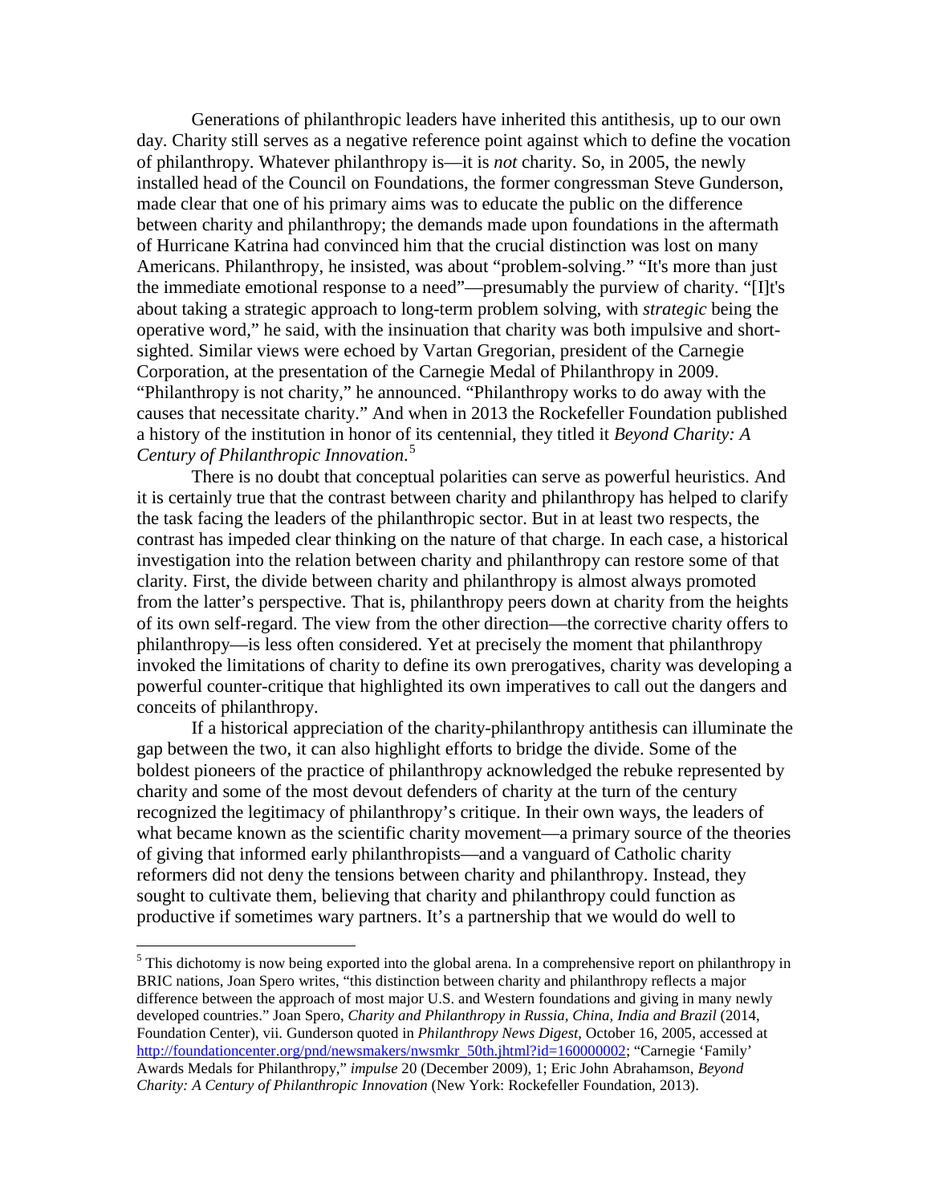Generations of philanthropic leaders have inherited this antithesis, up to our own day. Charity still serves as a negative reference point against which to define the vocation of philanthropy. Whatever philanthropy is—it is *not* charity. So, in 2005, the newly installed head of the Council on Foundations, the former congressman Steve Gunderson, made clear that one of his primary aims was to educate the public on the difference between charity and philanthropy; the demands made upon foundations in the aftermath of Hurricane Katrina had convinced him that the crucial distinction was lost on many Americans. Philanthropy, he insisted, was about "problem-solving." "It's more than just the immediate emotional response to a need"—presumably the purview of charity. "[I]t's about taking a strategic approach to long-term problem solving, with *strategic* being the operative word," he said, with the insinuation that charity was both impulsive and short-sighted. Similar views were echoed by Vartan Gregorian, president of the Carnegie Corporation, at the presentation of the Carnegie Medal of Philanthropy in 2009. "Philanthropy is not charity," he announced. "Philanthropy works to do away with the causes that necessitate charity." And when in 2013 the Rockefeller Foundation published a history of the institution in honor of its centennial, they titled it *Beyond Charity: A Century of Philanthropic Innovation*.[5]

There is no doubt that conceptual polarities can serve as powerful heuristics. And it is certainly true that the contrast between charity and philanthropy has helped to clarify the task facing the leaders of the philanthropic sector. But in at least two respects, the contrast has impeded clear thinking on the nature of that charge. In each case, a historical investigation into the relation between charity and philanthropy can restore some of that clarity. First, the divide between charity and philanthropy is almost always promoted from the latter's perspective. That is, philanthropy peers down at charity from the heights of its own self-regard. The view from the other direction—the corrective charity offers to philanthropy—is less often considered. Yet at precisely the moment that philanthropy invoked the limitations of charity to define its own prerogatives, charity was developing a powerful counter-critique that highlighted its own imperatives to call out the dangers and conceits of philanthropy.

If a historical appreciation of the charity-philanthropy antithesis can illuminate the gap between the two, it can also highlight efforts to bridge the divide. Some of the boldest pioneers of the practice of philanthropy acknowledged the rebuke represented by charity and some of the most devout defenders of charity at the turn of the century recognized the legitimacy of philanthropy's critique. In their own ways, the leaders of what became known as the scientific charity movement—a primary source of the theories of giving that informed early philanthropists—and a vanguard of Catholic charity reformers did not deny the tensions between charity and philanthropy. Instead, they sought to cultivate them, believing that charity and philanthropy could function as productive if sometimes wary partners. It's a partnership that we would do well to

[5] This dichotomy is now being exported into the global arena. In a comprehensive report on philanthropy in BRIC nations, Joan Spero writes, "this distinction between charity and philanthropy reflects a major difference between the approach of most major U.S. and Western foundations and giving in many newly developed countries." Joan Spero, *Charity and Philanthropy in Russia, China, India and Brazil* (2014, Foundation Center), vii. Gunderson quoted in *Philanthropy News Digest*, October 16, 2005, accessed at http://foundationcenter.org/pnd/newsmakers/nwsmkr_50th.jhtml?id=160000002; "Carnegie 'Family' Awards Medals for Philanthropy," *impulse* 20 (December 2009), 1; Eric John Abrahamson, *Beyond Charity: A Century of Philanthropic Innovation* (New York: Rockefeller Foundation, 2013).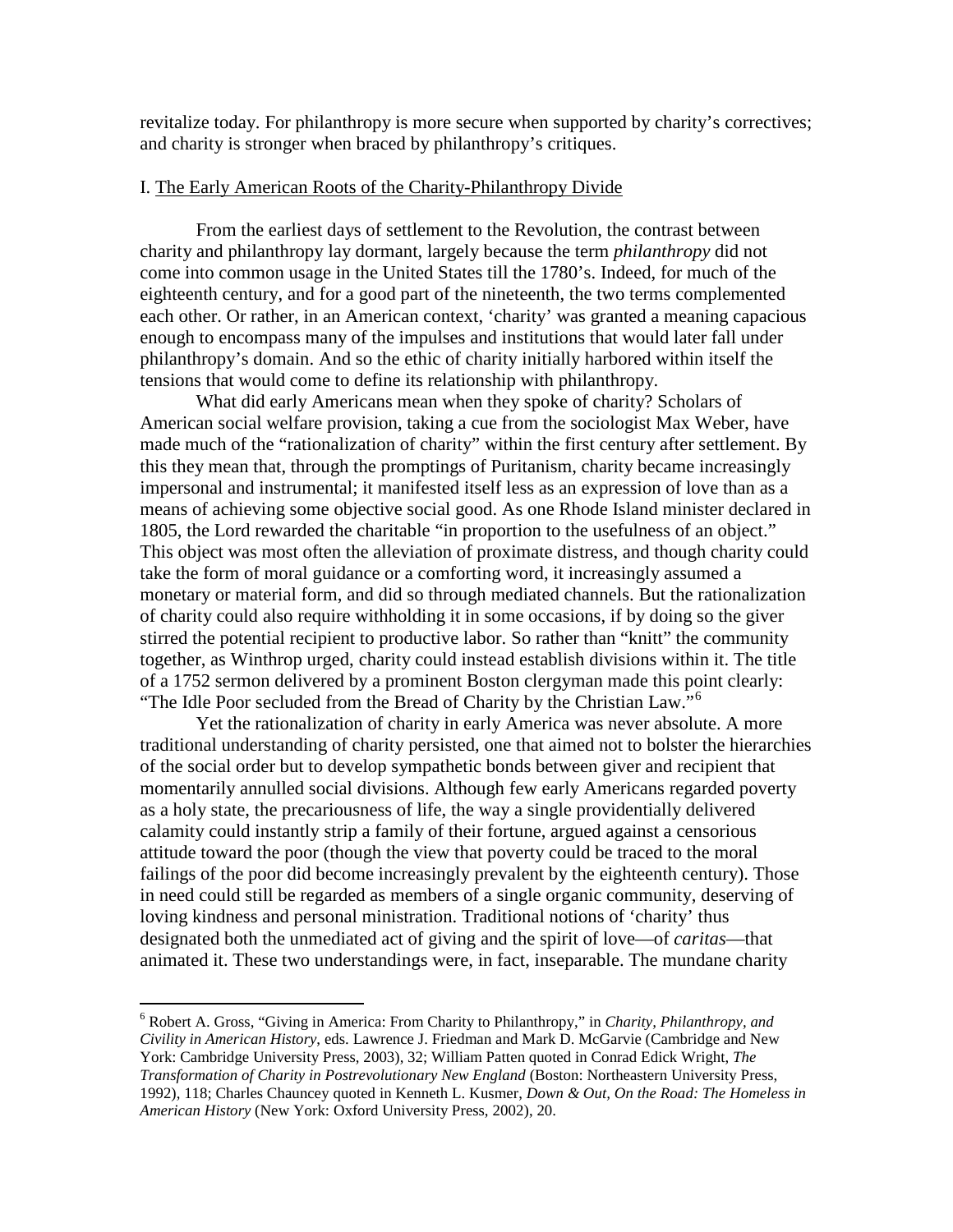revitalize today. For philanthropy is more secure when supported by charity's correctives; and charity is stronger when braced by philanthropy's critiques.

## I. The Early American Roots of the Charity-Philanthropy Divide

From the earliest days of settlement to the Revolution, the contrast between charity and philanthropy lay dormant, largely because the term *philanthropy* did not come into common usage in the United States till the 1780's. Indeed, for much of the eighteenth century, and for a good part of the nineteenth, the two terms complemented each other. Or rather, in an American context, 'charity' was granted a meaning capacious enough to encompass many of the impulses and institutions that would later fall under philanthropy's domain. And so the ethic of charity initially harbored within itself the tensions that would come to define its relationship with philanthropy.

What did early Americans mean when they spoke of charity? Scholars of American social welfare provision, taking a cue from the sociologist Max Weber, have made much of the "rationalization of charity" within the first century after settlement. By this they mean that, through the promptings of Puritanism, charity became increasingly impersonal and instrumental; it manifested itself less as an expression of love than as a means of achieving some objective social good. As one Rhode Island minister declared in 1805, the Lord rewarded the charitable "in proportion to the usefulness of an object." This object was most often the alleviation of proximate distress, and though charity could take the form of moral guidance or a comforting word, it increasingly assumed a monetary or material form, and did so through mediated channels. But the rationalization of charity could also require withholding it in some occasions, if by doing so the giver stirred the potential recipient to productive labor. So rather than "knitt" the community together, as Winthrop urged, charity could instead establish divisions within it. The title of a 1752 sermon delivered by a prominent Boston clergyman made this point clearly: "The Idle Poor secluded from the Bread of Charity by the Christian Law."[6]

Yet the rationalization of charity in early America was never absolute. A more traditional understanding of charity persisted, one that aimed not to bolster the hierarchies of the social order but to develop sympathetic bonds between giver and recipient that momentarily annulled social divisions. Although few early Americans regarded poverty as a holy state, the precariousness of life, the way a single providentially delivered calamity could instantly strip a family of their fortune, argued against a censorious attitude toward the poor (though the view that poverty could be traced to the moral failings of the poor did become increasingly prevalent by the eighteenth century). Those in need could still be regarded as members of a single organic community, deserving of loving kindness and personal ministration. Traditional notions of 'charity' thus designated both the unmediated act of giving and the spirit of love—of *caritas*—that animated it. These two understandings were, in fact, inseparable. The mundane charity

---

[6] Robert A. Gross, "Giving in America: From Charity to Philanthropy," in *Charity, Philanthropy, and Civility in American History*, eds. Lawrence J. Friedman and Mark D. McGarvie (Cambridge and New York: Cambridge University Press, 2003), 32; William Patten quoted in Conrad Edick Wright, *The Transformation of Charity in Postrevolutionary New England* (Boston: Northeastern University Press, 1992), 118; Charles Chauncey quoted in Kenneth L. Kusmer, *Down & Out, On the Road: The Homeless in American History* (New York: Oxford University Press, 2002), 20.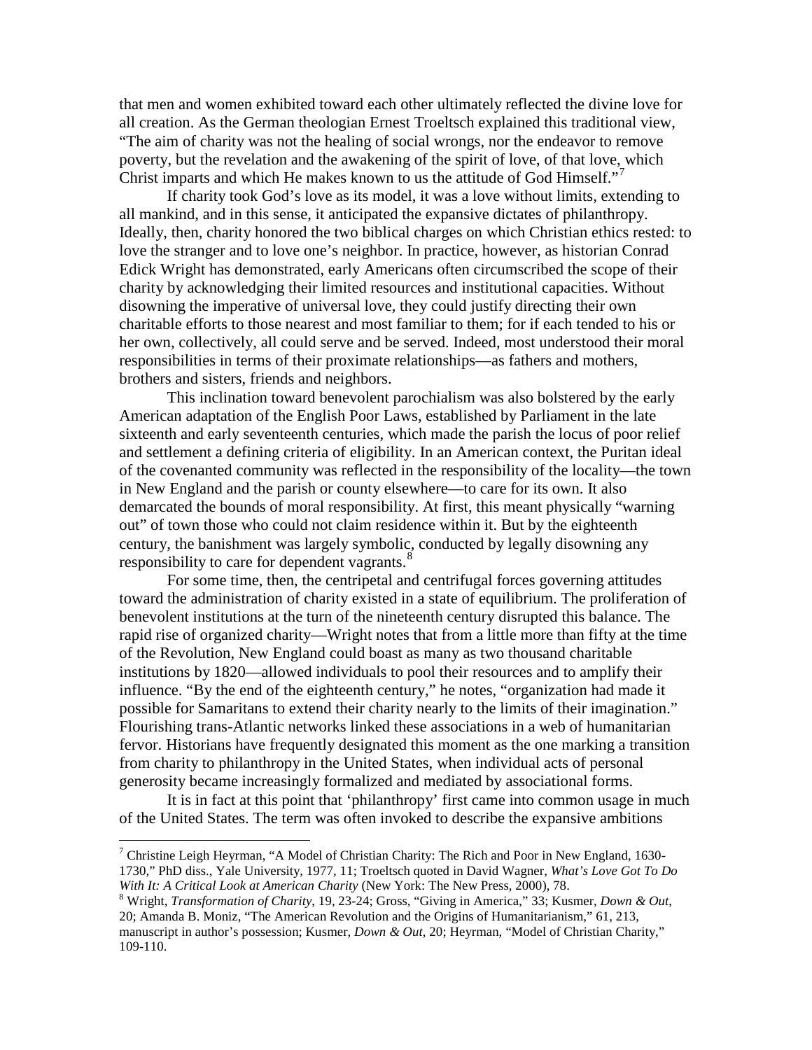that men and women exhibited toward each other ultimately reflected the divine love for all creation. As the German theologian Ernest Troeltsch explained this traditional view, "The aim of charity was not the healing of social wrongs, nor the endeavor to remove poverty, but the revelation and the awakening of the spirit of love, of that love, which Christ imparts and which He makes known to us the attitude of God Himself."[7]

If charity took God's love as its model, it was a love without limits, extending to all mankind, and in this sense, it anticipated the expansive dictates of philanthropy. Ideally, then, charity honored the two biblical charges on which Christian ethics rested: to love the stranger and to love one's neighbor. In practice, however, as historian Conrad Edick Wright has demonstrated, early Americans often circumscribed the scope of their charity by acknowledging their limited resources and institutional capacities. Without disowning the imperative of universal love, they could justify directing their own charitable efforts to those nearest and most familiar to them; for if each tended to his or her own, collectively, all could serve and be served. Indeed, most understood their moral responsibilities in terms of their proximate relationships—as fathers and mothers, brothers and sisters, friends and neighbors.

This inclination toward benevolent parochialism was also bolstered by the early American adaptation of the English Poor Laws, established by Parliament in the late sixteenth and early seventeenth centuries, which made the parish the locus of poor relief and settlement a defining criteria of eligibility. In an American context, the Puritan ideal of the covenanted community was reflected in the responsibility of the locality—the town in New England and the parish or county elsewhere—to care for its own. It also demarcated the bounds of moral responsibility. At first, this meant physically "warning out" of town those who could not claim residence within it. But by the eighteenth century, the banishment was largely symbolic, conducted by legally disowning any responsibility to care for dependent vagrants.[8]

For some time, then, the centripetal and centrifugal forces governing attitudes toward the administration of charity existed in a state of equilibrium. The proliferation of benevolent institutions at the turn of the nineteenth century disrupted this balance. The rapid rise of organized charity—Wright notes that from a little more than fifty at the time of the Revolution, New England could boast as many as two thousand charitable institutions by 1820—allowed individuals to pool their resources and to amplify their influence. "By the end of the eighteenth century," he notes, "organization had made it possible for Samaritans to extend their charity nearly to the limits of their imagination." Flourishing trans-Atlantic networks linked these associations in a web of humanitarian fervor. Historians have frequently designated this moment as the one marking a transition from charity to philanthropy in the United States, when individual acts of personal generosity became increasingly formalized and mediated by associational forms.

It is in fact at this point that 'philanthropy' first came into common usage in much of the United States. The term was often invoked to describe the expansive ambitions

---

[7] Christine Leigh Heyrman, "A Model of Christian Charity: The Rich and Poor in New England, 1630-1730," PhD diss., Yale University, 1977, 11; Troeltsch quoted in David Wagner, *What's Love Got To Do With It: A Critical Look at American Charity* (New York: The New Press, 2000), 78.

[8] Wright, *Transformation of Charity*, 19, 23-24; Gross, "Giving in America," 33; Kusmer, *Down & Out*, 20; Amanda B. Moniz, "The American Revolution and the Origins of Humanitarianism," 61, 213, manuscript in author's possession; Kusmer, *Down & Out*, 20; Heyrman, "Model of Christian Charity," 109-110.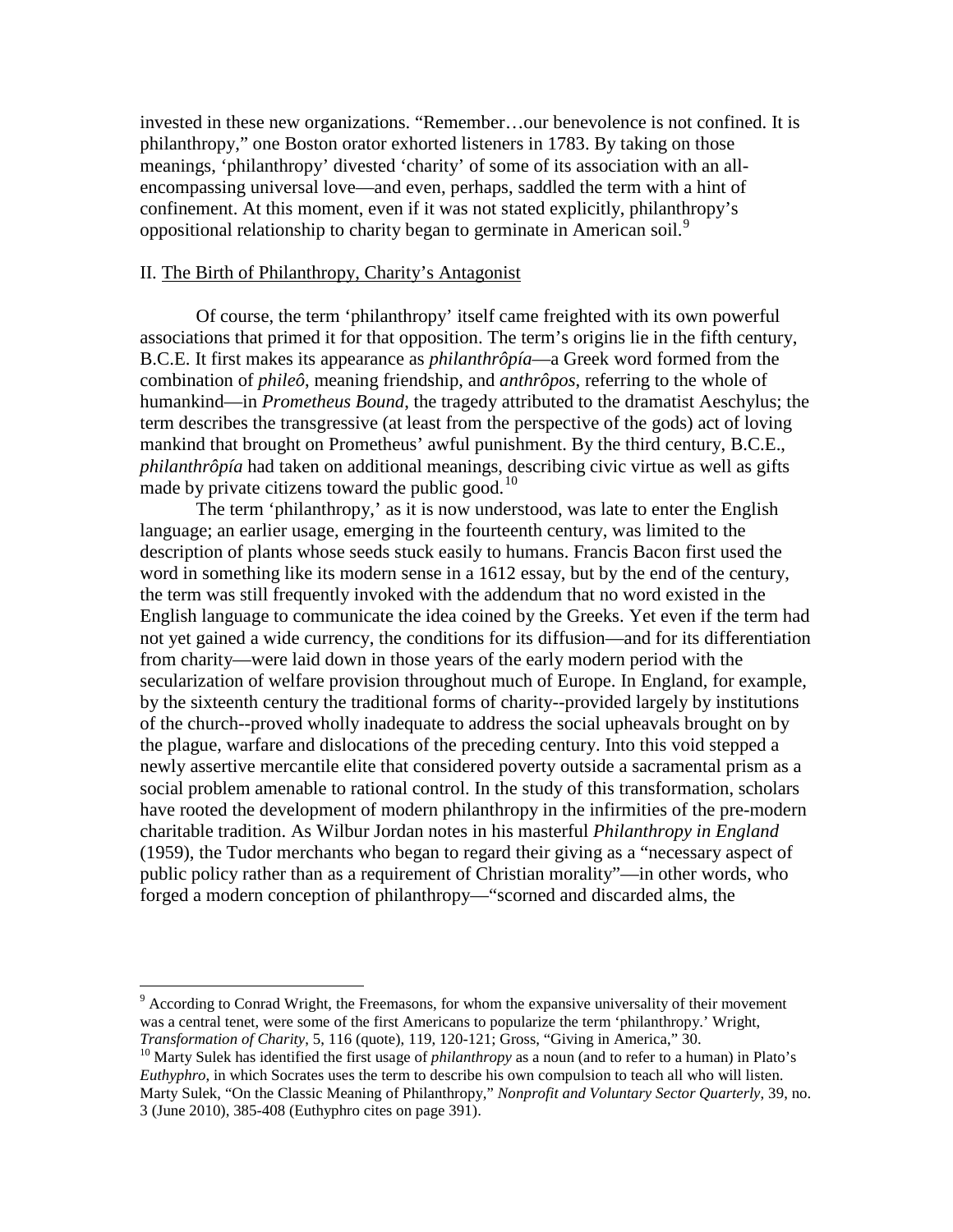invested in these new organizations. "Remember…our benevolence is not confined. It is philanthropy," one Boston orator exhorted listeners in 1783. By taking on those meanings, 'philanthropy' divested 'charity' of some of its association with an all-encompassing universal love—and even, perhaps, saddled the term with a hint of confinement. At this moment, even if it was not stated explicitly, philanthropy's oppositional relationship to charity began to germinate in American soil.[9]

## II. The Birth of Philanthropy, Charity's Antagonist

Of course, the term 'philanthropy' itself came freighted with its own powerful associations that primed it for that opposition. The term's origins lie in the fifth century, B.C.E. It first makes its appearance as *philanthrôpía*—a Greek word formed from the combination of *phileô*, meaning friendship, and *anthrôpos*, referring to the whole of humankind—in *Prometheus Bound*, the tragedy attributed to the dramatist Aeschylus; the term describes the transgressive (at least from the perspective of the gods) act of loving mankind that brought on Prometheus' awful punishment. By the third century, B.C.E., *philanthrôpía* had taken on additional meanings, describing civic virtue as well as gifts made by private citizens toward the public good.[10]

The term 'philanthropy,' as it is now understood, was late to enter the English language; an earlier usage, emerging in the fourteenth century, was limited to the description of plants whose seeds stuck easily to humans. Francis Bacon first used the word in something like its modern sense in a 1612 essay, but by the end of the century, the term was still frequently invoked with the addendum that no word existed in the English language to communicate the idea coined by the Greeks. Yet even if the term had not yet gained a wide currency, the conditions for its diffusion—and for its differentiation from charity—were laid down in those years of the early modern period with the secularization of welfare provision throughout much of Europe. In England, for example, by the sixteenth century the traditional forms of charity--provided largely by institutions of the church--proved wholly inadequate to address the social upheavals brought on by the plague, warfare and dislocations of the preceding century. Into this void stepped a newly assertive mercantile elite that considered poverty outside a sacramental prism as a social problem amenable to rational control. In the study of this transformation, scholars have rooted the development of modern philanthropy in the infirmities of the pre-modern charitable tradition. As Wilbur Jordan notes in his masterful *Philanthropy in England* (1959), the Tudor merchants who began to regard their giving as a "necessary aspect of public policy rather than as a requirement of Christian morality"—in other words, who forged a modern conception of philanthropy—"scorned and discarded alms, the

---

[9] According to Conrad Wright, the Freemasons, for whom the expansive universality of their movement was a central tenet, were some of the first Americans to popularize the term 'philanthropy.' Wright, *Transformation of Charity*, 5, 116 (quote), 119, 120-121; Gross, "Giving in America," 30.

[10] Marty Sulek has identified the first usage of *philanthropy* as a noun (and to refer to a human) in Plato's *Euthyphro*, in which Socrates uses the term to describe his own compulsion to teach all who will listen. Marty Sulek, "On the Classic Meaning of Philanthropy," *Nonprofit and Voluntary Sector Quarterly*, 39, no. 3 (June 2010), 385-408 (Euthyphro cites on page 391).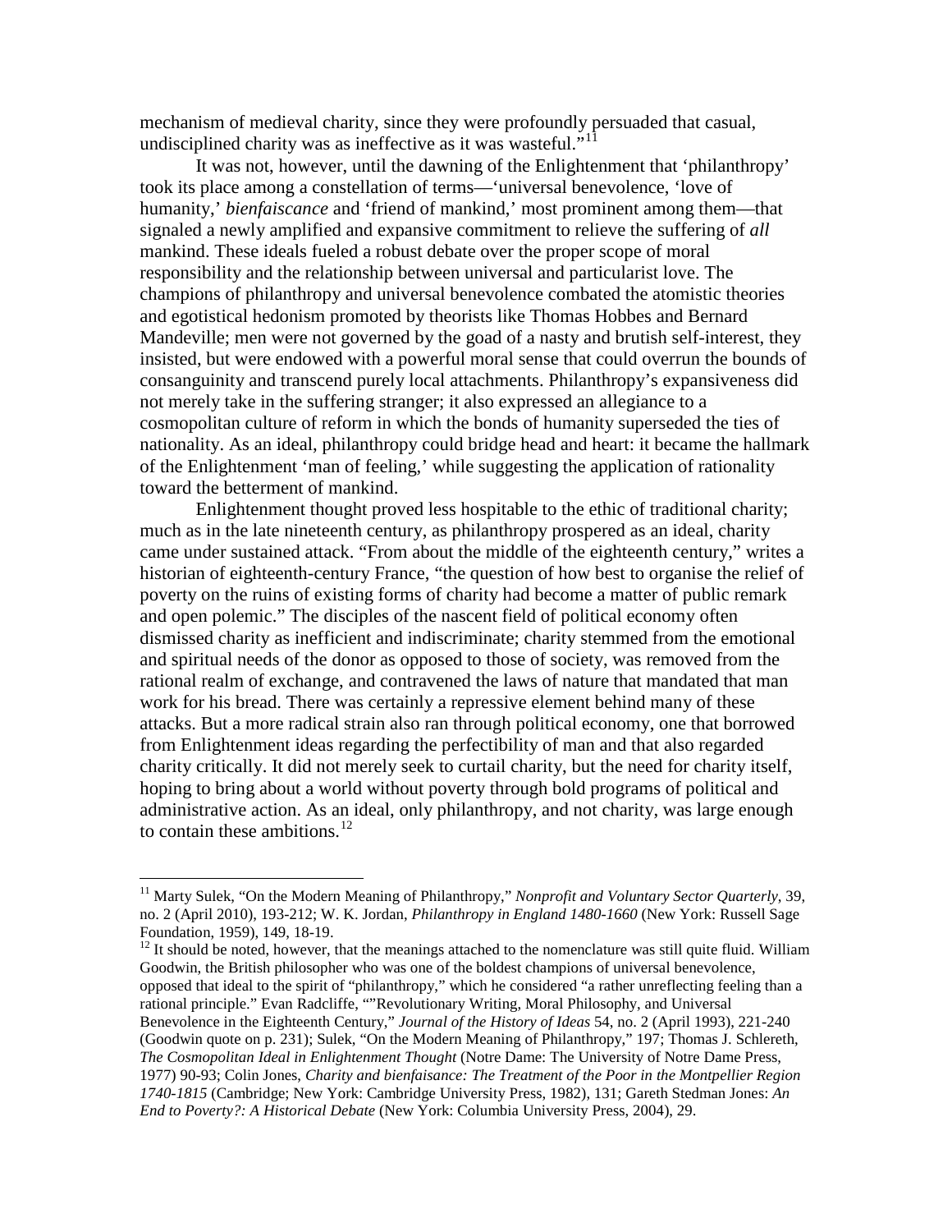mechanism of medieval charity, since they were profoundly persuaded that casual, undisciplined charity was as ineffective as it was wasteful."[11]

It was not, however, until the dawning of the Enlightenment that 'philanthropy' took its place among a constellation of terms—'universal benevolence, 'love of humanity,' *bienfaiscance* and 'friend of mankind,' most prominent among them—that signaled a newly amplified and expansive commitment to relieve the suffering of *all* mankind. These ideals fueled a robust debate over the proper scope of moral responsibility and the relationship between universal and particularist love. The champions of philanthropy and universal benevolence combated the atomistic theories and egotistical hedonism promoted by theorists like Thomas Hobbes and Bernard Mandeville; men were not governed by the goad of a nasty and brutish self-interest, they insisted, but were endowed with a powerful moral sense that could overrun the bounds of consanguinity and transcend purely local attachments. Philanthropy's expansiveness did not merely take in the suffering stranger; it also expressed an allegiance to a cosmopolitan culture of reform in which the bonds of humanity superseded the ties of nationality. As an ideal, philanthropy could bridge head and heart: it became the hallmark of the Enlightenment 'man of feeling,' while suggesting the application of rationality toward the betterment of mankind.

Enlightenment thought proved less hospitable to the ethic of traditional charity; much as in the late nineteenth century, as philanthropy prospered as an ideal, charity came under sustained attack. "From about the middle of the eighteenth century," writes a historian of eighteenth-century France, "the question of how best to organise the relief of poverty on the ruins of existing forms of charity had become a matter of public remark and open polemic." The disciples of the nascent field of political economy often dismissed charity as inefficient and indiscriminate; charity stemmed from the emotional and spiritual needs of the donor as opposed to those of society, was removed from the rational realm of exchange, and contravened the laws of nature that mandated that man work for his bread. There was certainly a repressive element behind many of these attacks. But a more radical strain also ran through political economy, one that borrowed from Enlightenment ideas regarding the perfectibility of man and that also regarded charity critically. It did not merely seek to curtail charity, but the need for charity itself, hoping to bring about a world without poverty through bold programs of political and administrative action. As an ideal, only philanthropy, and not charity, was large enough to contain these ambitions.[12]

---

[11] Marty Sulek, "On the Modern Meaning of Philanthropy," *Nonprofit and Voluntary Sector Quarterly*, 39, no. 2 (April 2010), 193-212; W. K. Jordan, *Philanthropy in England 1480-1660* (New York: Russell Sage Foundation, 1959), 149, 18-19.

[12] It should be noted, however, that the meanings attached to the nomenclature was still quite fluid. William Goodwin, the British philosopher who was one of the boldest champions of universal benevolence, opposed that ideal to the spirit of "philanthropy," which he considered "a rather unreflecting feeling than a rational principle." Evan Radcliffe, ""Revolutionary Writing, Moral Philosophy, and Universal Benevolence in the Eighteenth Century," *Journal of the History of Ideas* 54, no. 2 (April 1993), 221-240 (Goodwin quote on p. 231); Sulek, "On the Modern Meaning of Philanthropy," 197; Thomas J. Schlereth, *The Cosmopolitan Ideal in Enlightenment Thought* (Notre Dame: The University of Notre Dame Press, 1977) 90-93; Colin Jones, *Charity and bienfaisance: The Treatment of the Poor in the Montpellier Region 1740-1815* (Cambridge; New York: Cambridge University Press, 1982), 131; Gareth Stedman Jones: *An End to Poverty?: A Historical Debate* (New York: Columbia University Press, 2004), 29.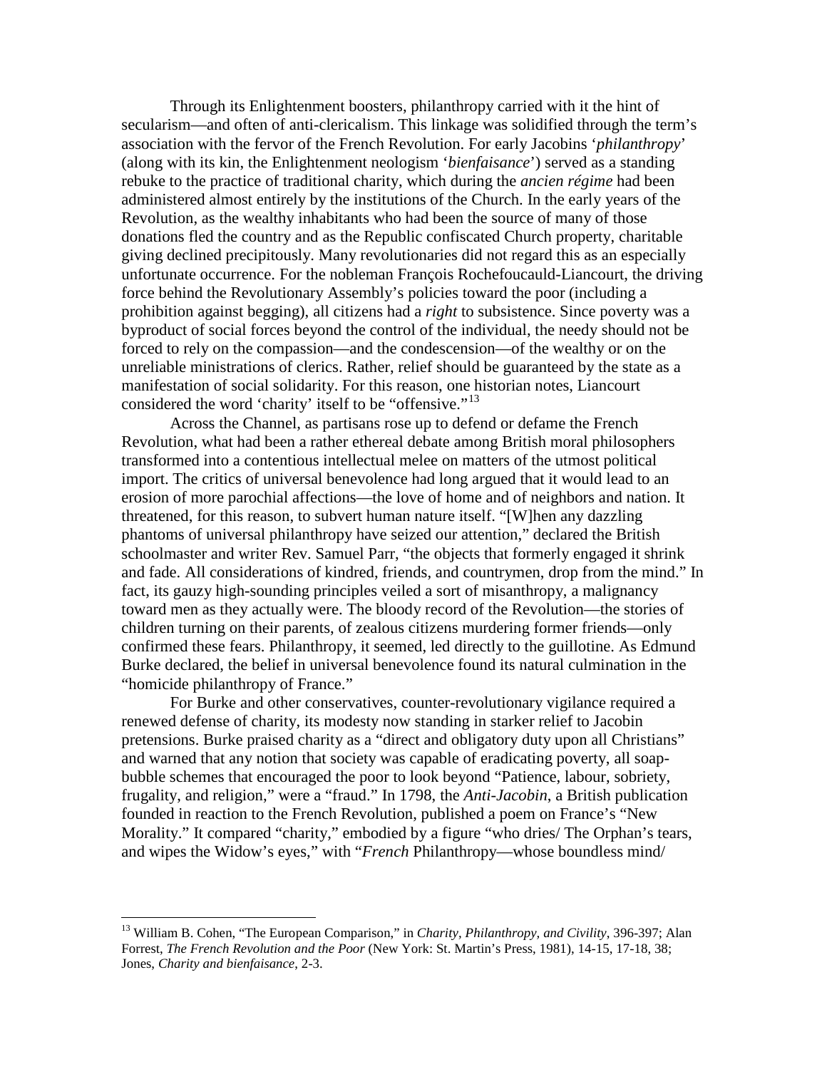Through its Enlightenment boosters, philanthropy carried with it the hint of secularism—and often of anti-clericalism. This linkage was solidified through the term's association with the fervor of the French Revolution. For early Jacobins '*philanthropy*' (along with its kin, the Enlightenment neologism '*bienfaisance*') served as a standing rebuke to the practice of traditional charity, which during the *ancien régime* had been administered almost entirely by the institutions of the Church. In the early years of the Revolution, as the wealthy inhabitants who had been the source of many of those donations fled the country and as the Republic confiscated Church property, charitable giving declined precipitously. Many revolutionaries did not regard this as an especially unfortunate occurrence. For the nobleman François Rochefoucauld-Liancourt, the driving force behind the Revolutionary Assembly's policies toward the poor (including a prohibition against begging), all citizens had a *right* to subsistence. Since poverty was a byproduct of social forces beyond the control of the individual, the needy should not be forced to rely on the compassion—and the condescension—of the wealthy or on the unreliable ministrations of clerics. Rather, relief should be guaranteed by the state as a manifestation of social solidarity. For this reason, one historian notes, Liancourt considered the word 'charity' itself to be "offensive."[13]

Across the Channel, as partisans rose up to defend or defame the French Revolution, what had been a rather ethereal debate among British moral philosophers transformed into a contentious intellectual melee on matters of the utmost political import. The critics of universal benevolence had long argued that it would lead to an erosion of more parochial affections—the love of home and of neighbors and nation. It threatened, for this reason, to subvert human nature itself. "[W]hen any dazzling phantoms of universal philanthropy have seized our attention," declared the British schoolmaster and writer Rev. Samuel Parr, "the objects that formerly engaged it shrink and fade. All considerations of kindred, friends, and countrymen, drop from the mind." In fact, its gauzy high-sounding principles veiled a sort of misanthropy, a malignancy toward men as they actually were. The bloody record of the Revolution—the stories of children turning on their parents, of zealous citizens murdering former friends—only confirmed these fears. Philanthropy, it seemed, led directly to the guillotine. As Edmund Burke declared, the belief in universal benevolence found its natural culmination in the "homicide philanthropy of France."

For Burke and other conservatives, counter-revolutionary vigilance required a renewed defense of charity, its modesty now standing in starker relief to Jacobin pretensions. Burke praised charity as a "direct and obligatory duty upon all Christians" and warned that any notion that society was capable of eradicating poverty, all soap-bubble schemes that encouraged the poor to look beyond "Patience, labour, sobriety, frugality, and religion," were a "fraud." In 1798, the *Anti-Jacobin*, a British publication founded in reaction to the French Revolution, published a poem on France's "New Morality." It compared "charity," embodied by a figure "who dries/ The Orphan's tears, and wipes the Widow's eyes," with "*French* Philanthropy—whose boundless mind/

[13] William B. Cohen, "The European Comparison," in *Charity, Philanthropy, and Civility*, 396-397; Alan Forrest, *The French Revolution and the Poor* (New York: St. Martin's Press, 1981), 14-15, 17-18, 38; Jones, *Charity and bienfaisance*, 2-3.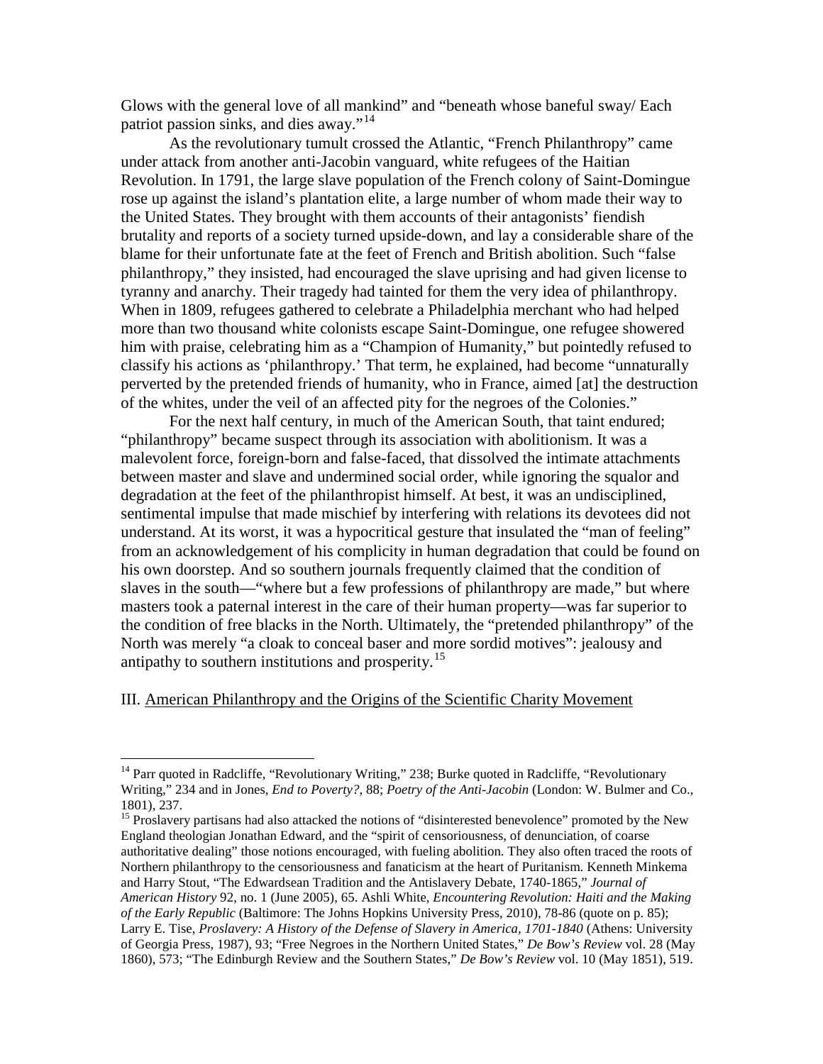Glows with the general love of all mankind" and "beneath whose baneful sway/ Each patriot passion sinks, and dies away."[14]

As the revolutionary tumult crossed the Atlantic, "French Philanthropy" came under attack from another anti-Jacobin vanguard, white refugees of the Haitian Revolution. In 1791, the large slave population of the French colony of Saint-Domingue rose up against the island's plantation elite, a large number of whom made their way to the United States. They brought with them accounts of their antagonists' fiendish brutality and reports of a society turned upside-down, and lay a considerable share of the blame for their unfortunate fate at the feet of French and British abolition. Such "false philanthropy," they insisted, had encouraged the slave uprising and had given license to tyranny and anarchy. Their tragedy had tainted for them the very idea of philanthropy. When in 1809, refugees gathered to celebrate a Philadelphia merchant who had helped more than two thousand white colonists escape Saint-Domingue, one refugee showered him with praise, celebrating him as a "Champion of Humanity," but pointedly refused to classify his actions as 'philanthropy.' That term, he explained, had become "unnaturally perverted by the pretended friends of humanity, who in France, aimed [at] the destruction of the whites, under the veil of an affected pity for the negroes of the Colonies."

For the next half century, in much of the American South, that taint endured; "philanthropy" became suspect through its association with abolitionism. It was a malevolent force, foreign-born and false-faced, that dissolved the intimate attachments between master and slave and undermined social order, while ignoring the squalor and degradation at the feet of the philanthropist himself. At best, it was an undisciplined, sentimental impulse that made mischief by interfering with relations its devotees did not understand. At its worst, it was a hypocritical gesture that insulated the "man of feeling" from an acknowledgement of his complicity in human degradation that could be found on his own doorstep. And so southern journals frequently claimed that the condition of slaves in the south—"where but a few professions of philanthropy are made," but where masters took a paternal interest in the care of their human property—was far superior to the condition of free blacks in the North. Ultimately, the "pretended philanthropy" of the North was merely "a cloak to conceal baser and more sordid motives": jealousy and antipathy to southern institutions and prosperity.[15]

## III. American Philanthropy and the Origins of the Scientific Charity Movement

---

[14] Parr quoted in Radcliffe, "Revolutionary Writing," 238; Burke quoted in Radcliffe, "Revolutionary Writing," 234 and in Jones, *End to Poverty?*, 88; *Poetry of the Anti-Jacobin* (London: W. Bulmer and Co., 1801), 237.

[15] Proslavery partisans had also attacked the notions of "disinterested benevolence" promoted by the New England theologian Jonathan Edward, and the "spirit of censoriousness, of denunciation, of coarse authoritative dealing" those notions encouraged, with fueling abolition. They also often traced the roots of Northern philanthropy to the censoriousness and fanaticism at the heart of Puritanism. Kenneth Minkema and Harry Stout, "The Edwardsean Tradition and the Antislavery Debate, 1740-1865," *Journal of American History* 92, no. 1 (June 2005), 65. Ashli White, *Encountering Revolution: Haiti and the Making of the Early Republic* (Baltimore: The Johns Hopkins University Press, 2010), 78-86 (quote on p. 85); Larry E. Tise, *Proslavery: A History of the Defense of Slavery in America, 1701-1840* (Athens: University of Georgia Press, 1987), 93; "Free Negroes in the Northern United States," *De Bow's Review* vol. 28 (May 1860), 573; "The Edinburgh Review and the Southern States," *De Bow's Review* vol. 10 (May 1851), 519.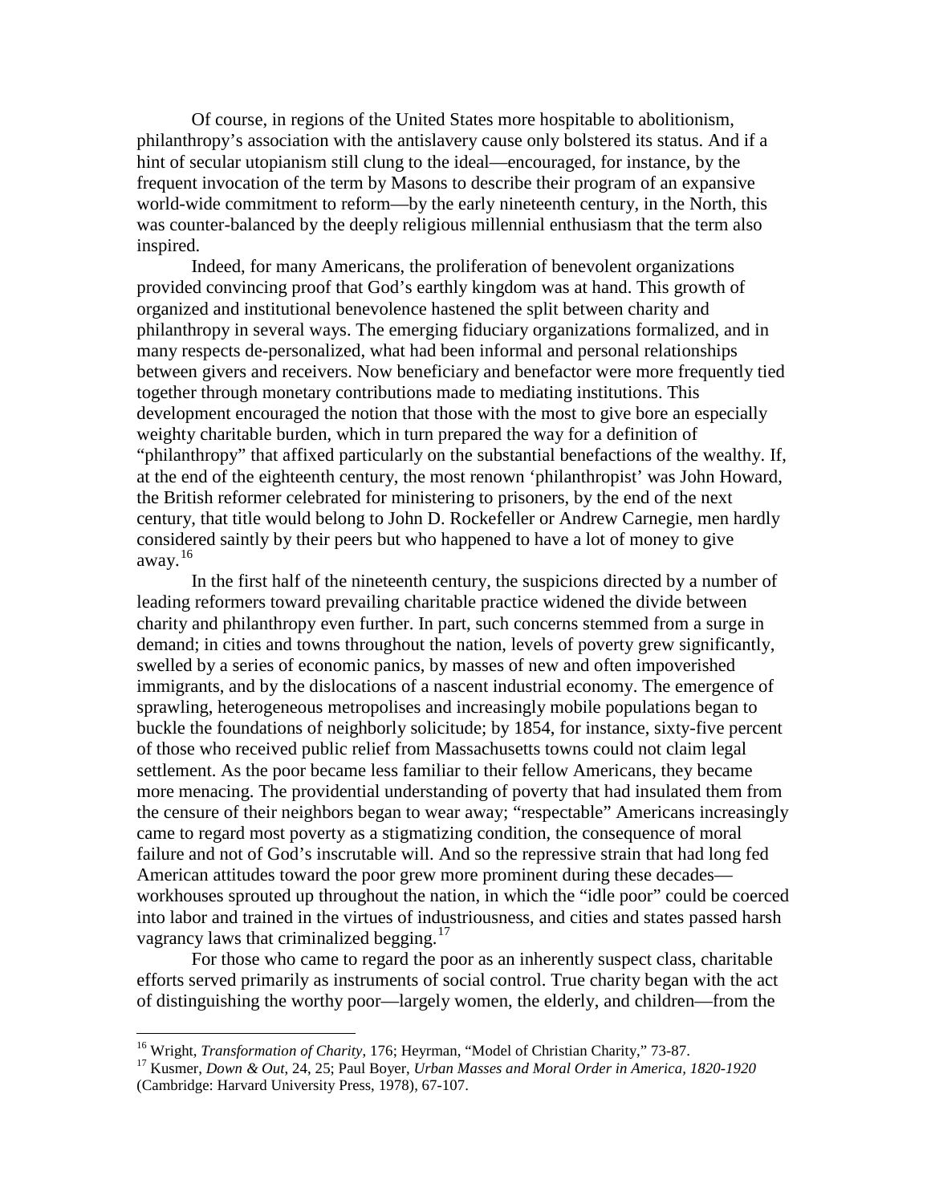Of course, in regions of the United States more hospitable to abolitionism, philanthropy's association with the antislavery cause only bolstered its status. And if a hint of secular utopianism still clung to the ideal—encouraged, for instance, by the frequent invocation of the term by Masons to describe their program of an expansive world-wide commitment to reform—by the early nineteenth century, in the North, this was counter-balanced by the deeply religious millennial enthusiasm that the term also inspired.

Indeed, for many Americans, the proliferation of benevolent organizations provided convincing proof that God's earthly kingdom was at hand. This growth of organized and institutional benevolence hastened the split between charity and philanthropy in several ways. The emerging fiduciary organizations formalized, and in many respects de-personalized, what had been informal and personal relationships between givers and receivers. Now beneficiary and benefactor were more frequently tied together through monetary contributions made to mediating institutions. This development encouraged the notion that those with the most to give bore an especially weighty charitable burden, which in turn prepared the way for a definition of "philanthropy" that affixed particularly on the substantial benefactions of the wealthy. If, at the end of the eighteenth century, the most renown 'philanthropist' was John Howard, the British reformer celebrated for ministering to prisoners, by the end of the next century, that title would belong to John D. Rockefeller or Andrew Carnegie, men hardly considered saintly by their peers but who happened to have a lot of money to give away.[16]

In the first half of the nineteenth century, the suspicions directed by a number of leading reformers toward prevailing charitable practice widened the divide between charity and philanthropy even further. In part, such concerns stemmed from a surge in demand; in cities and towns throughout the nation, levels of poverty grew significantly, swelled by a series of economic panics, by masses of new and often impoverished immigrants, and by the dislocations of a nascent industrial economy. The emergence of sprawling, heterogeneous metropolises and increasingly mobile populations began to buckle the foundations of neighborly solicitude; by 1854, for instance, sixty-five percent of those who received public relief from Massachusetts towns could not claim legal settlement. As the poor became less familiar to their fellow Americans, they became more menacing. The providential understanding of poverty that had insulated them from the censure of their neighbors began to wear away; "respectable" Americans increasingly came to regard most poverty as a stigmatizing condition, the consequence of moral failure and not of God's inscrutable will. And so the repressive strain that had long fed American attitudes toward the poor grew more prominent during these decades—workhouses sprouted up throughout the nation, in which the "idle poor" could be coerced into labor and trained in the virtues of industriousness, and cities and states passed harsh vagrancy laws that criminalized begging.[17]

For those who came to regard the poor as an inherently suspect class, charitable efforts served primarily as instruments of social control. True charity began with the act of distinguishing the worthy poor—largely women, the elderly, and children—from the

---

[16] Wright, *Transformation of Charity,* 176; Heyrman, "Model of Christian Charity," 73-87.

[17] Kusmer, *Down & Out*, 24, 25; Paul Boyer, *Urban Masses and Moral Order in America, 1820-1920* (Cambridge: Harvard University Press, 1978), 67-107.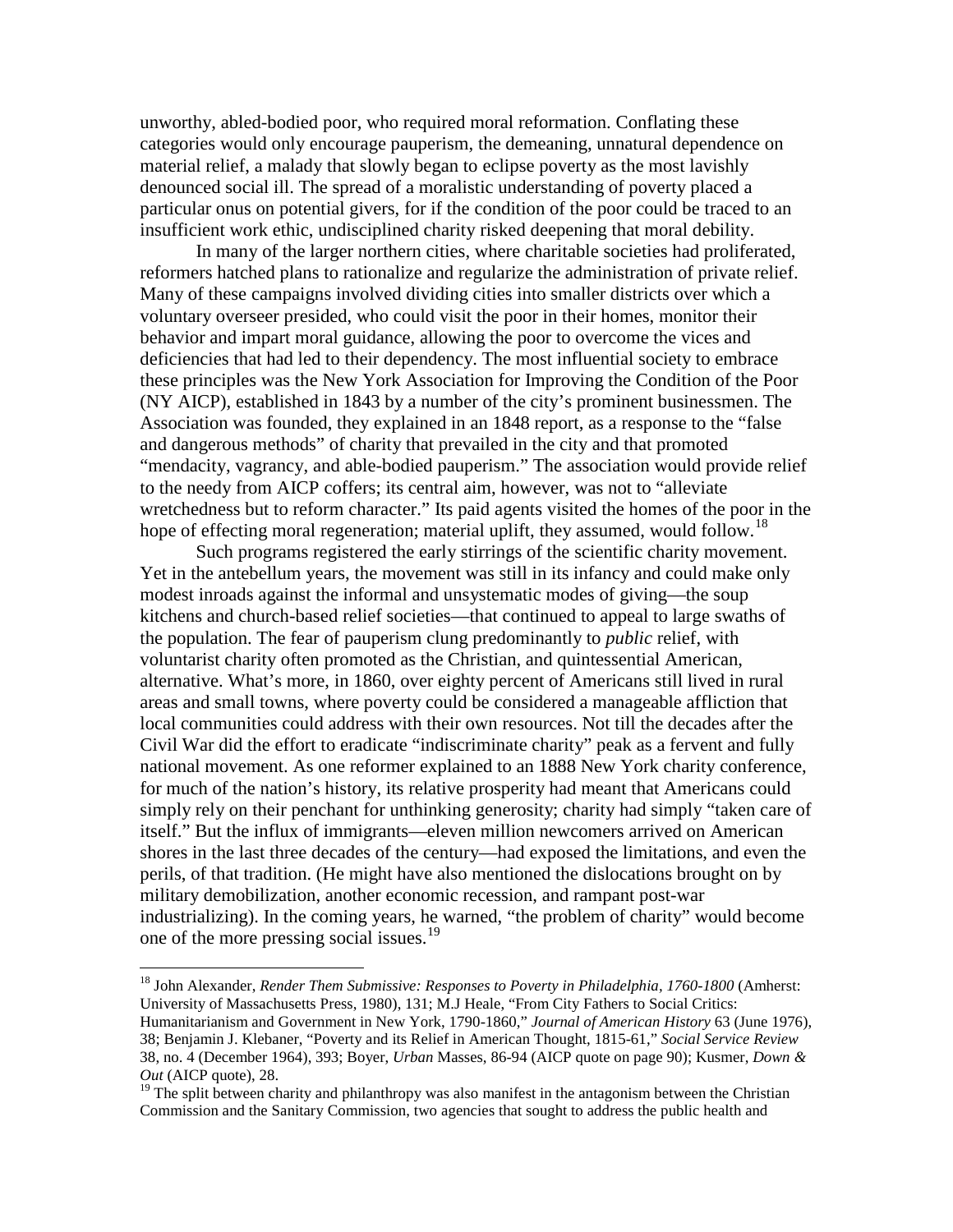unworthy, abled-bodied poor, who required moral reformation. Conflating these categories would only encourage pauperism, the demeaning, unnatural dependence on material relief, a malady that slowly began to eclipse poverty as the most lavishly denounced social ill. The spread of a moralistic understanding of poverty placed a particular onus on potential givers, for if the condition of the poor could be traced to an insufficient work ethic, undisciplined charity risked deepening that moral debility.

In many of the larger northern cities, where charitable societies had proliferated, reformers hatched plans to rationalize and regularize the administration of private relief. Many of these campaigns involved dividing cities into smaller districts over which a voluntary overseer presided, who could visit the poor in their homes, monitor their behavior and impart moral guidance, allowing the poor to overcome the vices and deficiencies that had led to their dependency. The most influential society to embrace these principles was the New York Association for Improving the Condition of the Poor (NY AICP), established in 1843 by a number of the city's prominent businessmen. The Association was founded, they explained in an 1848 report, as a response to the "false and dangerous methods" of charity that prevailed in the city and that promoted "mendacity, vagrancy, and able-bodied pauperism." The association would provide relief to the needy from AICP coffers; its central aim, however, was not to "alleviate wretchedness but to reform character." Its paid agents visited the homes of the poor in the hope of effecting moral regeneration; material uplift, they assumed, would follow.[18]

Such programs registered the early stirrings of the scientific charity movement. Yet in the antebellum years, the movement was still in its infancy and could make only modest inroads against the informal and unsystematic modes of giving—the soup kitchens and church-based relief societies—that continued to appeal to large swaths of the population. The fear of pauperism clung predominantly to *public* relief, with voluntarist charity often promoted as the Christian, and quintessential American, alternative. What's more, in 1860, over eighty percent of Americans still lived in rural areas and small towns, where poverty could be considered a manageable affliction that local communities could address with their own resources. Not till the decades after the Civil War did the effort to eradicate "indiscriminate charity" peak as a fervent and fully national movement. As one reformer explained to an 1888 New York charity conference, for much of the nation's history, its relative prosperity had meant that Americans could simply rely on their penchant for unthinking generosity; charity had simply "taken care of itself." But the influx of immigrants—eleven million newcomers arrived on American shores in the last three decades of the century—had exposed the limitations, and even the perils, of that tradition. (He might have also mentioned the dislocations brought on by military demobilization, another economic recession, and rampant post-war industrializing). In the coming years, he warned, "the problem of charity" would become one of the more pressing social issues.[19]

---

[18] John Alexander, *Render Them Submissive: Responses to Poverty in Philadelphia, 1760-1800* (Amherst: University of Massachusetts Press, 1980), 131; M.J Heale, "From City Fathers to Social Critics: Humanitarianism and Government in New York, 1790-1860," *Journal of American History* 63 (June 1976), 38; Benjamin J. Klebaner, "Poverty and its Relief in American Thought, 1815-61," *Social Service Review* 38, no. 4 (December 1964), 393; Boyer, *Urban* Masses, 86-94 (AICP quote on page 90); Kusmer, *Down & Out* (AICP quote), 28.

[19] The split between charity and philanthropy was also manifest in the antagonism between the Christian Commission and the Sanitary Commission, two agencies that sought to address the public health and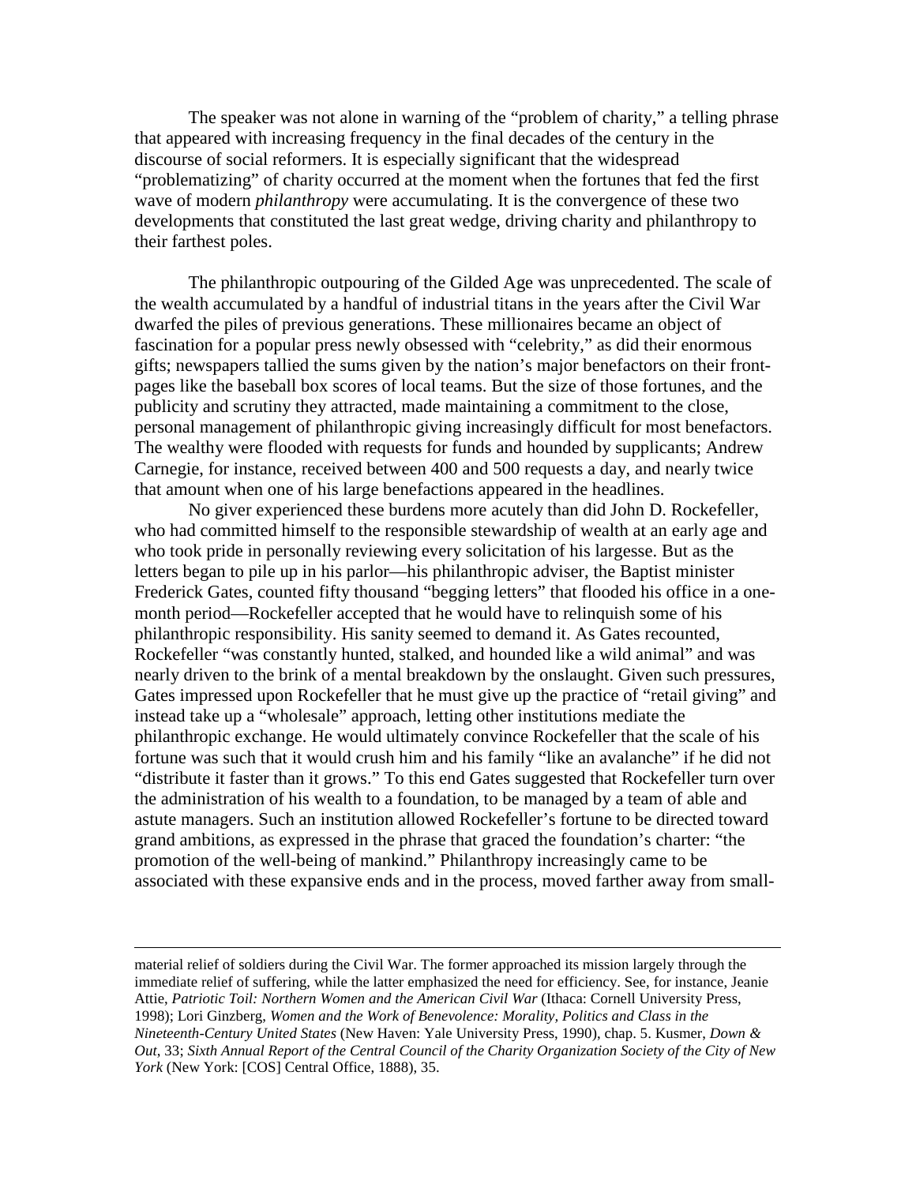The speaker was not alone in warning of the "problem of charity," a telling phrase that appeared with increasing frequency in the final decades of the century in the discourse of social reformers. It is especially significant that the widespread "problematizing" of charity occurred at the moment when the fortunes that fed the first wave of modern *philanthropy* were accumulating. It is the convergence of these two developments that constituted the last great wedge, driving charity and philanthropy to their farthest poles.

The philanthropic outpouring of the Gilded Age was unprecedented. The scale of the wealth accumulated by a handful of industrial titans in the years after the Civil War dwarfed the piles of previous generations. These millionaires became an object of fascination for a popular press newly obsessed with "celebrity," as did their enormous gifts; newspapers tallied the sums given by the nation's major benefactors on their front-pages like the baseball box scores of local teams. But the size of those fortunes, and the publicity and scrutiny they attracted, made maintaining a commitment to the close, personal management of philanthropic giving increasingly difficult for most benefactors. The wealthy were flooded with requests for funds and hounded by supplicants; Andrew Carnegie, for instance, received between 400 and 500 requests a day, and nearly twice that amount when one of his large benefactions appeared in the headlines.

No giver experienced these burdens more acutely than did John D. Rockefeller, who had committed himself to the responsible stewardship of wealth at an early age and who took pride in personally reviewing every solicitation of his largesse. But as the letters began to pile up in his parlor—his philanthropic adviser, the Baptist minister Frederick Gates, counted fifty thousand "begging letters" that flooded his office in a one-month period—Rockefeller accepted that he would have to relinquish some of his philanthropic responsibility. His sanity seemed to demand it. As Gates recounted, Rockefeller "was constantly hunted, stalked, and hounded like a wild animal" and was nearly driven to the brink of a mental breakdown by the onslaught. Given such pressures, Gates impressed upon Rockefeller that he must give up the practice of "retail giving" and instead take up a "wholesale" approach, letting other institutions mediate the philanthropic exchange. He would ultimately convince Rockefeller that the scale of his fortune was such that it would crush him and his family "like an avalanche" if he did not "distribute it faster than it grows." To this end Gates suggested that Rockefeller turn over the administration of his wealth to a foundation, to be managed by a team of able and astute managers. Such an institution allowed Rockefeller's fortune to be directed toward grand ambitions, as expressed in the phrase that graced the foundation's charter: "the promotion of the well-being of mankind." Philanthropy increasingly came to be associated with these expansive ends and in the process, moved farther away from small-

---

material relief of soldiers during the Civil War. The former approached its mission largely through the immediate relief of suffering, while the latter emphasized the need for efficiency. See, for instance, Jeanie Attie, *Patriotic Toil: Northern Women and the American Civil War* (Ithaca: Cornell University Press, 1998); Lori Ginzberg, *Women and the Work of Benevolence: Morality, Politics and Class in the Nineteenth-Century United States* (New Haven: Yale University Press, 1990), chap. 5. Kusmer, *Down & Out*, 33; *Sixth Annual Report of the Central Council of the Charity Organization Society of the City of New York* (New York: [COS] Central Office, 1888), 35.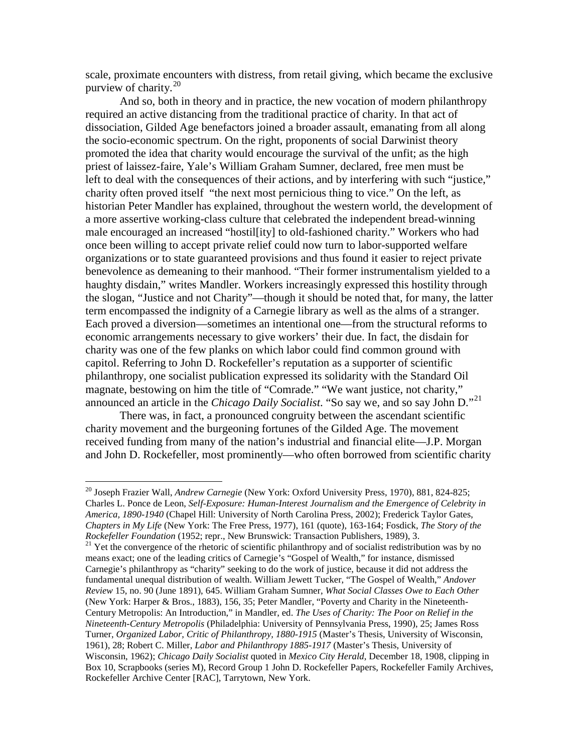scale, proximate encounters with distress, from retail giving, which became the exclusive purview of charity.[20]

And so, both in theory and in practice, the new vocation of modern philanthropy required an active distancing from the traditional practice of charity. In that act of dissociation, Gilded Age benefactors joined a broader assault, emanating from all along the socio-economic spectrum. On the right, proponents of social Darwinist theory promoted the idea that charity would encourage the survival of the unfit; as the high priest of laissez-faire, Yale's William Graham Sumner, declared, free men must be left to deal with the consequences of their actions, and by interfering with such "justice," charity often proved itself "the next most pernicious thing to vice." On the left, as historian Peter Mandler has explained, throughout the western world, the development of a more assertive working-class culture that celebrated the independent bread-winning male encouraged an increased "hostil[ity] to old-fashioned charity." Workers who had once been willing to accept private relief could now turn to labor-supported welfare organizations or to state guaranteed provisions and thus found it easier to reject private benevolence as demeaning to their manhood. "Their former instrumentalism yielded to a haughty disdain," writes Mandler. Workers increasingly expressed this hostility through the slogan, "Justice and not Charity"—though it should be noted that, for many, the latter term encompassed the indignity of a Carnegie library as well as the alms of a stranger. Each proved a diversion—sometimes an intentional one—from the structural reforms to economic arrangements necessary to give workers' their due. In fact, the disdain for charity was one of the few planks on which labor could find common ground with capitol. Referring to John D. Rockefeller's reputation as a supporter of scientific philanthropy, one socialist publication expressed its solidarity with the Standard Oil magnate, bestowing on him the title of "Comrade." "We want justice, not charity," announced an article in the *Chicago Daily Socialist*. "So say we, and so say John D."[21]

There was, in fact, a pronounced congruity between the ascendant scientific charity movement and the burgeoning fortunes of the Gilded Age. The movement received funding from many of the nation's industrial and financial elite—J.P. Morgan and John D. Rockefeller, most prominently—who often borrowed from scientific charity

---

[20] Joseph Frazier Wall, *Andrew Carnegie* (New York: Oxford University Press, 1970), 881, 824-825; Charles L. Ponce de Leon, *Self-Exposure: Human-Interest Journalism and the Emergence of Celebrity in America, 1890-1940* (Chapel Hill: University of North Carolina Press, 2002); Frederick Taylor Gates, *Chapters in My Life* (New York: The Free Press, 1977), 161 (quote), 163-164; Fosdick, *The Story of the Rockefeller Foundation* (1952; repr., New Brunswick: Transaction Publishers, 1989), 3.

[21] Yet the convergence of the rhetoric of scientific philanthropy and of socialist redistribution was by no means exact; one of the leading critics of Carnegie's "Gospel of Wealth," for instance, dismissed Carnegie's philanthropy as "charity" seeking to do the work of justice, because it did not address the fundamental unequal distribution of wealth. William Jewett Tucker, "The Gospel of Wealth," *Andover Review* 15, no. 90 (June 1891), 645. William Graham Sumner, *What Social Classes Owe to Each Other* (New York: Harper & Bros., 1883), 156, 35; Peter Mandler, "Poverty and Charity in the Nineteenth-Century Metropolis: An Introduction," in Mandler, ed. *The Uses of Charity: The Poor on Relief in the Nineteenth-Century Metropolis* (Philadelphia: University of Pennsylvania Press, 1990), 25; James Ross Turner, *Organized Labor, Critic of Philanthropy, 1880-1915* (Master's Thesis, University of Wisconsin, 1961), 28; Robert C. Miller, *Labor and Philanthropy 1885-1917* (Master's Thesis, University of Wisconsin, 1962); *Chicago Daily Socialist* quoted in *Mexico City Herald*, December 18, 1908, clipping in Box 10, Scrapbooks (series M), Record Group 1 John D. Rockefeller Papers, Rockefeller Family Archives, Rockefeller Archive Center [RAC], Tarrytown, New York.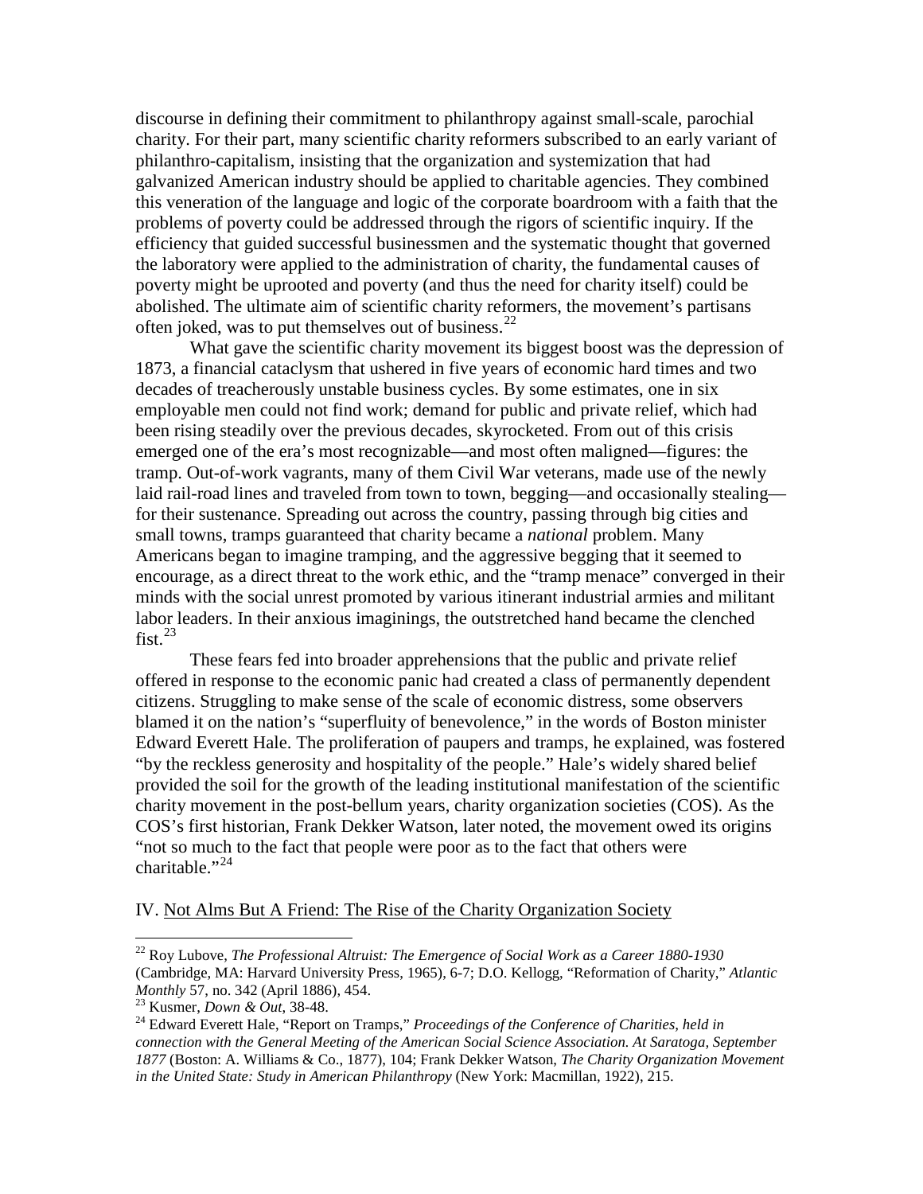discourse in defining their commitment to philanthropy against small-scale, parochial charity. For their part, many scientific charity reformers subscribed to an early variant of philanthro-capitalism, insisting that the organization and systemization that had galvanized American industry should be applied to charitable agencies. They combined this veneration of the language and logic of the corporate boardroom with a faith that the problems of poverty could be addressed through the rigors of scientific inquiry. If the efficiency that guided successful businessmen and the systematic thought that governed the laboratory were applied to the administration of charity, the fundamental causes of poverty might be uprooted and poverty (and thus the need for charity itself) could be abolished. The ultimate aim of scientific charity reformers, the movement's partisans often joked, was to put themselves out of business.[22]

What gave the scientific charity movement its biggest boost was the depression of 1873, a financial cataclysm that ushered in five years of economic hard times and two decades of treacherously unstable business cycles. By some estimates, one in six employable men could not find work; demand for public and private relief, which had been rising steadily over the previous decades, skyrocketed. From out of this crisis emerged one of the era's most recognizable—and most often maligned—figures: the tramp. Out-of-work vagrants, many of them Civil War veterans, made use of the newly laid rail-road lines and traveled from town to town, begging—and occasionally stealing—for their sustenance. Spreading out across the country, passing through big cities and small towns, tramps guaranteed that charity became a *national* problem. Many Americans began to imagine tramping, and the aggressive begging that it seemed to encourage, as a direct threat to the work ethic, and the "tramp menace" converged in their minds with the social unrest promoted by various itinerant industrial armies and militant labor leaders. In their anxious imaginings, the outstretched hand became the clenched fist.[23]

These fears fed into broader apprehensions that the public and private relief offered in response to the economic panic had created a class of permanently dependent citizens. Struggling to make sense of the scale of economic distress, some observers blamed it on the nation's "superfluity of benevolence," in the words of Boston minister Edward Everett Hale. The proliferation of paupers and tramps, he explained, was fostered "by the reckless generosity and hospitality of the people." Hale's widely shared belief provided the soil for the growth of the leading institutional manifestation of the scientific charity movement in the post-bellum years, charity organization societies (COS). As the COS's first historian, Frank Dekker Watson, later noted, the movement owed its origins "not so much to the fact that people were poor as to the fact that others were charitable."[24]

## IV. Not Alms But A Friend: The Rise of the Charity Organization Society

---

[22] Roy Lubove, *The Professional Altruist: The Emergence of Social Work as a Career 1880-1930* (Cambridge, MA: Harvard University Press, 1965), 6-7; D.O. Kellogg, "Reformation of Charity," *Atlantic Monthly* 57, no. 342 (April 1886), 454.

[23] Kusmer, *Down & Out*, 38-48.

[24] Edward Everett Hale, "Report on Tramps," *Proceedings of the Conference of Charities, held in connection with the General Meeting of the American Social Science Association. At Saratoga, September 1877* (Boston: A. Williams & Co., 1877), 104; Frank Dekker Watson, *The Charity Organization Movement in the United State: Study in American Philanthropy* (New York: Macmillan, 1922), 215.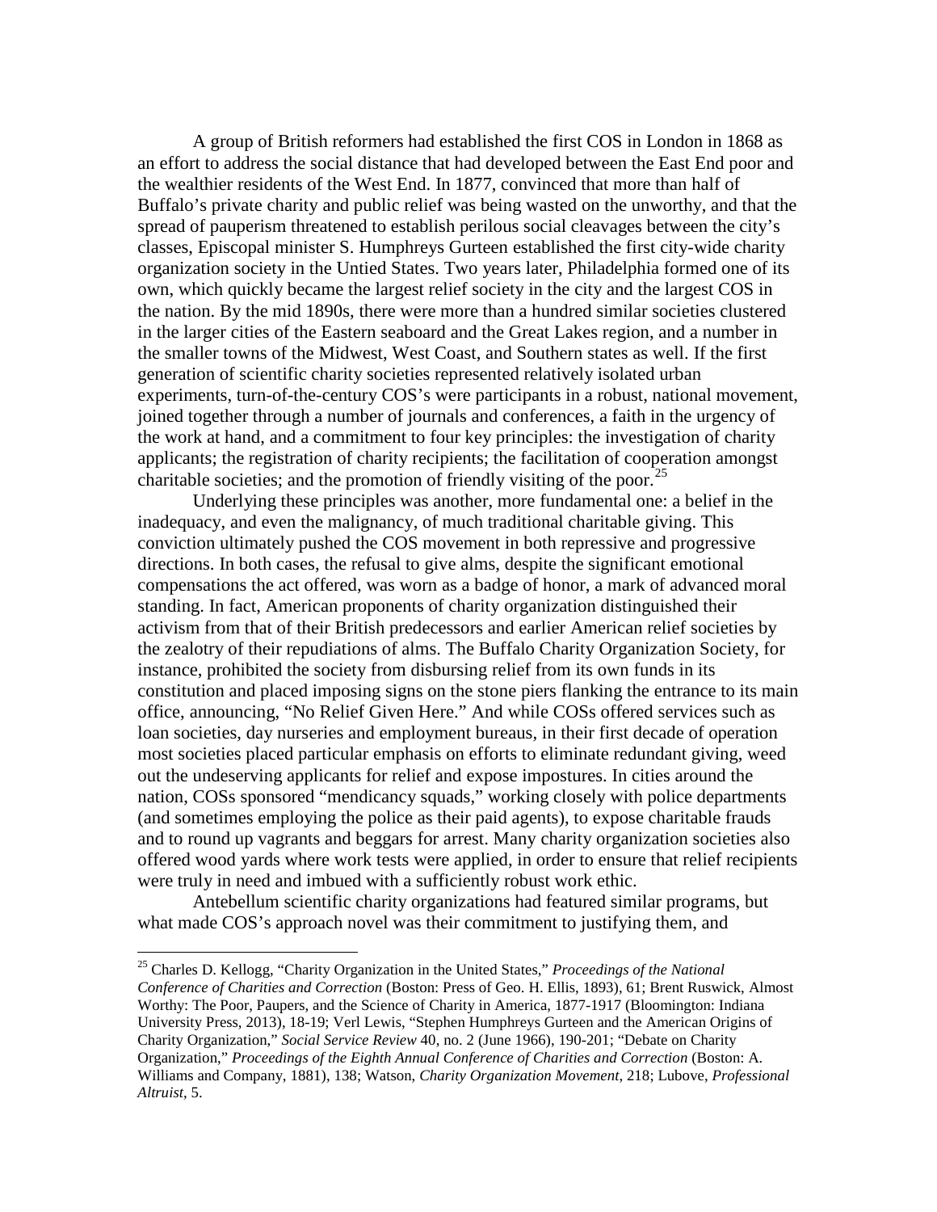A group of British reformers had established the first COS in London in 1868 as an effort to address the social distance that had developed between the East End poor and the wealthier residents of the West End. In 1877, convinced that more than half of Buffalo's private charity and public relief was being wasted on the unworthy, and that the spread of pauperism threatened to establish perilous social cleavages between the city's classes, Episcopal minister S. Humphreys Gurteen established the first city-wide charity organization society in the Untied States. Two years later, Philadelphia formed one of its own, which quickly became the largest relief society in the city and the largest COS in the nation. By the mid 1890s, there were more than a hundred similar societies clustered in the larger cities of the Eastern seaboard and the Great Lakes region, and a number in the smaller towns of the Midwest, West Coast, and Southern states as well. If the first generation of scientific charity societies represented relatively isolated urban experiments, turn-of-the-century COS's were participants in a robust, national movement, joined together through a number of journals and conferences, a faith in the urgency of the work at hand, and a commitment to four key principles: the investigation of charity applicants; the registration of charity recipients; the facilitation of cooperation amongst charitable societies; and the promotion of friendly visiting of the poor.[25]

Underlying these principles was another, more fundamental one: a belief in the inadequacy, and even the malignancy, of much traditional charitable giving. This conviction ultimately pushed the COS movement in both repressive and progressive directions. In both cases, the refusal to give alms, despite the significant emotional compensations the act offered, was worn as a badge of honor, a mark of advanced moral standing. In fact, American proponents of charity organization distinguished their activism from that of their British predecessors and earlier American relief societies by the zealotry of their repudiations of alms. The Buffalo Charity Organization Society, for instance, prohibited the society from disbursing relief from its own funds in its constitution and placed imposing signs on the stone piers flanking the entrance to its main office, announcing, "No Relief Given Here." And while COSs offered services such as loan societies, day nurseries and employment bureaus, in their first decade of operation most societies placed particular emphasis on efforts to eliminate redundant giving, weed out the undeserving applicants for relief and expose impostures. In cities around the nation, COSs sponsored "mendicancy squads," working closely with police departments (and sometimes employing the police as their paid agents), to expose charitable frauds and to round up vagrants and beggars for arrest. Many charity organization societies also offered wood yards where work tests were applied, in order to ensure that relief recipients were truly in need and imbued with a sufficiently robust work ethic.

Antebellum scientific charity organizations had featured similar programs, but what made COS's approach novel was their commitment to justifying them, and

---

[25] Charles D. Kellogg, "Charity Organization in the United States," *Proceedings of the National Conference of Charities and Correction* (Boston: Press of Geo. H. Ellis, 1893), 61; Brent Ruswick, Almost Worthy: The Poor, Paupers, and the Science of Charity in America, 1877-1917 (Bloomington: Indiana University Press, 2013), 18-19; Verl Lewis, "Stephen Humphreys Gurteen and the American Origins of Charity Organization," *Social Service Review* 40, no. 2 (June 1966), 190-201; "Debate on Charity Organization," *Proceedings of the Eighth Annual Conference of Charities and Correction* (Boston: A. Williams and Company, 1881), 138; Watson, *Charity Organization Movement*, 218; Lubove, *Professional Altruist*, 5.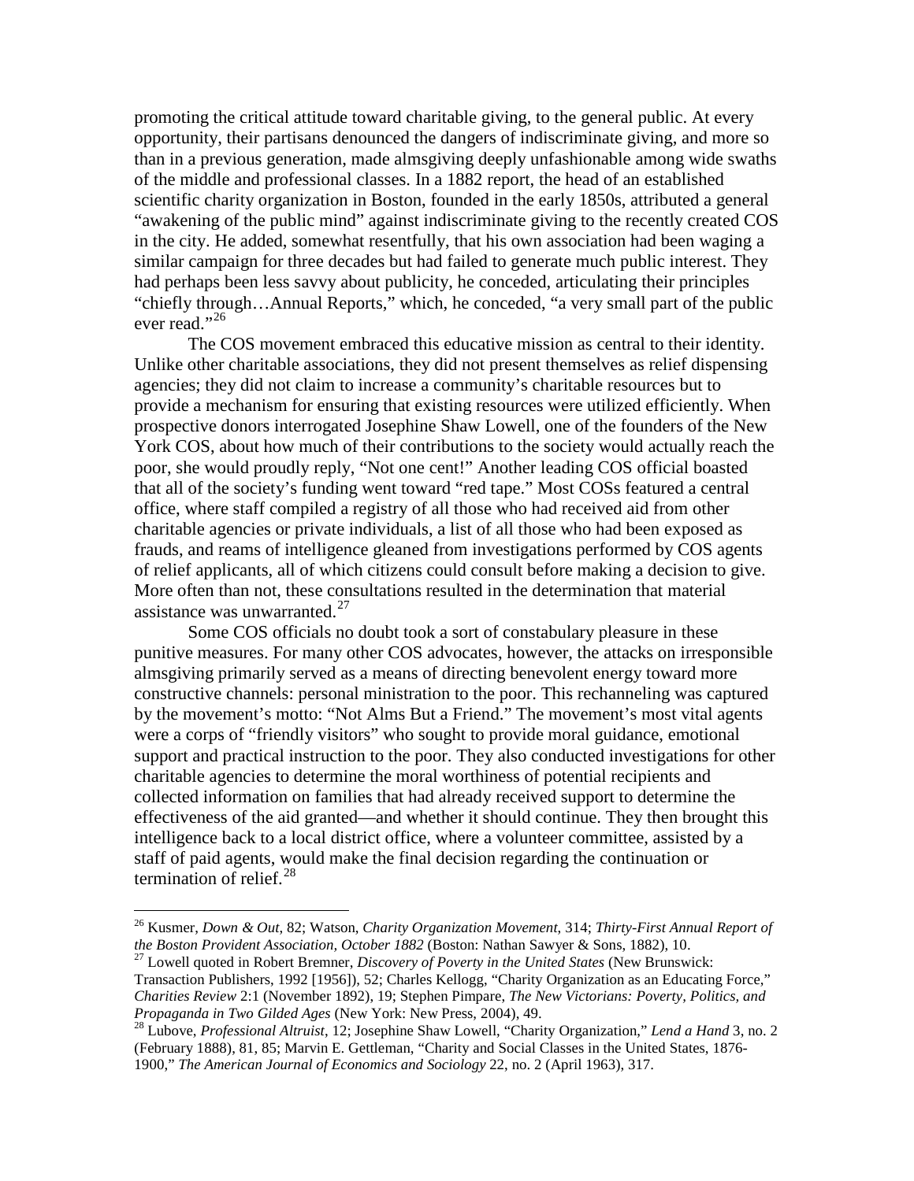promoting the critical attitude toward charitable giving, to the general public. At every opportunity, their partisans denounced the dangers of indiscriminate giving, and more so than in a previous generation, made almsgiving deeply unfashionable among wide swaths of the middle and professional classes. In a 1882 report, the head of an established scientific charity organization in Boston, founded in the early 1850s, attributed a general "awakening of the public mind" against indiscriminate giving to the recently created COS in the city. He added, somewhat resentfully, that his own association had been waging a similar campaign for three decades but had failed to generate much public interest. They had perhaps been less savvy about publicity, he conceded, articulating their principles "chiefly through…Annual Reports," which, he conceded, "a very small part of the public ever read."[26]

The COS movement embraced this educative mission as central to their identity. Unlike other charitable associations, they did not present themselves as relief dispensing agencies; they did not claim to increase a community's charitable resources but to provide a mechanism for ensuring that existing resources were utilized efficiently. When prospective donors interrogated Josephine Shaw Lowell, one of the founders of the New York COS, about how much of their contributions to the society would actually reach the poor, she would proudly reply, "Not one cent!" Another leading COS official boasted that all of the society's funding went toward "red tape." Most COSs featured a central office, where staff compiled a registry of all those who had received aid from other charitable agencies or private individuals, a list of all those who had been exposed as frauds, and reams of intelligence gleaned from investigations performed by COS agents of relief applicants, all of which citizens could consult before making a decision to give. More often than not, these consultations resulted in the determination that material assistance was unwarranted.[27]

Some COS officials no doubt took a sort of constabulary pleasure in these punitive measures. For many other COS advocates, however, the attacks on irresponsible almsgiving primarily served as a means of directing benevolent energy toward more constructive channels: personal ministration to the poor. This rechanneling was captured by the movement's motto: "Not Alms But a Friend." The movement's most vital agents were a corps of "friendly visitors" who sought to provide moral guidance, emotional support and practical instruction to the poor. They also conducted investigations for other charitable agencies to determine the moral worthiness of potential recipients and collected information on families that had already received support to determine the effectiveness of the aid granted—and whether it should continue. They then brought this intelligence back to a local district office, where a volunteer committee, assisted by a staff of paid agents, would make the final decision regarding the continuation or termination of relief.[28]

---

[26] Kusmer, *Down & Out*, 82; Watson, *Charity Organization Movement*, 314; *Thirty-First Annual Report of the Boston Provident Association, October 1882* (Boston: Nathan Sawyer & Sons, 1882), 10.

[27] Lowell quoted in Robert Bremner, *Discovery of Poverty in the United States* (New Brunswick: Transaction Publishers, 1992 [1956]), 52; Charles Kellogg, "Charity Organization as an Educating Force," *Charities Review* 2:1 (November 1892), 19; Stephen Pimpare, *The New Victorians: Poverty, Politics, and Propaganda in Two Gilded Ages* (New York: New Press, 2004), 49.

[28] Lubove, *Professional Altruist*, 12; Josephine Shaw Lowell, "Charity Organization," *Lend a Hand* 3, no. 2 (February 1888), 81, 85; Marvin E. Gettleman, "Charity and Social Classes in the United States, 1876-1900," *The American Journal of Economics and Sociology* 22, no. 2 (April 1963), 317.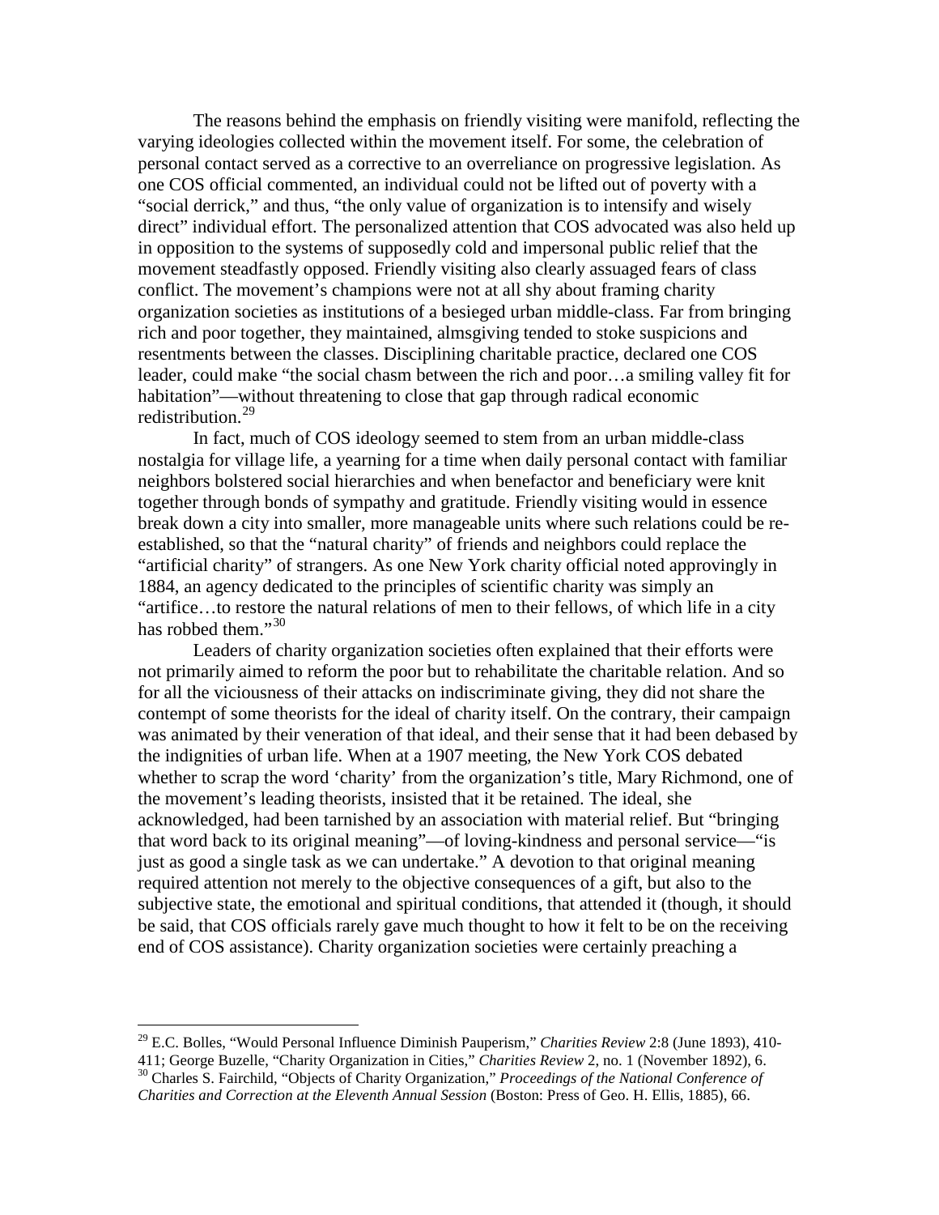The reasons behind the emphasis on friendly visiting were manifold, reflecting the varying ideologies collected within the movement itself. For some, the celebration of personal contact served as a corrective to an overreliance on progressive legislation. As one COS official commented, an individual could not be lifted out of poverty with a "social derrick," and thus, "the only value of organization is to intensify and wisely direct" individual effort. The personalized attention that COS advocated was also held up in opposition to the systems of supposedly cold and impersonal public relief that the movement steadfastly opposed. Friendly visiting also clearly assuaged fears of class conflict. The movement's champions were not at all shy about framing charity organization societies as institutions of a besieged urban middle-class. Far from bringing rich and poor together, they maintained, almsgiving tended to stoke suspicions and resentments between the classes. Disciplining charitable practice, declared one COS leader, could make "the social chasm between the rich and poor…a smiling valley fit for habitation"—without threatening to close that gap through radical economic redistribution.[29]

In fact, much of COS ideology seemed to stem from an urban middle-class nostalgia for village life, a yearning for a time when daily personal contact with familiar neighbors bolstered social hierarchies and when benefactor and beneficiary were knit together through bonds of sympathy and gratitude. Friendly visiting would in essence break down a city into smaller, more manageable units where such relations could be re-established, so that the "natural charity" of friends and neighbors could replace the "artificial charity" of strangers. As one New York charity official noted approvingly in 1884, an agency dedicated to the principles of scientific charity was simply an "artifice…to restore the natural relations of men to their fellows, of which life in a city has robbed them."[30]

Leaders of charity organization societies often explained that their efforts were not primarily aimed to reform the poor but to rehabilitate the charitable relation. And so for all the viciousness of their attacks on indiscriminate giving, they did not share the contempt of some theorists for the ideal of charity itself. On the contrary, their campaign was animated by their veneration of that ideal, and their sense that it had been debased by the indignities of urban life. When at a 1907 meeting, the New York COS debated whether to scrap the word 'charity' from the organization's title, Mary Richmond, one of the movement's leading theorists, insisted that it be retained. The ideal, she acknowledged, had been tarnished by an association with material relief. But "bringing that word back to its original meaning"—of loving-kindness and personal service—"is just as good a single task as we can undertake." A devotion to that original meaning required attention not merely to the objective consequences of a gift, but also to the subjective state, the emotional and spiritual conditions, that attended it (though, it should be said, that COS officials rarely gave much thought to how it felt to be on the receiving end of COS assistance). Charity organization societies were certainly preaching a

---

[29] E.C. Bolles, "Would Personal Influence Diminish Pauperism," *Charities Review* 2:8 (June 1893), 410-411; George Buzelle, "Charity Organization in Cities," *Charities Review* 2, no. 1 (November 1892), 6.

[30] Charles S. Fairchild, "Objects of Charity Organization," *Proceedings of the National Conference of Charities and Correction at the Eleventh Annual Session* (Boston: Press of Geo. H. Ellis, 1885), 66.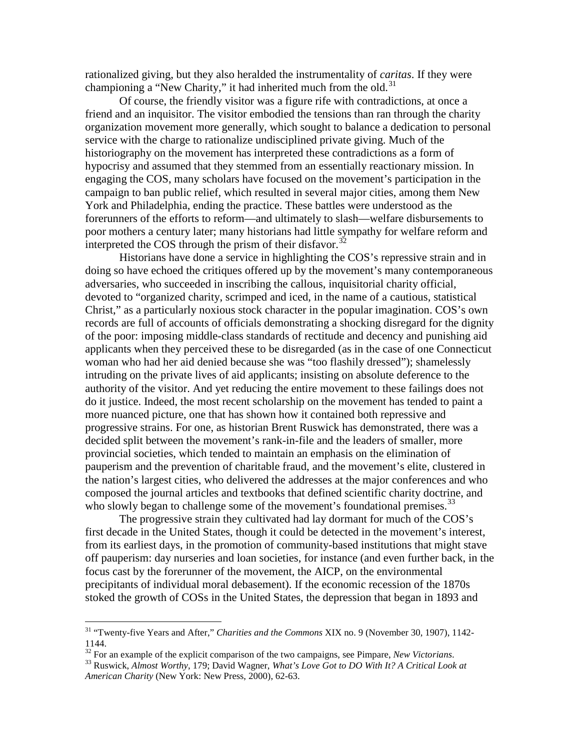rationalized giving, but they also heralded the instrumentality of *caritas*. If they were championing a "New Charity," it had inherited much from the old.[31]

Of course, the friendly visitor was a figure rife with contradictions, at once a friend and an inquisitor. The visitor embodied the tensions than ran through the charity organization movement more generally, which sought to balance a dedication to personal service with the charge to rationalize undisciplined private giving. Much of the historiography on the movement has interpreted these contradictions as a form of hypocrisy and assumed that they stemmed from an essentially reactionary mission. In engaging the COS, many scholars have focused on the movement's participation in the campaign to ban public relief, which resulted in several major cities, among them New York and Philadelphia, ending the practice. These battles were understood as the forerunners of the efforts to reform—and ultimately to slash—welfare disbursements to poor mothers a century later; many historians had little sympathy for welfare reform and interpreted the COS through the prism of their disfavor.[32]

Historians have done a service in highlighting the COS's repressive strain and in doing so have echoed the critiques offered up by the movement's many contemporaneous adversaries, who succeeded in inscribing the callous, inquisitorial charity official, devoted to "organized charity, scrimped and iced, in the name of a cautious, statistical Christ," as a particularly noxious stock character in the popular imagination. COS's own records are full of accounts of officials demonstrating a shocking disregard for the dignity of the poor: imposing middle-class standards of rectitude and decency and punishing aid applicants when they perceived these to be disregarded (as in the case of one Connecticut woman who had her aid denied because she was "too flashily dressed"); shamelessly intruding on the private lives of aid applicants; insisting on absolute deference to the authority of the visitor. And yet reducing the entire movement to these failings does not do it justice. Indeed, the most recent scholarship on the movement has tended to paint a more nuanced picture, one that has shown how it contained both repressive and progressive strains. For one, as historian Brent Ruswick has demonstrated, there was a decided split between the movement's rank-in-file and the leaders of smaller, more provincial societies, which tended to maintain an emphasis on the elimination of pauperism and the prevention of charitable fraud, and the movement's elite, clustered in the nation's largest cities, who delivered the addresses at the major conferences and who composed the journal articles and textbooks that defined scientific charity doctrine, and who slowly began to challenge some of the movement's foundational premises.[33]

The progressive strain they cultivated had lay dormant for much of the COS's first decade in the United States, though it could be detected in the movement's interest, from its earliest days, in the promotion of community-based institutions that might stave off pauperism: day nurseries and loan societies, for instance (and even further back, in the focus cast by the forerunner of the movement, the AICP, on the environmental precipitants of individual moral debasement). If the economic recession of the 1870s stoked the growth of COSs in the United States, the depression that began in 1893 and

---

[31] "Twenty-five Years and After," *Charities and the Commons* XIX no. 9 (November 30, 1907), 1142-1144.

[32] For an example of the explicit comparison of the two campaigns, see Pimpare, *New Victorians*.

[33] Ruswick, *Almost Worthy*, 179; David Wagner, *What's Love Got to DO With It? A Critical Look at American Charity* (New York: New Press, 2000), 62-63.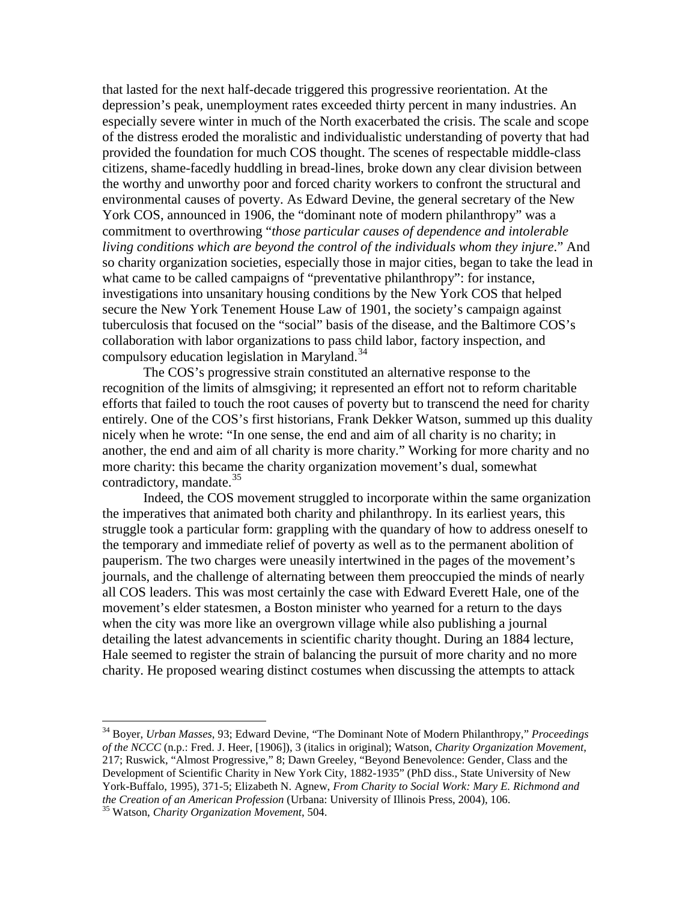that lasted for the next half-decade triggered this progressive reorientation. At the depression's peak, unemployment rates exceeded thirty percent in many industries. An especially severe winter in much of the North exacerbated the crisis. The scale and scope of the distress eroded the moralistic and individualistic understanding of poverty that had provided the foundation for much COS thought. The scenes of respectable middle-class citizens, shame-facedly huddling in bread-lines, broke down any clear division between the worthy and unworthy poor and forced charity workers to confront the structural and environmental causes of poverty. As Edward Devine, the general secretary of the New York COS, announced in 1906, the "dominant note of modern philanthropy" was a commitment to overthrowing "*those particular causes of dependence and intolerable living conditions which are beyond the control of the individuals whom they injure*." And so charity organization societies, especially those in major cities, began to take the lead in what came to be called campaigns of "preventative philanthropy": for instance, investigations into unsanitary housing conditions by the New York COS that helped secure the New York Tenement House Law of 1901, the society's campaign against tuberculosis that focused on the "social" basis of the disease, and the Baltimore COS's collaboration with labor organizations to pass child labor, factory inspection, and compulsory education legislation in Maryland.[34]

The COS's progressive strain constituted an alternative response to the recognition of the limits of almsgiving; it represented an effort not to reform charitable efforts that failed to touch the root causes of poverty but to transcend the need for charity entirely. One of the COS's first historians, Frank Dekker Watson, summed up this duality nicely when he wrote: "In one sense, the end and aim of all charity is no charity; in another, the end and aim of all charity is more charity." Working for more charity and no more charity: this became the charity organization movement's dual, somewhat contradictory, mandate.[35]

Indeed, the COS movement struggled to incorporate within the same organization the imperatives that animated both charity and philanthropy. In its earliest years, this struggle took a particular form: grappling with the quandary of how to address oneself to the temporary and immediate relief of poverty as well as to the permanent abolition of pauperism. The two charges were uneasily intertwined in the pages of the movement's journals, and the challenge of alternating between them preoccupied the minds of nearly all COS leaders. This was most certainly the case with Edward Everett Hale, one of the movement's elder statesmen, a Boston minister who yearned for a return to the days when the city was more like an overgrown village while also publishing a journal detailing the latest advancements in scientific charity thought. During an 1884 lecture, Hale seemed to register the strain of balancing the pursuit of more charity and no more charity. He proposed wearing distinct costumes when discussing the attempts to attack

[34] Boyer, *Urban Masses*, 93; Edward Devine, "The Dominant Note of Modern Philanthropy," *Proceedings of the NCCC* (n.p.: Fred. J. Heer, [1906]), 3 (italics in original); Watson, *Charity Organization Movement*, 217; Ruswick, "Almost Progressive," 8; Dawn Greeley, "Beyond Benevolence: Gender, Class and the Development of Scientific Charity in New York City, 1882-1935" (PhD diss., State University of New York-Buffalo, 1995), 371-5; Elizabeth N. Agnew, *From Charity to Social Work: Mary E. Richmond and the Creation of an American Profession* (Urbana: University of Illinois Press, 2004), 106.

[35] Watson, *Charity Organization Movement*, 504.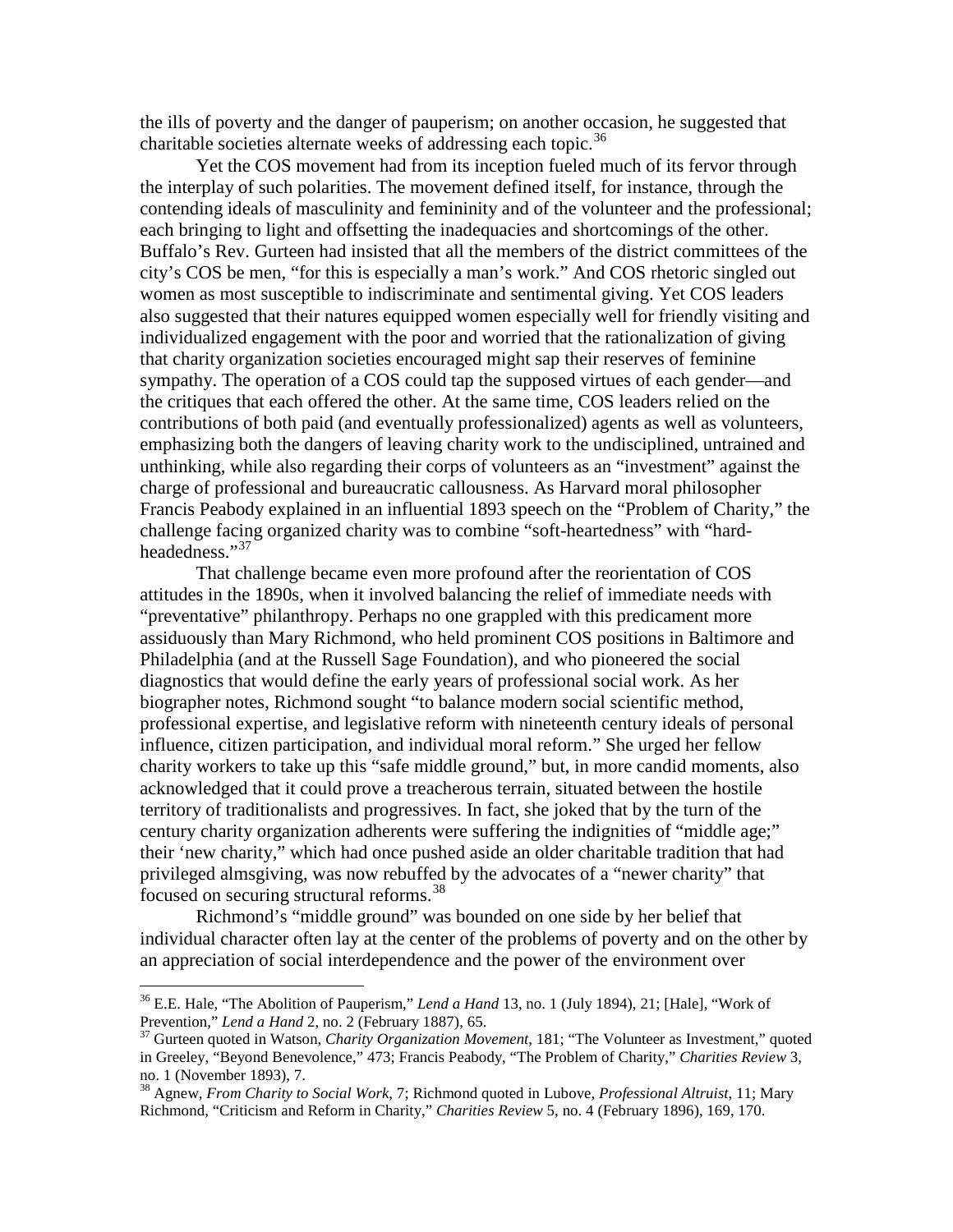the ills of poverty and the danger of pauperism; on another occasion, he suggested that charitable societies alternate weeks of addressing each topic.[36]

Yet the COS movement had from its inception fueled much of its fervor through the interplay of such polarities. The movement defined itself, for instance, through the contending ideals of masculinity and femininity and of the volunteer and the professional; each bringing to light and offsetting the inadequacies and shortcomings of the other. Buffalo's Rev. Gurteen had insisted that all the members of the district committees of the city's COS be men, "for this is especially a man's work." And COS rhetoric singled out women as most susceptible to indiscriminate and sentimental giving. Yet COS leaders also suggested that their natures equipped women especially well for friendly visiting and individualized engagement with the poor and worried that the rationalization of giving that charity organization societies encouraged might sap their reserves of feminine sympathy. The operation of a COS could tap the supposed virtues of each gender—and the critiques that each offered the other. At the same time, COS leaders relied on the contributions of both paid (and eventually professionalized) agents as well as volunteers, emphasizing both the dangers of leaving charity work to the undisciplined, untrained and unthinking, while also regarding their corps of volunteers as an "investment" against the charge of professional and bureaucratic callousness. As Harvard moral philosopher Francis Peabody explained in an influential 1893 speech on the "Problem of Charity," the challenge facing organized charity was to combine "soft-heartedness" with "hard-headedness."[37]

That challenge became even more profound after the reorientation of COS attitudes in the 1890s, when it involved balancing the relief of immediate needs with "preventative" philanthropy. Perhaps no one grappled with this predicament more assiduously than Mary Richmond, who held prominent COS positions in Baltimore and Philadelphia (and at the Russell Sage Foundation), and who pioneered the social diagnostics that would define the early years of professional social work. As her biographer notes, Richmond sought "to balance modern social scientific method, professional expertise, and legislative reform with nineteenth century ideals of personal influence, citizen participation, and individual moral reform." She urged her fellow charity workers to take up this "safe middle ground," but, in more candid moments, also acknowledged that it could prove a treacherous terrain, situated between the hostile territory of traditionalists and progressives. In fact, she joked that by the turn of the century charity organization adherents were suffering the indignities of "middle age;" their 'new charity," which had once pushed aside an older charitable tradition that had privileged almsgiving, was now rebuffed by the advocates of a "newer charity" that focused on securing structural reforms.[38]

Richmond's "middle ground" was bounded on one side by her belief that individual character often lay at the center of the problems of poverty and on the other by an appreciation of social interdependence and the power of the environment over

---

[36] E.E. Hale, "The Abolition of Pauperism," *Lend a Hand* 13, no. 1 (July 1894), 21; [Hale], "Work of Prevention," *Lend a Hand* 2, no. 2 (February 1887), 65.

[37] Gurteen quoted in Watson, *Charity Organization Movement*, 181; "The Volunteer as Investment," quoted in Greeley, "Beyond Benevolence," 473; Francis Peabody, "The Problem of Charity," *Charities Review* 3, no. 1 (November 1893), 7.

[38] Agnew, *From Charity to Social Work*, 7; Richmond quoted in Lubove, *Professional Altruist*, 11; Mary Richmond, "Criticism and Reform in Charity," *Charities Review* 5, no. 4 (February 1896), 169, 170.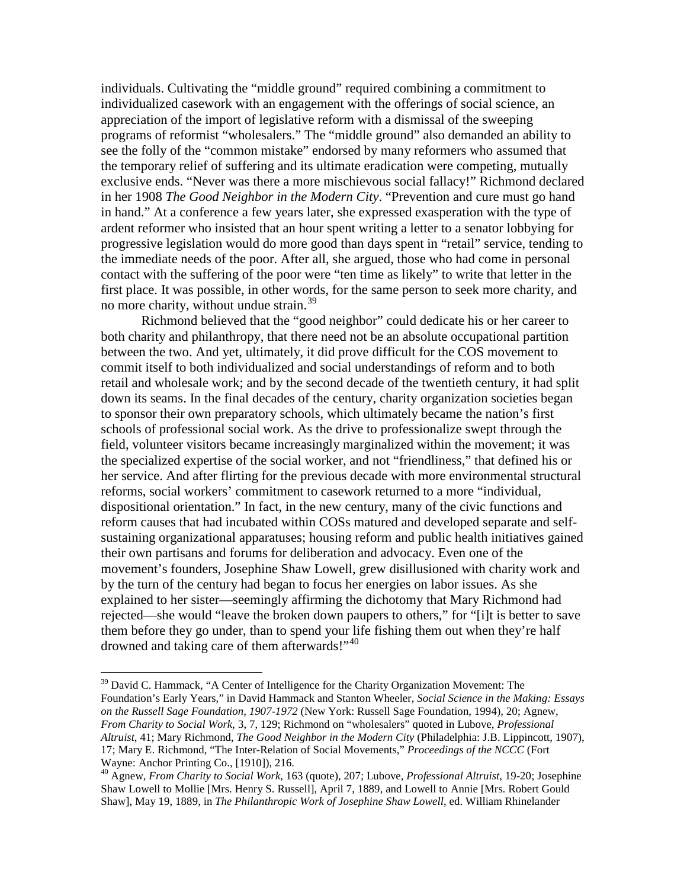individuals. Cultivating the "middle ground" required combining a commitment to individualized casework with an engagement with the offerings of social science, an appreciation of the import of legislative reform with a dismissal of the sweeping programs of reformist "wholesalers." The "middle ground" also demanded an ability to see the folly of the "common mistake" endorsed by many reformers who assumed that the temporary relief of suffering and its ultimate eradication were competing, mutually exclusive ends. "Never was there a more mischievous social fallacy!" Richmond declared in her 1908 *The Good Neighbor in the Modern City*. "Prevention and cure must go hand in hand." At a conference a few years later, she expressed exasperation with the type of ardent reformer who insisted that an hour spent writing a letter to a senator lobbying for progressive legislation would do more good than days spent in "retail" service, tending to the immediate needs of the poor. After all, she argued, those who had come in personal contact with the suffering of the poor were "ten time as likely" to write that letter in the first place. It was possible, in other words, for the same person to seek more charity, and no more charity, without undue strain.[39]

Richmond believed that the "good neighbor" could dedicate his or her career to both charity and philanthropy, that there need not be an absolute occupational partition between the two. And yet, ultimately, it did prove difficult for the COS movement to commit itself to both individualized and social understandings of reform and to both retail and wholesale work; and by the second decade of the twentieth century, it had split down its seams. In the final decades of the century, charity organization societies began to sponsor their own preparatory schools, which ultimately became the nation's first schools of professional social work. As the drive to professionalize swept through the field, volunteer visitors became increasingly marginalized within the movement; it was the specialized expertise of the social worker, and not "friendliness," that defined his or her service. And after flirting for the previous decade with more environmental structural reforms, social workers' commitment to casework returned to a more "individual, dispositional orientation." In fact, in the new century, many of the civic functions and reform causes that had incubated within COSs matured and developed separate and self-sustaining organizational apparatuses; housing reform and public health initiatives gained their own partisans and forums for deliberation and advocacy. Even one of the movement's founders, Josephine Shaw Lowell, grew disillusioned with charity work and by the turn of the century had began to focus her energies on labor issues. As she explained to her sister—seemingly affirming the dichotomy that Mary Richmond had rejected—she would "leave the broken down paupers to others," for "[i]t is better to save them before they go under, than to spend your life fishing them out when they're half drowned and taking care of them afterwards!"[40]

---

[39] David C. Hammack, "A Center of Intelligence for the Charity Organization Movement: The Foundation's Early Years," in David Hammack and Stanton Wheeler, *Social Science in the Making: Essays on the Russell Sage Foundation, 1907-1972* (New York: Russell Sage Foundation, 1994), 20; Agnew, *From Charity to Social Work*, 3, 7, 129; Richmond on "wholesalers" quoted in Lubove, *Professional Altruist*, 41; Mary Richmond, *The Good Neighbor in the Modern City* (Philadelphia: J.B. Lippincott, 1907), 17; Mary E. Richmond, "The Inter-Relation of Social Movements," *Proceedings of the NCCC* (Fort Wayne: Anchor Printing Co., [1910]), 216.

[40] Agnew, *From Charity to Social Work*, 163 (quote), 207; Lubove, *Professional Altruist*, 19-20; Josephine Shaw Lowell to Mollie [Mrs. Henry S. Russell], April 7, 1889, and Lowell to Annie [Mrs. Robert Gould Shaw], May 19, 1889, in *The Philanthropic Work of Josephine Shaw Lowell*, ed. William Rhinelander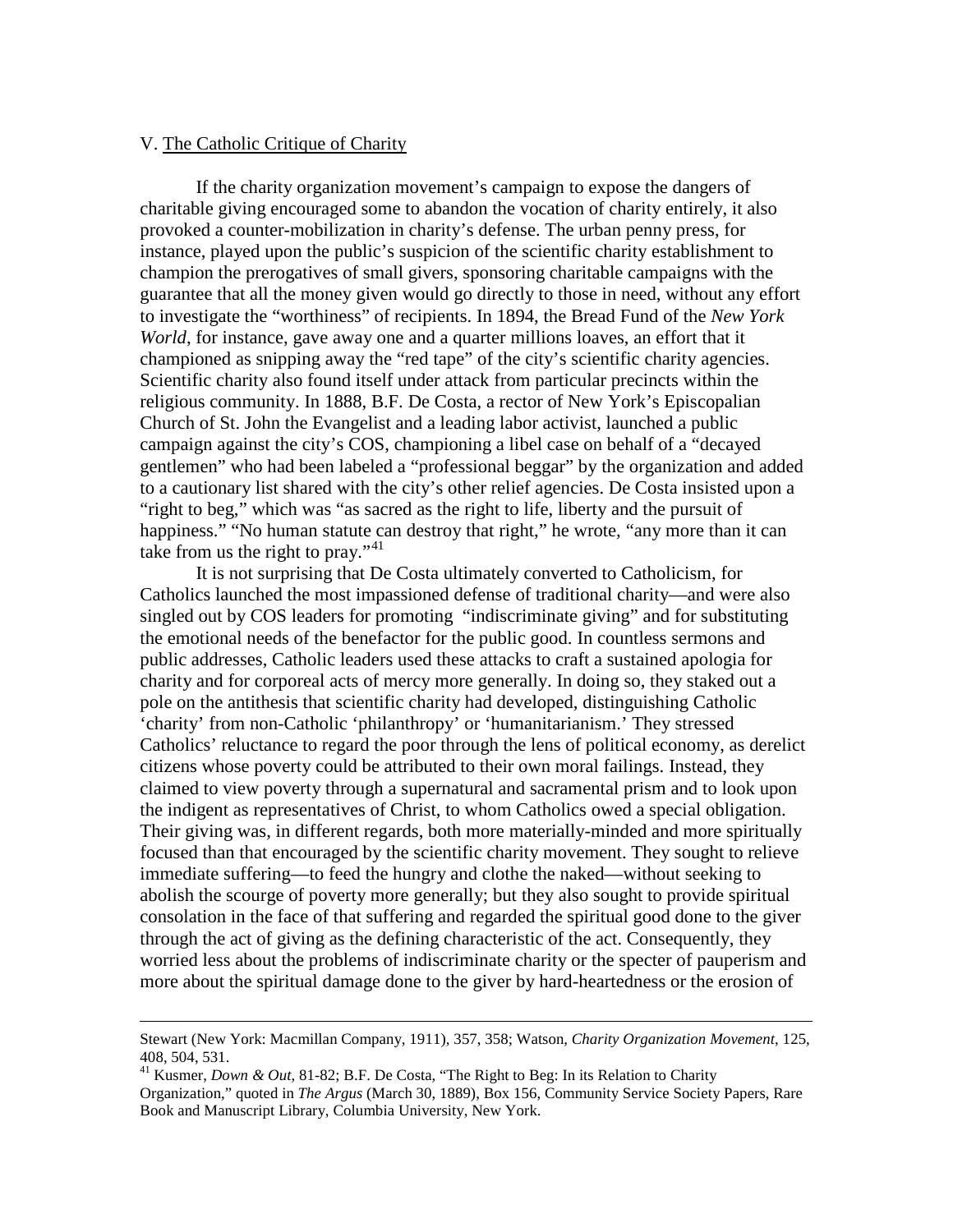V. The Catholic Critique of Charity

If the charity organization movement's campaign to expose the dangers of charitable giving encouraged some to abandon the vocation of charity entirely, it also provoked a counter-mobilization in charity's defense. The urban penny press, for instance, played upon the public's suspicion of the scientific charity establishment to champion the prerogatives of small givers, sponsoring charitable campaigns with the guarantee that all the money given would go directly to those in need, without any effort to investigate the "worthiness" of recipients. In 1894, the Bread Fund of the *New York World*, for instance, gave away one and a quarter millions loaves, an effort that it championed as snipping away the "red tape" of the city's scientific charity agencies. Scientific charity also found itself under attack from particular precincts within the religious community. In 1888, B.F. De Costa, a rector of New York's Episcopalian Church of St. John the Evangelist and a leading labor activist, launched a public campaign against the city's COS, championing a libel case on behalf of a "decayed gentlemen" who had been labeled a "professional beggar" by the organization and added to a cautionary list shared with the city's other relief agencies. De Costa insisted upon a "right to beg," which was "as sacred as the right to life, liberty and the pursuit of happiness." "No human statute can destroy that right," he wrote, "any more than it can take from us the right to pray."[41]

It is not surprising that De Costa ultimately converted to Catholicism, for Catholics launched the most impassioned defense of traditional charity—and were also singled out by COS leaders for promoting "indiscriminate giving" and for substituting the emotional needs of the benefactor for the public good. In countless sermons and public addresses, Catholic leaders used these attacks to craft a sustained apologia for charity and for corporeal acts of mercy more generally. In doing so, they staked out a pole on the antithesis that scientific charity had developed, distinguishing Catholic 'charity' from non-Catholic 'philanthropy' or 'humanitarianism.' They stressed Catholics' reluctance to regard the poor through the lens of political economy, as derelict citizens whose poverty could be attributed to their own moral failings. Instead, they claimed to view poverty through a supernatural and sacramental prism and to look upon the indigent as representatives of Christ, to whom Catholics owed a special obligation. Their giving was, in different regards, both more materially-minded and more spiritually focused than that encouraged by the scientific charity movement. They sought to relieve immediate suffering—to feed the hungry and clothe the naked—without seeking to abolish the scourge of poverty more generally; but they also sought to provide spiritual consolation in the face of that suffering and regarded the spiritual good done to the giver through the act of giving as the defining characteristic of the act. Consequently, they worried less about the problems of indiscriminate charity or the specter of pauperism and more about the spiritual damage done to the giver by hard-heartedness or the erosion of

Stewart (New York: Macmillan Company, 1911), 357, 358; Watson, *Charity Organization Movement*, 125, 408, 504, 531.

[41] Kusmer, *Down & Out*, 81-82; B.F. De Costa, "The Right to Beg: In its Relation to Charity Organization," quoted in *The Argus* (March 30, 1889), Box 156, Community Service Society Papers, Rare Book and Manuscript Library, Columbia University, New York.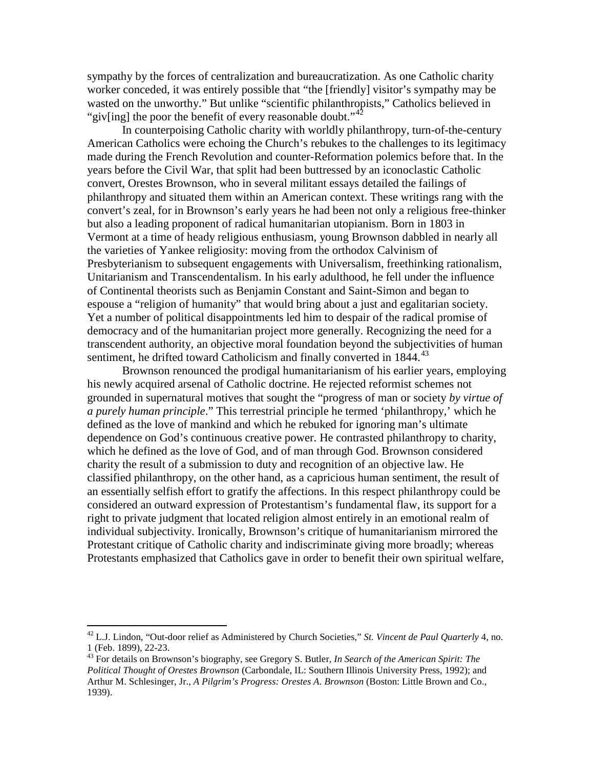sympathy by the forces of centralization and bureaucratization. As one Catholic charity worker conceded, it was entirely possible that "the [friendly] visitor's sympathy may be wasted on the unworthy." But unlike "scientific philanthropists," Catholics believed in "giv[ing] the poor the benefit of every reasonable doubt."[42]

In counterpoising Catholic charity with worldly philanthropy, turn-of-the-century American Catholics were echoing the Church's rebukes to the challenges to its legitimacy made during the French Revolution and counter-Reformation polemics before that. In the years before the Civil War, that split had been buttressed by an iconoclastic Catholic convert, Orestes Brownson, who in several militant essays detailed the failings of philanthropy and situated them within an American context. These writings rang with the convert's zeal, for in Brownson's early years he had been not only a religious free-thinker but also a leading proponent of radical humanitarian utopianism. Born in 1803 in Vermont at a time of heady religious enthusiasm, young Brownson dabbled in nearly all the varieties of Yankee religiosity: moving from the orthodox Calvinism of Presbyterianism to subsequent engagements with Universalism, freethinking rationalism, Unitarianism and Transcendentalism. In his early adulthood, he fell under the influence of Continental theorists such as Benjamin Constant and Saint-Simon and began to espouse a "religion of humanity" that would bring about a just and egalitarian society. Yet a number of political disappointments led him to despair of the radical promise of democracy and of the humanitarian project more generally. Recognizing the need for a transcendent authority, an objective moral foundation beyond the subjectivities of human sentiment, he drifted toward Catholicism and finally converted in 1844.[43]

Brownson renounced the prodigal humanitarianism of his earlier years, employing his newly acquired arsenal of Catholic doctrine. He rejected reformist schemes not grounded in supernatural motives that sought the "progress of man or society *by virtue of a purely human principle*." This terrestrial principle he termed 'philanthropy,' which he defined as the love of mankind and which he rebuked for ignoring man's ultimate dependence on God's continuous creative power. He contrasted philanthropy to charity, which he defined as the love of God, and of man through God. Brownson considered charity the result of a submission to duty and recognition of an objective law. He classified philanthropy, on the other hand, as a capricious human sentiment, the result of an essentially selfish effort to gratify the affections. In this respect philanthropy could be considered an outward expression of Protestantism's fundamental flaw, its support for a right to private judgment that located religion almost entirely in an emotional realm of individual subjectivity. Ironically, Brownson's critique of humanitarianism mirrored the Protestant critique of Catholic charity and indiscriminate giving more broadly; whereas Protestants emphasized that Catholics gave in order to benefit their own spiritual welfare,

[42] L.J. Lindon, "Out-door relief as Administered by Church Societies," *St. Vincent de Paul Quarterly* 4, no. 1 (Feb. 1899), 22-23.

[43] For details on Brownson's biography, see Gregory S. Butler, *In Search of the American Spirit: The Political Thought of Orestes Brownson* (Carbondale, IL: Southern Illinois University Press, 1992); and Arthur M. Schlesinger, Jr., *A Pilgrim's Progress: Orestes A. Brownson* (Boston: Little Brown and Co., 1939).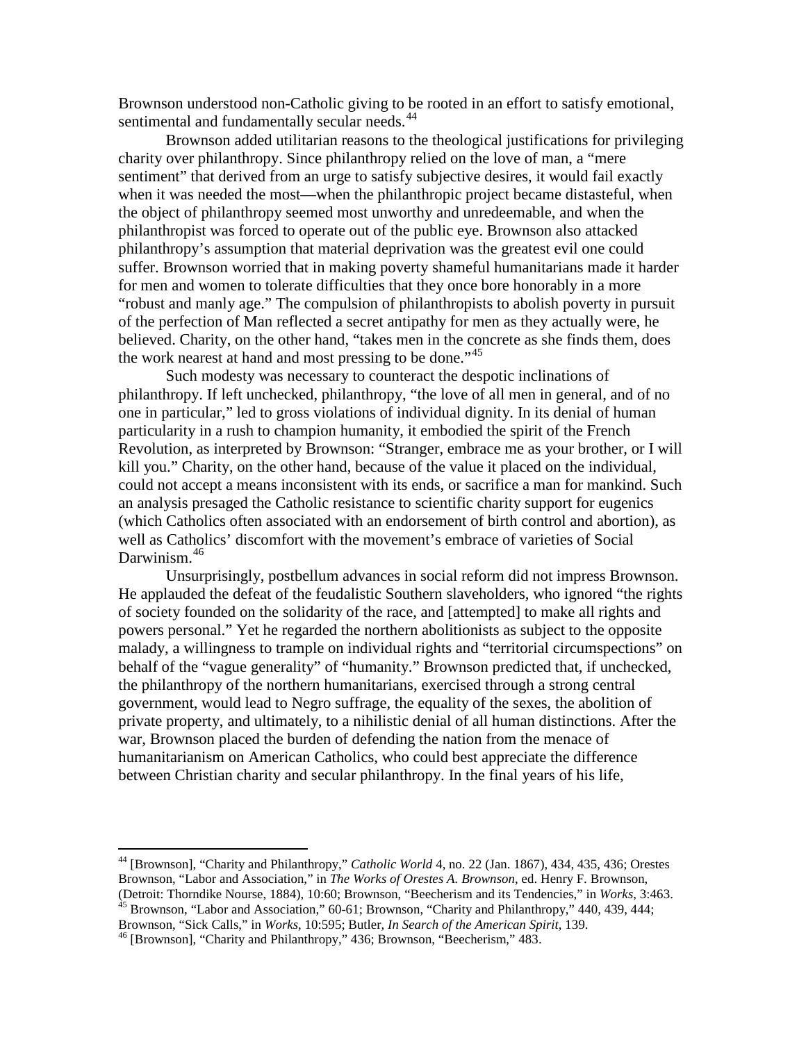Brownson understood non-Catholic giving to be rooted in an effort to satisfy emotional, sentimental and fundamentally secular needs.[44]

Brownson added utilitarian reasons to the theological justifications for privileging charity over philanthropy. Since philanthropy relied on the love of man, a "mere sentiment" that derived from an urge to satisfy subjective desires, it would fail exactly when it was needed the most—when the philanthropic project became distasteful, when the object of philanthropy seemed most unworthy and unredeemable, and when the philanthropist was forced to operate out of the public eye. Brownson also attacked philanthropy's assumption that material deprivation was the greatest evil one could suffer. Brownson worried that in making poverty shameful humanitarians made it harder for men and women to tolerate difficulties that they once bore honorably in a more "robust and manly age." The compulsion of philanthropists to abolish poverty in pursuit of the perfection of Man reflected a secret antipathy for men as they actually were, he believed. Charity, on the other hand, "takes men in the concrete as she finds them, does the work nearest at hand and most pressing to be done."[45]

Such modesty was necessary to counteract the despotic inclinations of philanthropy. If left unchecked, philanthropy, "the love of all men in general, and of no one in particular," led to gross violations of individual dignity. In its denial of human particularity in a rush to champion humanity, it embodied the spirit of the French Revolution, as interpreted by Brownson: "Stranger, embrace me as your brother, or I will kill you." Charity, on the other hand, because of the value it placed on the individual, could not accept a means inconsistent with its ends, or sacrifice a man for mankind. Such an analysis presaged the Catholic resistance to scientific charity support for eugenics (which Catholics often associated with an endorsement of birth control and abortion), as well as Catholics' discomfort with the movement's embrace of varieties of Social Darwinism.[46]

Unsurprisingly, postbellum advances in social reform did not impress Brownson. He applauded the defeat of the feudalistic Southern slaveholders, who ignored "the rights of society founded on the solidarity of the race, and [attempted] to make all rights and powers personal." Yet he regarded the northern abolitionists as subject to the opposite malady, a willingness to trample on individual rights and "territorial circumspections" on behalf of the "vague generality" of "humanity." Brownson predicted that, if unchecked, the philanthropy of the northern humanitarians, exercised through a strong central government, would lead to Negro suffrage, the equality of the sexes, the abolition of private property, and ultimately, to a nihilistic denial of all human distinctions. After the war, Brownson placed the burden of defending the nation from the menace of humanitarianism on American Catholics, who could best appreciate the difference between Christian charity and secular philanthropy. In the final years of his life,

---

[44] [Brownson], "Charity and Philanthropy," *Catholic World* 4, no. 22 (Jan. 1867), 434, 435, 436; Orestes Brownson, "Labor and Association," in *The Works of Orestes A. Brownson*, ed. Henry F. Brownson, (Detroit: Thorndike Nourse, 1884), 10:60; Brownson, "Beecherism and its Tendencies," in *Works*, 3:463.

[45] Brownson, "Labor and Association," 60-61; Brownson, "Charity and Philanthropy," 440, 439, 444; Brownson, "Sick Calls," in *Works*, 10:595; Butler, *In Search of the American Spirit*, 139.

[46] [Brownson], "Charity and Philanthropy," 436; Brownson, "Beecherism," 483.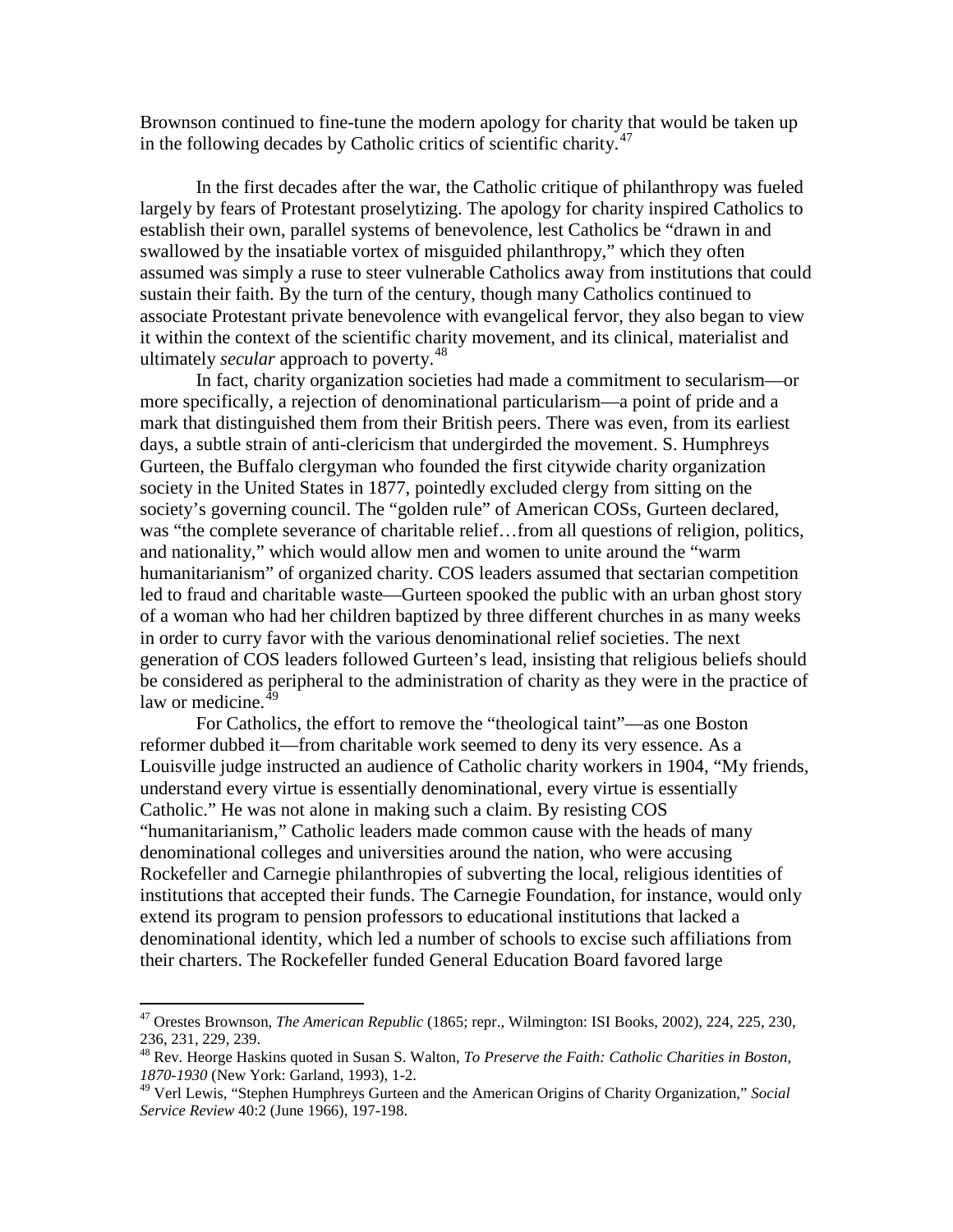Brownson continued to fine-tune the modern apology for charity that would be taken up in the following decades by Catholic critics of scientific charity.[47]

In the first decades after the war, the Catholic critique of philanthropy was fueled largely by fears of Protestant proselytizing. The apology for charity inspired Catholics to establish their own, parallel systems of benevolence, lest Catholics be "drawn in and swallowed by the insatiable vortex of misguided philanthropy," which they often assumed was simply a ruse to steer vulnerable Catholics away from institutions that could sustain their faith. By the turn of the century, though many Catholics continued to associate Protestant private benevolence with evangelical fervor, they also began to view it within the context of the scientific charity movement, and its clinical, materialist and ultimately *secular* approach to poverty.[48]

In fact, charity organization societies had made a commitment to secularism—or more specifically, a rejection of denominational particularism—a point of pride and a mark that distinguished them from their British peers. There was even, from its earliest days, a subtle strain of anti-clericism that undergirded the movement. S. Humphreys Gurteen, the Buffalo clergyman who founded the first citywide charity organization society in the United States in 1877, pointedly excluded clergy from sitting on the society's governing council. The "golden rule" of American COSs, Gurteen declared, was "the complete severance of charitable relief…from all questions of religion, politics, and nationality," which would allow men and women to unite around the "warm humanitarianism" of organized charity. COS leaders assumed that sectarian competition led to fraud and charitable waste—Gurteen spooked the public with an urban ghost story of a woman who had her children baptized by three different churches in as many weeks in order to curry favor with the various denominational relief societies. The next generation of COS leaders followed Gurteen's lead, insisting that religious beliefs should be considered as peripheral to the administration of charity as they were in the practice of law or medicine.[49]

For Catholics, the effort to remove the "theological taint"—as one Boston reformer dubbed it—from charitable work seemed to deny its very essence. As a Louisville judge instructed an audience of Catholic charity workers in 1904, "My friends, understand every virtue is essentially denominational, every virtue is essentially Catholic." He was not alone in making such a claim. By resisting COS "humanitarianism," Catholic leaders made common cause with the heads of many denominational colleges and universities around the nation, who were accusing Rockefeller and Carnegie philanthropies of subverting the local, religious identities of institutions that accepted their funds. The Carnegie Foundation, for instance, would only extend its program to pension professors to educational institutions that lacked a denominational identity, which led a number of schools to excise such affiliations from their charters. The Rockefeller funded General Education Board favored large

---

[47] Orestes Brownson, *The American Republic* (1865; repr., Wilmington: ISI Books, 2002), 224, 225, 230, 236, 231, 229, 239.

[48] Rev. Heorge Haskins quoted in Susan S. Walton, *To Preserve the Faith: Catholic Charities in Boston, 1870-1930* (New York: Garland, 1993), 1-2.

[49] Verl Lewis, "Stephen Humphreys Gurteen and the American Origins of Charity Organization," *Social Service Review* 40:2 (June 1966), 197-198.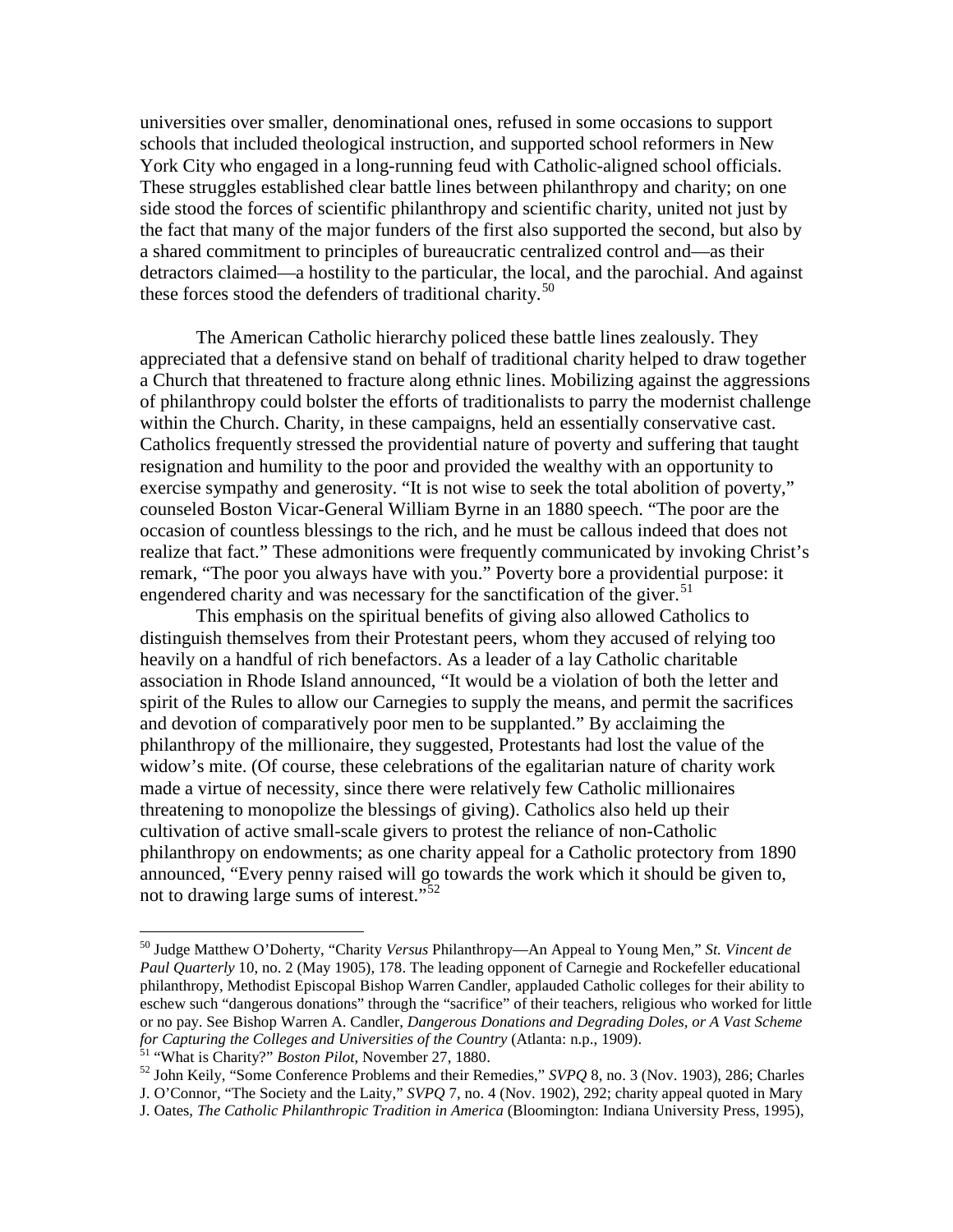universities over smaller, denominational ones, refused in some occasions to support schools that included theological instruction, and supported school reformers in New York City who engaged in a long-running feud with Catholic-aligned school officials. These struggles established clear battle lines between philanthropy and charity; on one side stood the forces of scientific philanthropy and scientific charity, united not just by the fact that many of the major funders of the first also supported the second, but also by a shared commitment to principles of bureaucratic centralized control and—as their detractors claimed—a hostility to the particular, the local, and the parochial. And against these forces stood the defenders of traditional charity.[50]

The American Catholic hierarchy policed these battle lines zealously. They appreciated that a defensive stand on behalf of traditional charity helped to draw together a Church that threatened to fracture along ethnic lines. Mobilizing against the aggressions of philanthropy could bolster the efforts of traditionalists to parry the modernist challenge within the Church. Charity, in these campaigns, held an essentially conservative cast. Catholics frequently stressed the providential nature of poverty and suffering that taught resignation and humility to the poor and provided the wealthy with an opportunity to exercise sympathy and generosity. "It is not wise to seek the total abolition of poverty," counseled Boston Vicar-General William Byrne in an 1880 speech. "The poor are the occasion of countless blessings to the rich, and he must be callous indeed that does not realize that fact." These admonitions were frequently communicated by invoking Christ's remark, "The poor you always have with you." Poverty bore a providential purpose: it engendered charity and was necessary for the sanctification of the giver.[51]

This emphasis on the spiritual benefits of giving also allowed Catholics to distinguish themselves from their Protestant peers, whom they accused of relying too heavily on a handful of rich benefactors. As a leader of a lay Catholic charitable association in Rhode Island announced, "It would be a violation of both the letter and spirit of the Rules to allow our Carnegies to supply the means, and permit the sacrifices and devotion of comparatively poor men to be supplanted." By acclaiming the philanthropy of the millionaire, they suggested, Protestants had lost the value of the widow's mite. (Of course, these celebrations of the egalitarian nature of charity work made a virtue of necessity, since there were relatively few Catholic millionaires threatening to monopolize the blessings of giving). Catholics also held up their cultivation of active small-scale givers to protest the reliance of non-Catholic philanthropy on endowments; as one charity appeal for a Catholic protectory from 1890 announced, "Every penny raised will go towards the work which it should be given to, not to drawing large sums of interest."[52]

---

[50] Judge Matthew O'Doherty, "Charity *Versus* Philanthropy—An Appeal to Young Men," *St. Vincent de Paul Quarterly* 10, no. 2 (May 1905), 178. The leading opponent of Carnegie and Rockefeller educational philanthropy, Methodist Episcopal Bishop Warren Candler, applauded Catholic colleges for their ability to eschew such "dangerous donations" through the "sacrifice" of their teachers, religious who worked for little or no pay. See Bishop Warren A. Candler, *Dangerous Donations and Degrading Doles, or A Vast Scheme for Capturing the Colleges and Universities of the Country* (Atlanta: n.p., 1909).

[51] "What is Charity?" *Boston Pilot*, November 27, 1880.

[52] John Keily, "Some Conference Problems and their Remedies," *SVPQ* 8, no. 3 (Nov. 1903), 286; Charles J. O'Connor, "The Society and the Laity," *SVPQ* 7, no. 4 (Nov. 1902), 292; charity appeal quoted in Mary J. Oates, *The Catholic Philanthropic Tradition in America* (Bloomington: Indiana University Press, 1995),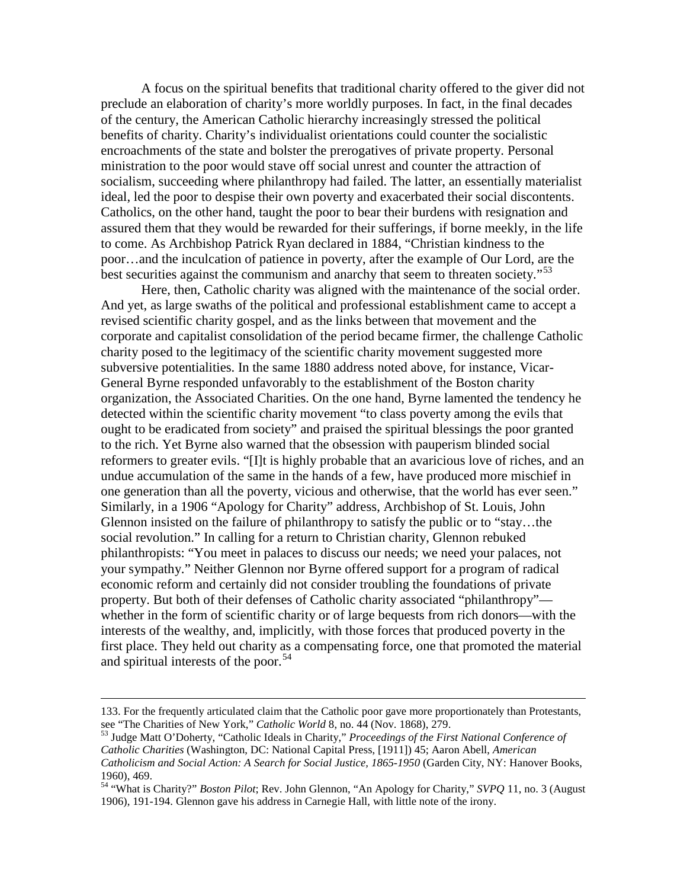A focus on the spiritual benefits that traditional charity offered to the giver did not preclude an elaboration of charity's more worldly purposes. In fact, in the final decades of the century, the American Catholic hierarchy increasingly stressed the political benefits of charity. Charity's individualist orientations could counter the socialistic encroachments of the state and bolster the prerogatives of private property. Personal ministration to the poor would stave off social unrest and counter the attraction of socialism, succeeding where philanthropy had failed. The latter, an essentially materialist ideal, led the poor to despise their own poverty and exacerbated their social discontents. Catholics, on the other hand, taught the poor to bear their burdens with resignation and assured them that they would be rewarded for their sufferings, if borne meekly, in the life to come. As Archbishop Patrick Ryan declared in 1884, "Christian kindness to the poor…and the inculcation of patience in poverty, after the example of Our Lord, are the best securities against the communism and anarchy that seem to threaten society."[53]

Here, then, Catholic charity was aligned with the maintenance of the social order. And yet, as large swaths of the political and professional establishment came to accept a revised scientific charity gospel, and as the links between that movement and the corporate and capitalist consolidation of the period became firmer, the challenge Catholic charity posed to the legitimacy of the scientific charity movement suggested more subversive potentialities. In the same 1880 address noted above, for instance, Vicar-General Byrne responded unfavorably to the establishment of the Boston charity organization, the Associated Charities. On the one hand, Byrne lamented the tendency he detected within the scientific charity movement "to class poverty among the evils that ought to be eradicated from society" and praised the spiritual blessings the poor granted to the rich. Yet Byrne also warned that the obsession with pauperism blinded social reformers to greater evils. "[I]t is highly probable that an avaricious love of riches, and an undue accumulation of the same in the hands of a few, have produced more mischief in one generation than all the poverty, vicious and otherwise, that the world has ever seen." Similarly, in a 1906 "Apology for Charity" address, Archbishop of St. Louis, John Glennon insisted on the failure of philanthropy to satisfy the public or to "stay…the social revolution." In calling for a return to Christian charity, Glennon rebuked philanthropists: "You meet in palaces to discuss our needs; we need your palaces, not your sympathy." Neither Glennon nor Byrne offered support for a program of radical economic reform and certainly did not consider troubling the foundations of private property. But both of their defenses of Catholic charity associated "philanthropy"—whether in the form of scientific charity or of large bequests from rich donors—with the interests of the wealthy, and, implicitly, with those forces that produced poverty in the first place. They held out charity as a compensating force, one that promoted the material and spiritual interests of the poor.[54]

---

133. For the frequently articulated claim that the Catholic poor gave more proportionately than Protestants, see "The Charities of New York," *Catholic World* 8, no. 44 (Nov. 1868), 279.

[53] Judge Matt O'Doherty, "Catholic Ideals in Charity," *Proceedings of the First National Conference of Catholic Charities* (Washington, DC: National Capital Press, [1911]) 45; Aaron Abell, *American Catholicism and Social Action: A Search for Social Justice, 1865-1950* (Garden City, NY: Hanover Books, 1960), 469.

[54] "What is Charity?" *Boston Pilot*; Rev. John Glennon, "An Apology for Charity," *SVPQ* 11, no. 3 (August 1906), 191-194. Glennon gave his address in Carnegie Hall, with little note of the irony.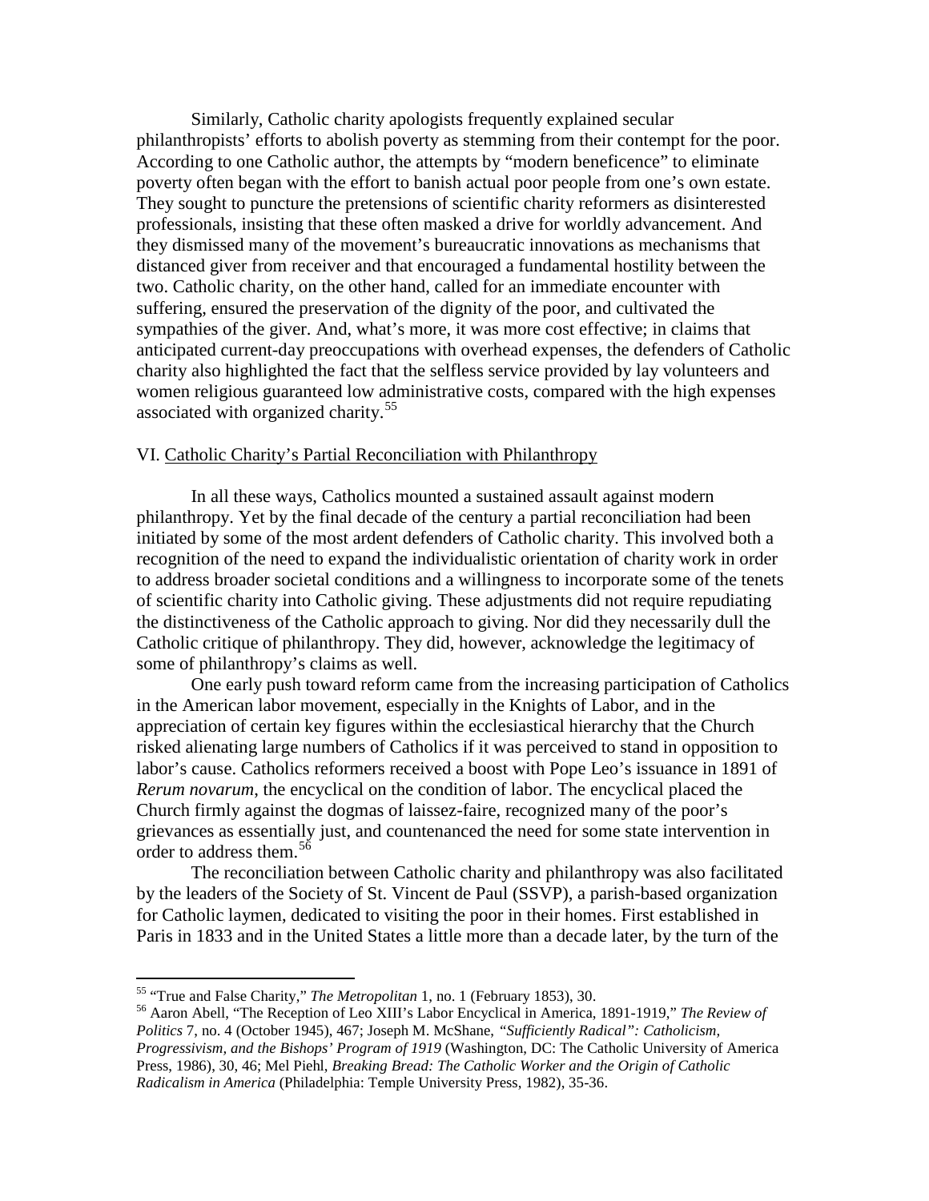Similarly, Catholic charity apologists frequently explained secular philanthropists' efforts to abolish poverty as stemming from their contempt for the poor. According to one Catholic author, the attempts by "modern beneficence" to eliminate poverty often began with the effort to banish actual poor people from one's own estate. They sought to puncture the pretensions of scientific charity reformers as disinterested professionals, insisting that these often masked a drive for worldly advancement. And they dismissed many of the movement's bureaucratic innovations as mechanisms that distanced giver from receiver and that encouraged a fundamental hostility between the two. Catholic charity, on the other hand, called for an immediate encounter with suffering, ensured the preservation of the dignity of the poor, and cultivated the sympathies of the giver. And, what's more, it was more cost effective; in claims that anticipated current-day preoccupations with overhead expenses, the defenders of Catholic charity also highlighted the fact that the selfless service provided by lay volunteers and women religious guaranteed low administrative costs, compared with the high expenses associated with organized charity.[55]

## VI. Catholic Charity's Partial Reconciliation with Philanthropy

In all these ways, Catholics mounted a sustained assault against modern philanthropy. Yet by the final decade of the century a partial reconciliation had been initiated by some of the most ardent defenders of Catholic charity. This involved both a recognition of the need to expand the individualistic orientation of charity work in order to address broader societal conditions and a willingness to incorporate some of the tenets of scientific charity into Catholic giving. These adjustments did not require repudiating the distinctiveness of the Catholic approach to giving. Nor did they necessarily dull the Catholic critique of philanthropy. They did, however, acknowledge the legitimacy of some of philanthropy's claims as well.

One early push toward reform came from the increasing participation of Catholics in the American labor movement, especially in the Knights of Labor, and in the appreciation of certain key figures within the ecclesiastical hierarchy that the Church risked alienating large numbers of Catholics if it was perceived to stand in opposition to labor's cause. Catholics reformers received a boost with Pope Leo's issuance in 1891 of *Rerum novarum*, the encyclical on the condition of labor. The encyclical placed the Church firmly against the dogmas of laissez-faire, recognized many of the poor's grievances as essentially just, and countenanced the need for some state intervention in order to address them.[56]

The reconciliation between Catholic charity and philanthropy was also facilitated by the leaders of the Society of St. Vincent de Paul (SSVP), a parish-based organization for Catholic laymen, dedicated to visiting the poor in their homes. First established in Paris in 1833 and in the United States a little more than a decade later, by the turn of the

[55] "True and False Charity," *The Metropolitan* 1, no. 1 (February 1853), 30.

[56] Aaron Abell, "The Reception of Leo XIII's Labor Encyclical in America, 1891-1919," *The Review of Politics* 7, no. 4 (October 1945), 467; Joseph M. McShane, *"Sufficiently Radical": Catholicism, Progressivism, and the Bishops' Program of 1919* (Washington, DC: The Catholic University of America Press, 1986), 30, 46; Mel Piehl, *Breaking Bread: The Catholic Worker and the Origin of Catholic Radicalism in America* (Philadelphia: Temple University Press, 1982), 35-36.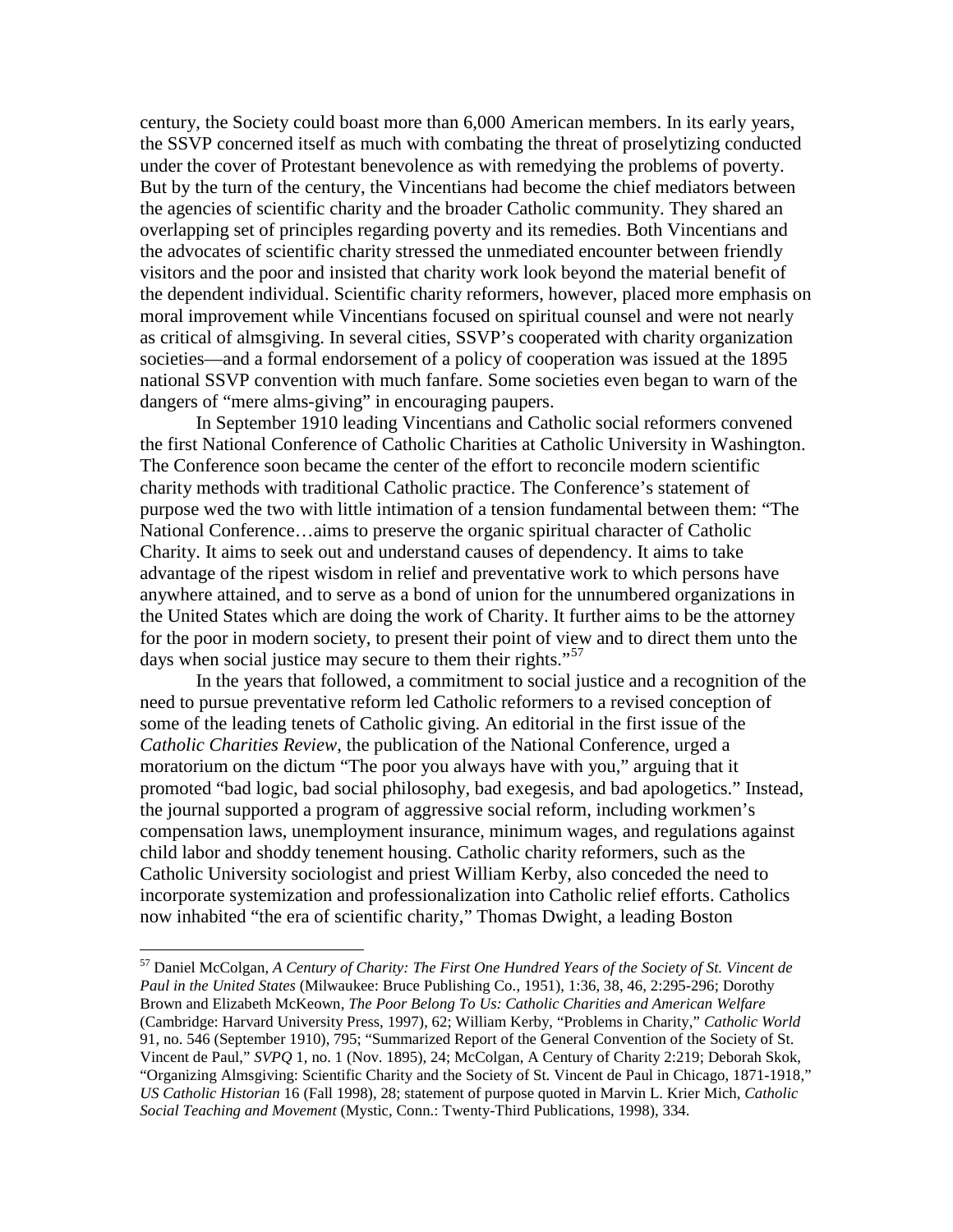century, the Society could boast more than 6,000 American members. In its early years, the SSVP concerned itself as much with combating the threat of proselytizing conducted under the cover of Protestant benevolence as with remedying the problems of poverty. But by the turn of the century, the Vincentians had become the chief mediators between the agencies of scientific charity and the broader Catholic community. They shared an overlapping set of principles regarding poverty and its remedies. Both Vincentians and the advocates of scientific charity stressed the unmediated encounter between friendly visitors and the poor and insisted that charity work look beyond the material benefit of the dependent individual. Scientific charity reformers, however, placed more emphasis on moral improvement while Vincentians focused on spiritual counsel and were not nearly as critical of almsgiving. In several cities, SSVP's cooperated with charity organization societies—and a formal endorsement of a policy of cooperation was issued at the 1895 national SSVP convention with much fanfare. Some societies even began to warn of the dangers of "mere alms-giving" in encouraging paupers.

In September 1910 leading Vincentians and Catholic social reformers convened the first National Conference of Catholic Charities at Catholic University in Washington. The Conference soon became the center of the effort to reconcile modern scientific charity methods with traditional Catholic practice. The Conference's statement of purpose wed the two with little intimation of a tension fundamental between them: "The National Conference…aims to preserve the organic spiritual character of Catholic Charity. It aims to seek out and understand causes of dependency. It aims to take advantage of the ripest wisdom in relief and preventative work to which persons have anywhere attained, and to serve as a bond of union for the unnumbered organizations in the United States which are doing the work of Charity. It further aims to be the attorney for the poor in modern society, to present their point of view and to direct them unto the days when social justice may secure to them their rights."[57]

In the years that followed, a commitment to social justice and a recognition of the need to pursue preventative reform led Catholic reformers to a revised conception of some of the leading tenets of Catholic giving. An editorial in the first issue of the *Catholic Charities Review*, the publication of the National Conference, urged a moratorium on the dictum "The poor you always have with you," arguing that it promoted "bad logic, bad social philosophy, bad exegesis, and bad apologetics." Instead, the journal supported a program of aggressive social reform, including workmen's compensation laws, unemployment insurance, minimum wages, and regulations against child labor and shoddy tenement housing. Catholic charity reformers, such as the Catholic University sociologist and priest William Kerby, also conceded the need to incorporate systemization and professionalization into Catholic relief efforts. Catholics now inhabited "the era of scientific charity," Thomas Dwight, a leading Boston

---

[57] Daniel McColgan, *A Century of Charity: The First One Hundred Years of the Society of St. Vincent de Paul in the United States* (Milwaukee: Bruce Publishing Co., 1951), 1:36, 38, 46, 2:295-296; Dorothy Brown and Elizabeth McKeown, *The Poor Belong To Us: Catholic Charities and American Welfare* (Cambridge: Harvard University Press, 1997), 62; William Kerby, "Problems in Charity," *Catholic World* 91, no. 546 (September 1910), 795; "Summarized Report of the General Convention of the Society of St. Vincent de Paul," *SVPQ* 1, no. 1 (Nov. 1895), 24; McColgan, A Century of Charity 2:219; Deborah Skok, "Organizing Almsgiving: Scientific Charity and the Society of St. Vincent de Paul in Chicago, 1871-1918," *US Catholic Historian* 16 (Fall 1998), 28; statement of purpose quoted in Marvin L. Krier Mich, *Catholic Social Teaching and Movement* (Mystic, Conn.: Twenty-Third Publications, 1998), 334.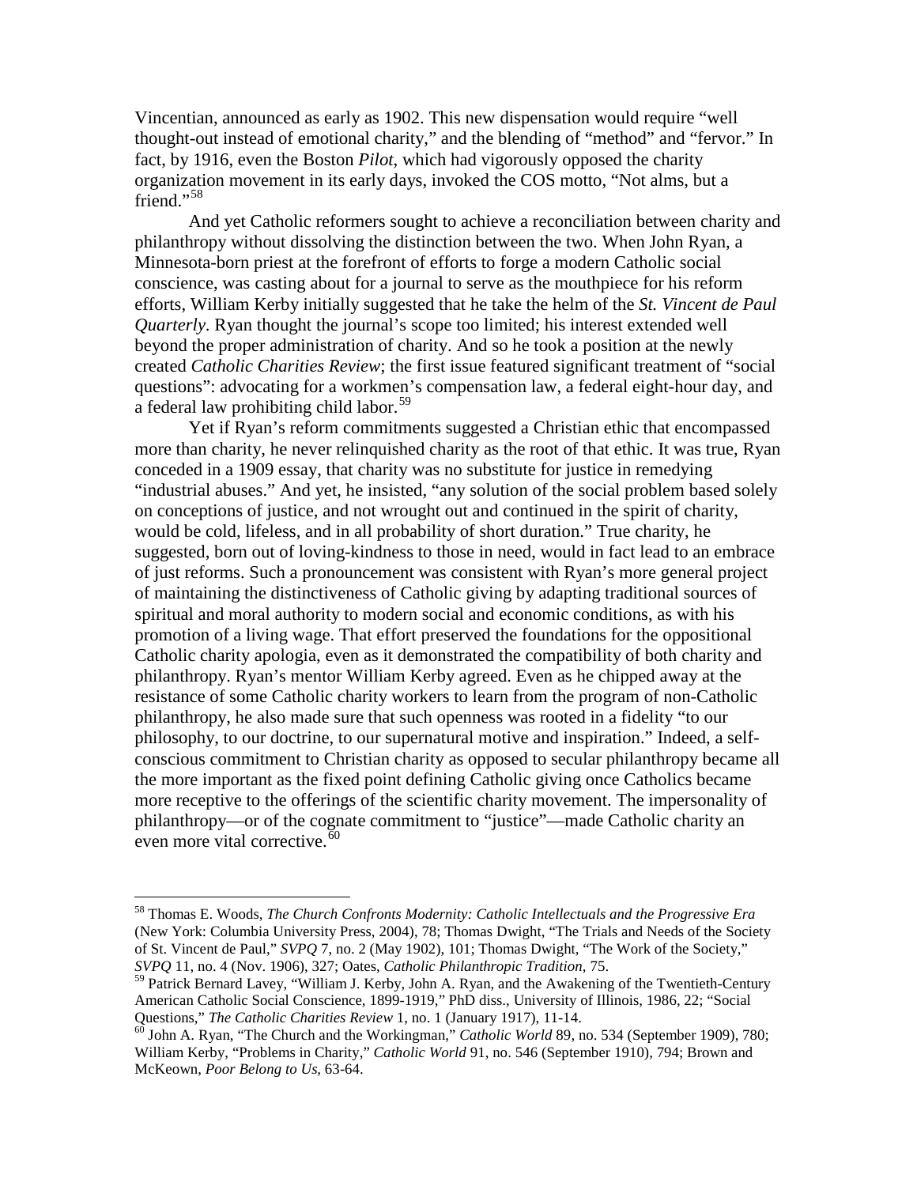Vincentian, announced as early as 1902. This new dispensation would require "well thought-out instead of emotional charity," and the blending of "method" and "fervor." In fact, by 1916, even the Boston *Pilot*, which had vigorously opposed the charity organization movement in its early days, invoked the COS motto, "Not alms, but a friend."[58]

And yet Catholic reformers sought to achieve a reconciliation between charity and philanthropy without dissolving the distinction between the two. When John Ryan, a Minnesota-born priest at the forefront of efforts to forge a modern Catholic social conscience, was casting about for a journal to serve as the mouthpiece for his reform efforts, William Kerby initially suggested that he take the helm of the *St. Vincent de Paul Quarterly*. Ryan thought the journal's scope too limited; his interest extended well beyond the proper administration of charity. And so he took a position at the newly created *Catholic Charities Review*; the first issue featured significant treatment of "social questions": advocating for a workmen's compensation law, a federal eight-hour day, and a federal law prohibiting child labor.[59]

Yet if Ryan's reform commitments suggested a Christian ethic that encompassed more than charity, he never relinquished charity as the root of that ethic. It was true, Ryan conceded in a 1909 essay, that charity was no substitute for justice in remedying "industrial abuses." And yet, he insisted, "any solution of the social problem based solely on conceptions of justice, and not wrought out and continued in the spirit of charity, would be cold, lifeless, and in all probability of short duration." True charity, he suggested, born out of loving-kindness to those in need, would in fact lead to an embrace of just reforms. Such a pronouncement was consistent with Ryan's more general project of maintaining the distinctiveness of Catholic giving by adapting traditional sources of spiritual and moral authority to modern social and economic conditions, as with his promotion of a living wage. That effort preserved the foundations for the oppositional Catholic charity apologia, even as it demonstrated the compatibility of both charity and philanthropy. Ryan's mentor William Kerby agreed. Even as he chipped away at the resistance of some Catholic charity workers to learn from the program of non-Catholic philanthropy, he also made sure that such openness was rooted in a fidelity "to our philosophy, to our doctrine, to our supernatural motive and inspiration." Indeed, a self-conscious commitment to Christian charity as opposed to secular philanthropy became all the more important as the fixed point defining Catholic giving once Catholics became more receptive to the offerings of the scientific charity movement. The impersonality of philanthropy—or of the cognate commitment to "justice"—made Catholic charity an even more vital corrective.[60]

---

[58] Thomas E. Woods, *The Church Confronts Modernity: Catholic Intellectuals and the Progressive Era* (New York: Columbia University Press, 2004), 78; Thomas Dwight, "The Trials and Needs of the Society of St. Vincent de Paul," *SVPQ* 7, no. 2 (May 1902), 101; Thomas Dwight, "The Work of the Society," *SVPQ* 11, no. 4 (Nov. 1906), 327; Oates, *Catholic Philanthropic Tradition*, 75.

[59] Patrick Bernard Lavey, "William J. Kerby, John A. Ryan, and the Awakening of the Twentieth-Century American Catholic Social Conscience, 1899-1919," PhD diss., University of Illinois, 1986, 22; "Social Questions," *The Catholic Charities Review* 1, no. 1 (January 1917), 11-14.

[60] John A. Ryan, "The Church and the Workingman," *Catholic World* 89, no. 534 (September 1909), 780; William Kerby, "Problems in Charity," *Catholic World* 91, no. 546 (September 1910), 794; Brown and McKeown, *Poor Belong to Us*, 63-64.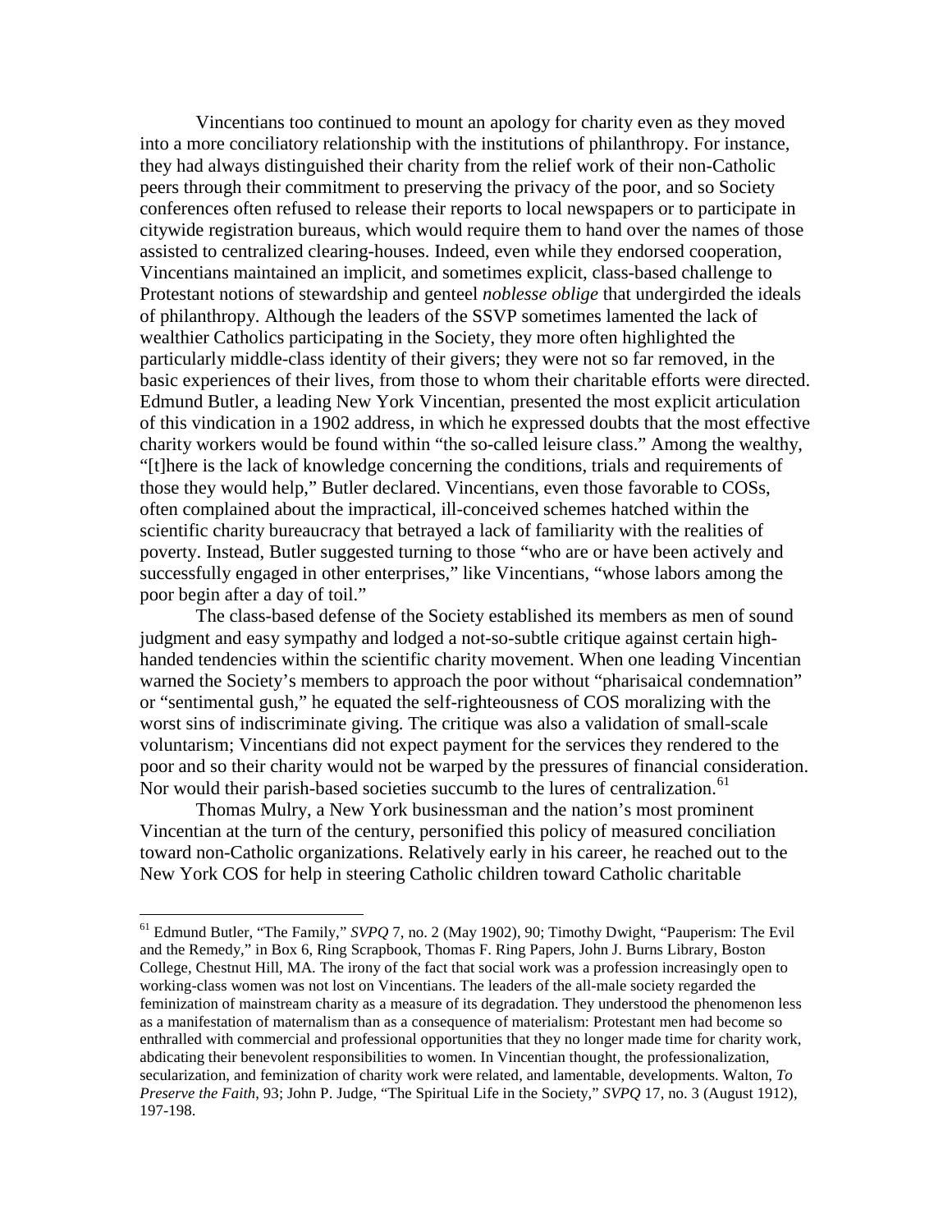Vincentians too continued to mount an apology for charity even as they moved into a more conciliatory relationship with the institutions of philanthropy. For instance, they had always distinguished their charity from the relief work of their non-Catholic peers through their commitment to preserving the privacy of the poor, and so Society conferences often refused to release their reports to local newspapers or to participate in citywide registration bureaus, which would require them to hand over the names of those assisted to centralized clearing-houses. Indeed, even while they endorsed cooperation, Vincentians maintained an implicit, and sometimes explicit, class-based challenge to Protestant notions of stewardship and genteel *noblesse oblige* that undergirded the ideals of philanthropy. Although the leaders of the SSVP sometimes lamented the lack of wealthier Catholics participating in the Society, they more often highlighted the particularly middle-class identity of their givers; they were not so far removed, in the basic experiences of their lives, from those to whom their charitable efforts were directed. Edmund Butler, a leading New York Vincentian, presented the most explicit articulation of this vindication in a 1902 address, in which he expressed doubts that the most effective charity workers would be found within "the so-called leisure class." Among the wealthy, "[t]here is the lack of knowledge concerning the conditions, trials and requirements of those they would help," Butler declared. Vincentians, even those favorable to COSs, often complained about the impractical, ill-conceived schemes hatched within the scientific charity bureaucracy that betrayed a lack of familiarity with the realities of poverty. Instead, Butler suggested turning to those "who are or have been actively and successfully engaged in other enterprises," like Vincentians, "whose labors among the poor begin after a day of toil."

The class-based defense of the Society established its members as men of sound judgment and easy sympathy and lodged a not-so-subtle critique against certain high-handed tendencies within the scientific charity movement. When one leading Vincentian warned the Society's members to approach the poor without "pharisaical condemnation" or "sentimental gush," he equated the self-righteousness of COS moralizing with the worst sins of indiscriminate giving. The critique was also a validation of small-scale voluntarism; Vincentians did not expect payment for the services they rendered to the poor and so their charity would not be warped by the pressures of financial consideration. Nor would their parish-based societies succumb to the lures of centralization.[61]

Thomas Mulry, a New York businessman and the nation's most prominent Vincentian at the turn of the century, personified this policy of measured conciliation toward non-Catholic organizations. Relatively early in his career, he reached out to the New York COS for help in steering Catholic children toward Catholic charitable

---

[61] Edmund Butler, "The Family," *SVPQ* 7, no. 2 (May 1902), 90; Timothy Dwight, "Pauperism: The Evil and the Remedy," in Box 6, Ring Scrapbook, Thomas F. Ring Papers, John J. Burns Library, Boston College, Chestnut Hill, MA. The irony of the fact that social work was a profession increasingly open to working-class women was not lost on Vincentians. The leaders of the all-male society regarded the feminization of mainstream charity as a measure of its degradation. They understood the phenomenon less as a manifestation of maternalism than as a consequence of materialism: Protestant men had become so enthralled with commercial and professional opportunities that they no longer made time for charity work, abdicating their benevolent responsibilities to women. In Vincentian thought, the professionalization, secularization, and feminization of charity work were related, and lamentable, developments. Walton, *To Preserve the Faith*, 93; John P. Judge, "The Spiritual Life in the Society," *SVPQ* 17, no. 3 (August 1912), 197-198.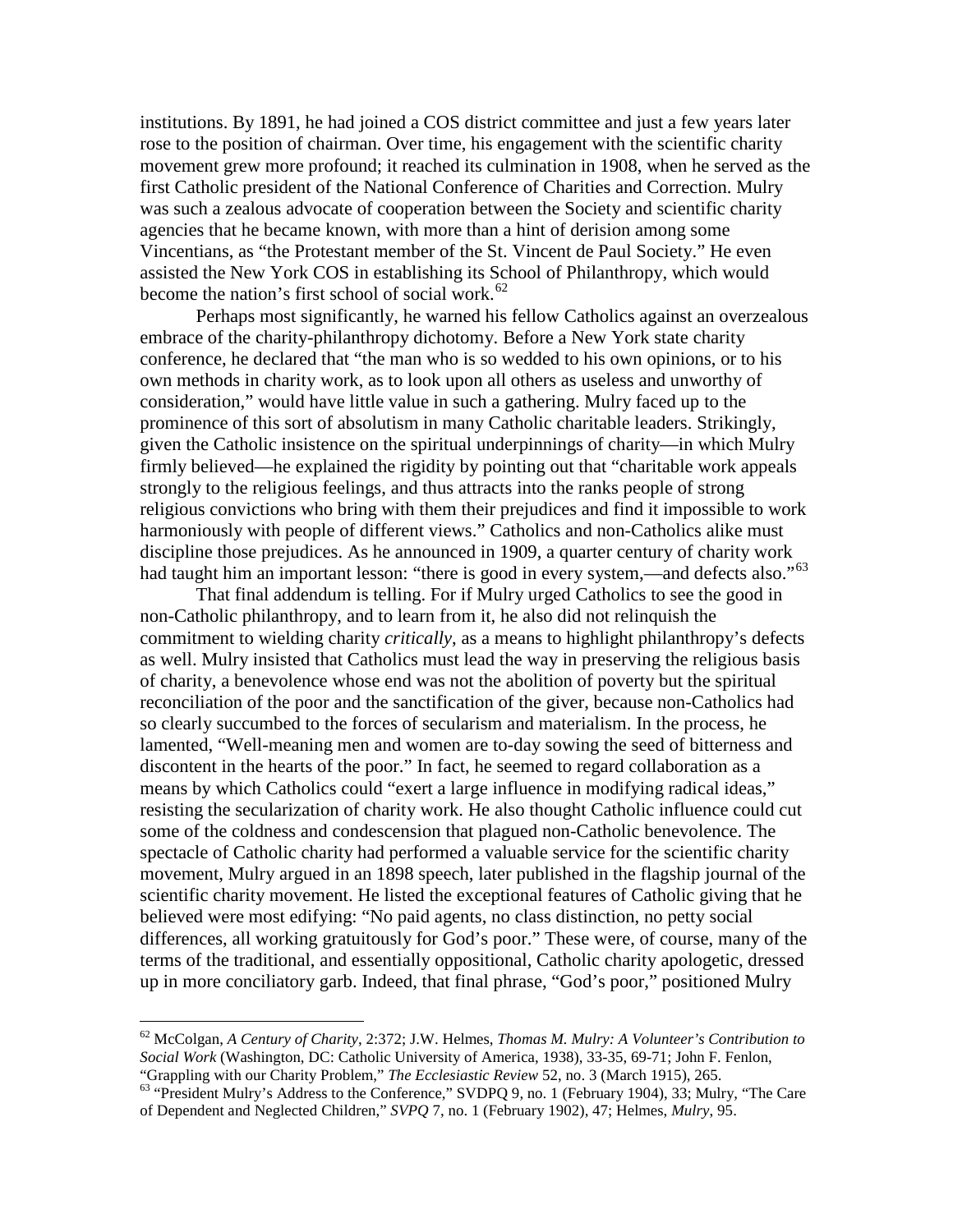institutions. By 1891, he had joined a COS district committee and just a few years later rose to the position of chairman. Over time, his engagement with the scientific charity movement grew more profound; it reached its culmination in 1908, when he served as the first Catholic president of the National Conference of Charities and Correction. Mulry was such a zealous advocate of cooperation between the Society and scientific charity agencies that he became known, with more than a hint of derision among some Vincentians, as "the Protestant member of the St. Vincent de Paul Society." He even assisted the New York COS in establishing its School of Philanthropy, which would become the nation's first school of social work.[62]

Perhaps most significantly, he warned his fellow Catholics against an overzealous embrace of the charity-philanthropy dichotomy. Before a New York state charity conference, he declared that "the man who is so wedded to his own opinions, or to his own methods in charity work, as to look upon all others as useless and unworthy of consideration," would have little value in such a gathering. Mulry faced up to the prominence of this sort of absolutism in many Catholic charitable leaders. Strikingly, given the Catholic insistence on the spiritual underpinnings of charity—in which Mulry firmly believed—he explained the rigidity by pointing out that "charitable work appeals strongly to the religious feelings, and thus attracts into the ranks people of strong religious convictions who bring with them their prejudices and find it impossible to work harmoniously with people of different views." Catholics and non-Catholics alike must discipline those prejudices. As he announced in 1909, a quarter century of charity work had taught him an important lesson: "there is good in every system,—and defects also."[63]

That final addendum is telling. For if Mulry urged Catholics to see the good in non-Catholic philanthropy, and to learn from it, he also did not relinquish the commitment to wielding charity *critically*, as a means to highlight philanthropy's defects as well. Mulry insisted that Catholics must lead the way in preserving the religious basis of charity, a benevolence whose end was not the abolition of poverty but the spiritual reconciliation of the poor and the sanctification of the giver, because non-Catholics had so clearly succumbed to the forces of secularism and materialism. In the process, he lamented, "Well-meaning men and women are to-day sowing the seed of bitterness and discontent in the hearts of the poor." In fact, he seemed to regard collaboration as a means by which Catholics could "exert a large influence in modifying radical ideas," resisting the secularization of charity work. He also thought Catholic influence could cut some of the coldness and condescension that plagued non-Catholic benevolence. The spectacle of Catholic charity had performed a valuable service for the scientific charity movement, Mulry argued in an 1898 speech, later published in the flagship journal of the scientific charity movement. He listed the exceptional features of Catholic giving that he believed were most edifying: "No paid agents, no class distinction, no petty social differences, all working gratuitously for God's poor." These were, of course, many of the terms of the traditional, and essentially oppositional, Catholic charity apologetic, dressed up in more conciliatory garb. Indeed, that final phrase, "God's poor," positioned Mulry

---

[62] McColgan, *A Century of Charity*, 2:372; J.W. Helmes, *Thomas M. Mulry: A Volunteer's Contribution to Social Work* (Washington, DC: Catholic University of America, 1938), 33-35, 69-71; John F. Fenlon, "Grappling with our Charity Problem," *The Ecclesiastic Review* 52, no. 3 (March 1915), 265.

[63] "President Mulry's Address to the Conference," SVDPQ 9, no. 1 (February 1904), 33; Mulry, "The Care of Dependent and Neglected Children," *SVPQ* 7, no. 1 (February 1902), 47; Helmes, *Mulry*, 95.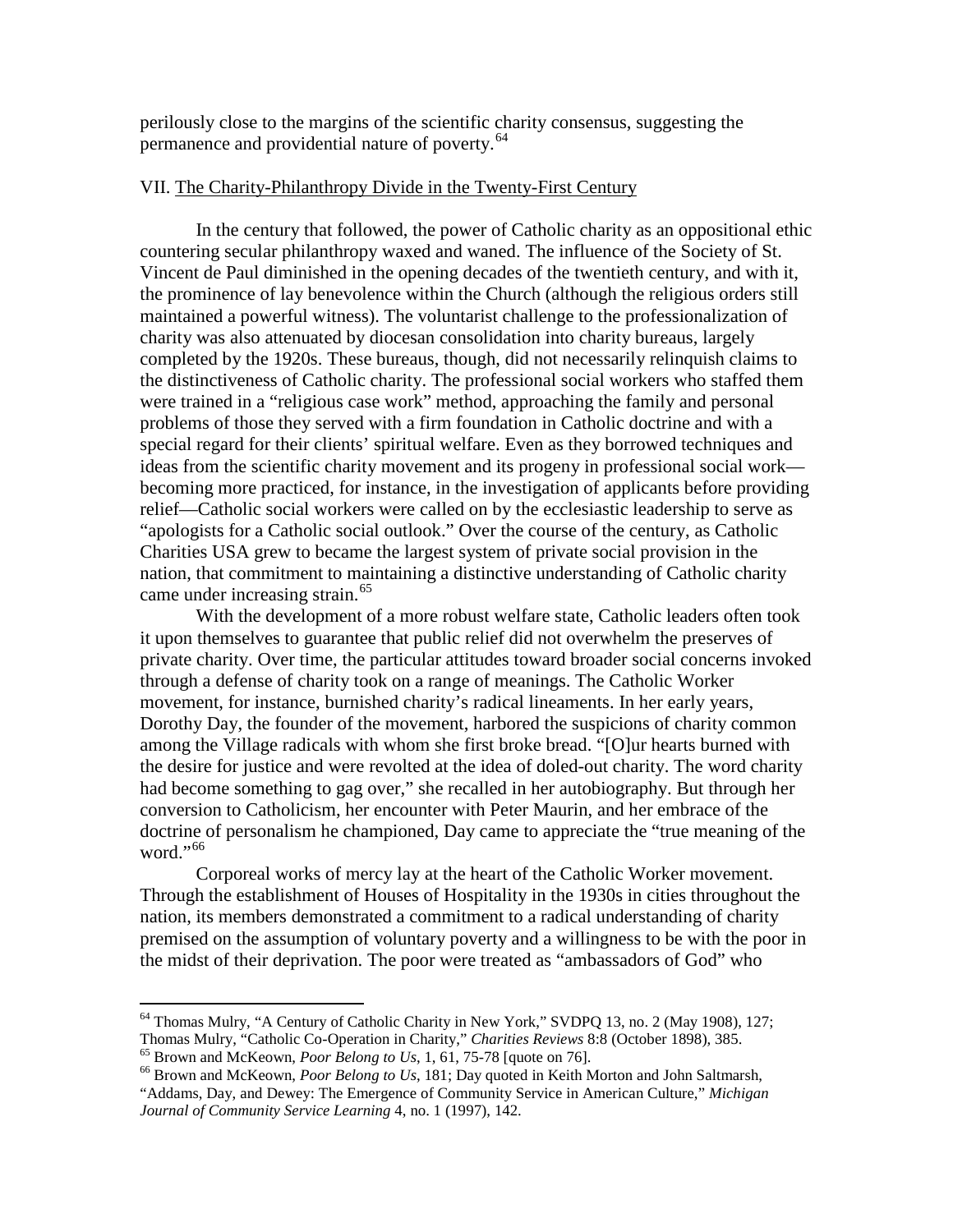perilously close to the margins of the scientific charity consensus, suggesting the permanence and providential nature of poverty.[64]

## VII. The Charity-Philanthropy Divide in the Twenty-First Century

In the century that followed, the power of Catholic charity as an oppositional ethic countering secular philanthropy waxed and waned. The influence of the Society of St. Vincent de Paul diminished in the opening decades of the twentieth century, and with it, the prominence of lay benevolence within the Church (although the religious orders still maintained a powerful witness). The voluntarist challenge to the professionalization of charity was also attenuated by diocesan consolidation into charity bureaus, largely completed by the 1920s. These bureaus, though, did not necessarily relinquish claims to the distinctiveness of Catholic charity. The professional social workers who staffed them were trained in a "religious case work" method, approaching the family and personal problems of those they served with a firm foundation in Catholic doctrine and with a special regard for their clients' spiritual welfare. Even as they borrowed techniques and ideas from the scientific charity movement and its progeny in professional social work—becoming more practiced, for instance, in the investigation of applicants before providing relief—Catholic social workers were called on by the ecclesiastic leadership to serve as "apologists for a Catholic social outlook." Over the course of the century, as Catholic Charities USA grew to became the largest system of private social provision in the nation, that commitment to maintaining a distinctive understanding of Catholic charity came under increasing strain.[65]

With the development of a more robust welfare state, Catholic leaders often took it upon themselves to guarantee that public relief did not overwhelm the preserves of private charity. Over time, the particular attitudes toward broader social concerns invoked through a defense of charity took on a range of meanings. The Catholic Worker movement, for instance, burnished charity's radical lineaments. In her early years, Dorothy Day, the founder of the movement, harbored the suspicions of charity common among the Village radicals with whom she first broke bread. "[O]ur hearts burned with the desire for justice and were revolted at the idea of doled-out charity. The word charity had become something to gag over," she recalled in her autobiography. But through her conversion to Catholicism, her encounter with Peter Maurin, and her embrace of the doctrine of personalism he championed, Day came to appreciate the "true meaning of the word."[66]

Corporeal works of mercy lay at the heart of the Catholic Worker movement. Through the establishment of Houses of Hospitality in the 1930s in cities throughout the nation, its members demonstrated a commitment to a radical understanding of charity premised on the assumption of voluntary poverty and a willingness to be with the poor in the midst of their deprivation. The poor were treated as "ambassadors of God" who

---

[64] Thomas Mulry, "A Century of Catholic Charity in New York," SVDPQ 13, no. 2 (May 1908), 127; Thomas Mulry, "Catholic Co-Operation in Charity," *Charities Reviews* 8:8 (October 1898), 385.

[65] Brown and McKeown, *Poor Belong to Us*, 1, 61, 75-78 [quote on 76].

[66] Brown and McKeown, *Poor Belong to Us*, 181; Day quoted in Keith Morton and John Saltmarsh, "Addams, Day, and Dewey: The Emergence of Community Service in American Culture," *Michigan Journal of Community Service Learning* 4, no. 1 (1997), 142.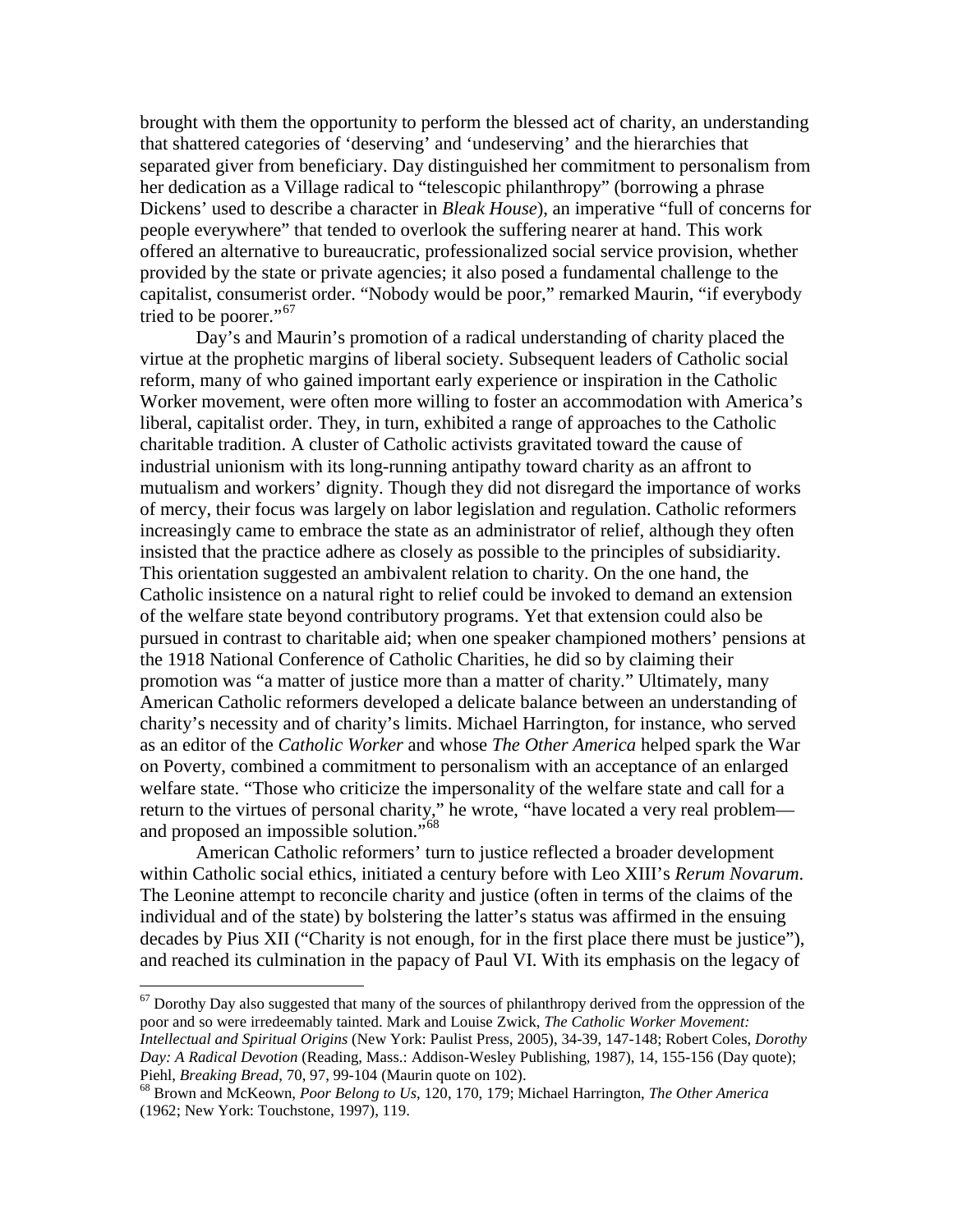brought with them the opportunity to perform the blessed act of charity, an understanding that shattered categories of 'deserving' and 'undeserving' and the hierarchies that separated giver from beneficiary. Day distinguished her commitment to personalism from her dedication as a Village radical to "telescopic philanthropy" (borrowing a phrase Dickens' used to describe a character in *Bleak House*), an imperative "full of concerns for people everywhere" that tended to overlook the suffering nearer at hand. This work offered an alternative to bureaucratic, professionalized social service provision, whether provided by the state or private agencies; it also posed a fundamental challenge to the capitalist, consumerist order. "Nobody would be poor," remarked Maurin, "if everybody tried to be poorer."[67]

Day's and Maurin's promotion of a radical understanding of charity placed the virtue at the prophetic margins of liberal society. Subsequent leaders of Catholic social reform, many of who gained important early experience or inspiration in the Catholic Worker movement, were often more willing to foster an accommodation with America's liberal, capitalist order. They, in turn, exhibited a range of approaches to the Catholic charitable tradition. A cluster of Catholic activists gravitated toward the cause of industrial unionism with its long-running antipathy toward charity as an affront to mutualism and workers' dignity. Though they did not disregard the importance of works of mercy, their focus was largely on labor legislation and regulation. Catholic reformers increasingly came to embrace the state as an administrator of relief, although they often insisted that the practice adhere as closely as possible to the principles of subsidiarity. This orientation suggested an ambivalent relation to charity. On the one hand, the Catholic insistence on a natural right to relief could be invoked to demand an extension of the welfare state beyond contributory programs. Yet that extension could also be pursued in contrast to charitable aid; when one speaker championed mothers' pensions at the 1918 National Conference of Catholic Charities, he did so by claiming their promotion was "a matter of justice more than a matter of charity." Ultimately, many American Catholic reformers developed a delicate balance between an understanding of charity's necessity and of charity's limits. Michael Harrington, for instance, who served as an editor of the *Catholic Worker* and whose *The Other America* helped spark the War on Poverty, combined a commitment to personalism with an acceptance of an enlarged welfare state. "Those who criticize the impersonality of the welfare state and call for a return to the virtues of personal charity," he wrote, "have located a very real problem—and proposed an impossible solution."[68]

American Catholic reformers' turn to justice reflected a broader development within Catholic social ethics, initiated a century before with Leo XIII's *Rerum Novarum*. The Leonine attempt to reconcile charity and justice (often in terms of the claims of the individual and of the state) by bolstering the latter's status was affirmed in the ensuing decades by Pius XII ("Charity is not enough, for in the first place there must be justice"), and reached its culmination in the papacy of Paul VI. With its emphasis on the legacy of

[67] Dorothy Day also suggested that many of the sources of philanthropy derived from the oppression of the poor and so were irredeemably tainted. Mark and Louise Zwick, *The Catholic Worker Movement: Intellectual and Spiritual Origins* (New York: Paulist Press, 2005), 34-39, 147-148; Robert Coles, *Dorothy Day: A Radical Devotion* (Reading, Mass.: Addison-Wesley Publishing, 1987), 14, 155-156 (Day quote); Piehl, *Breaking Bread*, 70, 97, 99-104 (Maurin quote on 102).

[68] Brown and McKeown, *Poor Belong to Us*, 120, 170, 179; Michael Harrington, *The Other America* (1962; New York: Touchstone, 1997), 119.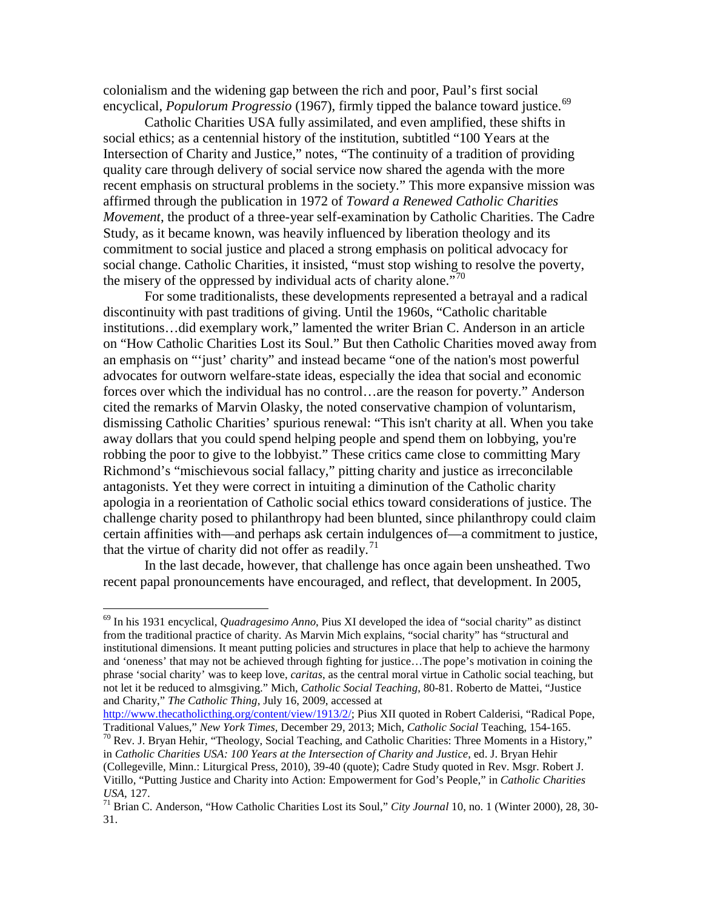colonialism and the widening gap between the rich and poor, Paul's first social encyclical, *Populorum Progressio* (1967), firmly tipped the balance toward justice.[69]

Catholic Charities USA fully assimilated, and even amplified, these shifts in social ethics; as a centennial history of the institution, subtitled "100 Years at the Intersection of Charity and Justice," notes, "The continuity of a tradition of providing quality care through delivery of social service now shared the agenda with the more recent emphasis on structural problems in the society." This more expansive mission was affirmed through the publication in 1972 of *Toward a Renewed Catholic Charities Movement*, the product of a three-year self-examination by Catholic Charities. The Cadre Study, as it became known, was heavily influenced by liberation theology and its commitment to social justice and placed a strong emphasis on political advocacy for social change. Catholic Charities, it insisted, "must stop wishing to resolve the poverty, the misery of the oppressed by individual acts of charity alone."[70]

For some traditionalists, these developments represented a betrayal and a radical discontinuity with past traditions of giving. Until the 1960s, "Catholic charitable institutions…did exemplary work," lamented the writer Brian C. Anderson in an article on "How Catholic Charities Lost its Soul." But then Catholic Charities moved away from an emphasis on "'just' charity" and instead became "one of the nation's most powerful advocates for outworn welfare-state ideas, especially the idea that social and economic forces over which the individual has no control…are the reason for poverty." Anderson cited the remarks of Marvin Olasky, the noted conservative champion of voluntarism, dismissing Catholic Charities' spurious renewal: "This isn't charity at all. When you take away dollars that you could spend helping people and spend them on lobbying, you're robbing the poor to give to the lobbyist." These critics came close to committing Mary Richmond's "mischievous social fallacy," pitting charity and justice as irreconcilable antagonists. Yet they were correct in intuiting a diminution of the Catholic charity apologia in a reorientation of Catholic social ethics toward considerations of justice. The challenge charity posed to philanthropy had been blunted, since philanthropy could claim certain affinities with—and perhaps ask certain indulgences of—a commitment to justice, that the virtue of charity did not offer as readily.[71]

In the last decade, however, that challenge has once again been unsheathed. Two recent papal pronouncements have encouraged, and reflect, that development. In 2005,

---

[69] In his 1931 encyclical, *Quadragesimo Anno*, Pius XI developed the idea of "social charity" as distinct from the traditional practice of charity. As Marvin Mich explains, "social charity" has "structural and institutional dimensions. It meant putting policies and structures in place that help to achieve the harmony and 'oneness' that may not be achieved through fighting for justice…The pope's motivation in coining the phrase 'social charity' was to keep love, *caritas*, as the central moral virtue in Catholic social teaching, but not let it be reduced to almsgiving." Mich, *Catholic Social Teaching*, 80-81. Roberto de Mattei, "Justice and Charity," *The Catholic Thing*, July 16, 2009, accessed at http://www.thecatholicthing.org/content/view/1913/2/; Pius XII quoted in Robert Calderisi, "Radical Pope, Traditional Values," *New York Times*, December 29, 2013; Mich, *Catholic Social* Teaching, 154-165.

[70] Rev. J. Bryan Hehir, "Theology, Social Teaching, and Catholic Charities: Three Moments in a History," in *Catholic Charities USA: 100 Years at the Intersection of Charity and Justice*, ed. J. Bryan Hehir (Collegeville, Minn.: Liturgical Press, 2010), 39-40 (quote); Cadre Study quoted in Rev. Msgr. Robert J. Vitillo, "Putting Justice and Charity into Action: Empowerment for God's People," in *Catholic Charities USA*, 127.

[71] Brian C. Anderson, "How Catholic Charities Lost its Soul," *City Journal* 10, no. 1 (Winter 2000), 28, 30-31.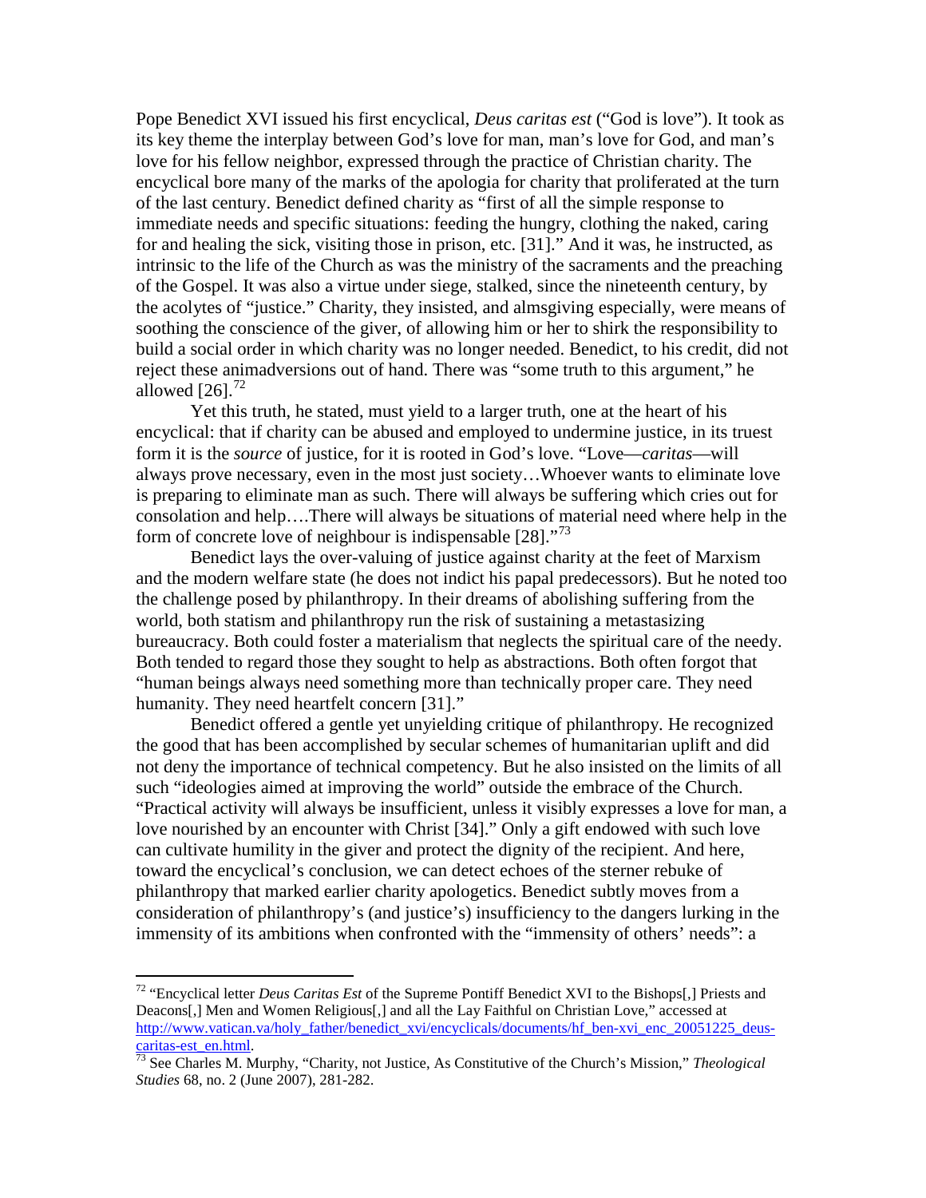Pope Benedict XVI issued his first encyclical, *Deus caritas est* ("God is love"). It took as its key theme the interplay between God's love for man, man's love for God, and man's love for his fellow neighbor, expressed through the practice of Christian charity. The encyclical bore many of the marks of the apologia for charity that proliferated at the turn of the last century. Benedict defined charity as "first of all the simple response to immediate needs and specific situations: feeding the hungry, clothing the naked, caring for and healing the sick, visiting those in prison, etc. [31]." And it was, he instructed, as intrinsic to the life of the Church as was the ministry of the sacraments and the preaching of the Gospel. It was also a virtue under siege, stalked, since the nineteenth century, by the acolytes of "justice." Charity, they insisted, and almsgiving especially, were means of soothing the conscience of the giver, of allowing him or her to shirk the responsibility to build a social order in which charity was no longer needed. Benedict, to his credit, did not reject these animadversions out of hand. There was "some truth to this argument," he allowed [26].[72]

Yet this truth, he stated, must yield to a larger truth, one at the heart of his encyclical: that if charity can be abused and employed to undermine justice, in its truest form it is the *source* of justice, for it is rooted in God's love. "Love—*caritas*—will always prove necessary, even in the most just society…Whoever wants to eliminate love is preparing to eliminate man as such. There will always be suffering which cries out for consolation and help….There will always be situations of material need where help in the form of concrete love of neighbour is indispensable [28]."[73]

Benedict lays the over-valuing of justice against charity at the feet of Marxism and the modern welfare state (he does not indict his papal predecessors). But he noted too the challenge posed by philanthropy. In their dreams of abolishing suffering from the world, both statism and philanthropy run the risk of sustaining a metastasizing bureaucracy. Both could foster a materialism that neglects the spiritual care of the needy. Both tended to regard those they sought to help as abstractions. Both often forgot that "human beings always need something more than technically proper care. They need humanity. They need heartfelt concern [31]."

Benedict offered a gentle yet unyielding critique of philanthropy. He recognized the good that has been accomplished by secular schemes of humanitarian uplift and did not deny the importance of technical competency. But he also insisted on the limits of all such "ideologies aimed at improving the world" outside the embrace of the Church. "Practical activity will always be insufficient, unless it visibly expresses a love for man, a love nourished by an encounter with Christ [34]." Only a gift endowed with such love can cultivate humility in the giver and protect the dignity of the recipient. And here, toward the encyclical's conclusion, we can detect echoes of the sterner rebuke of philanthropy that marked earlier charity apologetics. Benedict subtly moves from a consideration of philanthropy's (and justice's) insufficiency to the dangers lurking in the immensity of its ambitions when confronted with the "immensity of others' needs": a

---

[72] "Encyclical letter *Deus Caritas Est* of the Supreme Pontiff Benedict XVI to the Bishops[,] Priests and Deacons[,] Men and Women Religious[,] and all the Lay Faithful on Christian Love," accessed at http://www.vatican.va/holy_father/benedict_xvi/encyclicals/documents/hf_ben-xvi_enc_20051225_deus-caritas-est_en.html.

[73] See Charles M. Murphy, "Charity, not Justice, As Constitutive of the Church's Mission," *Theological Studies* 68, no. 2 (June 2007), 281-282.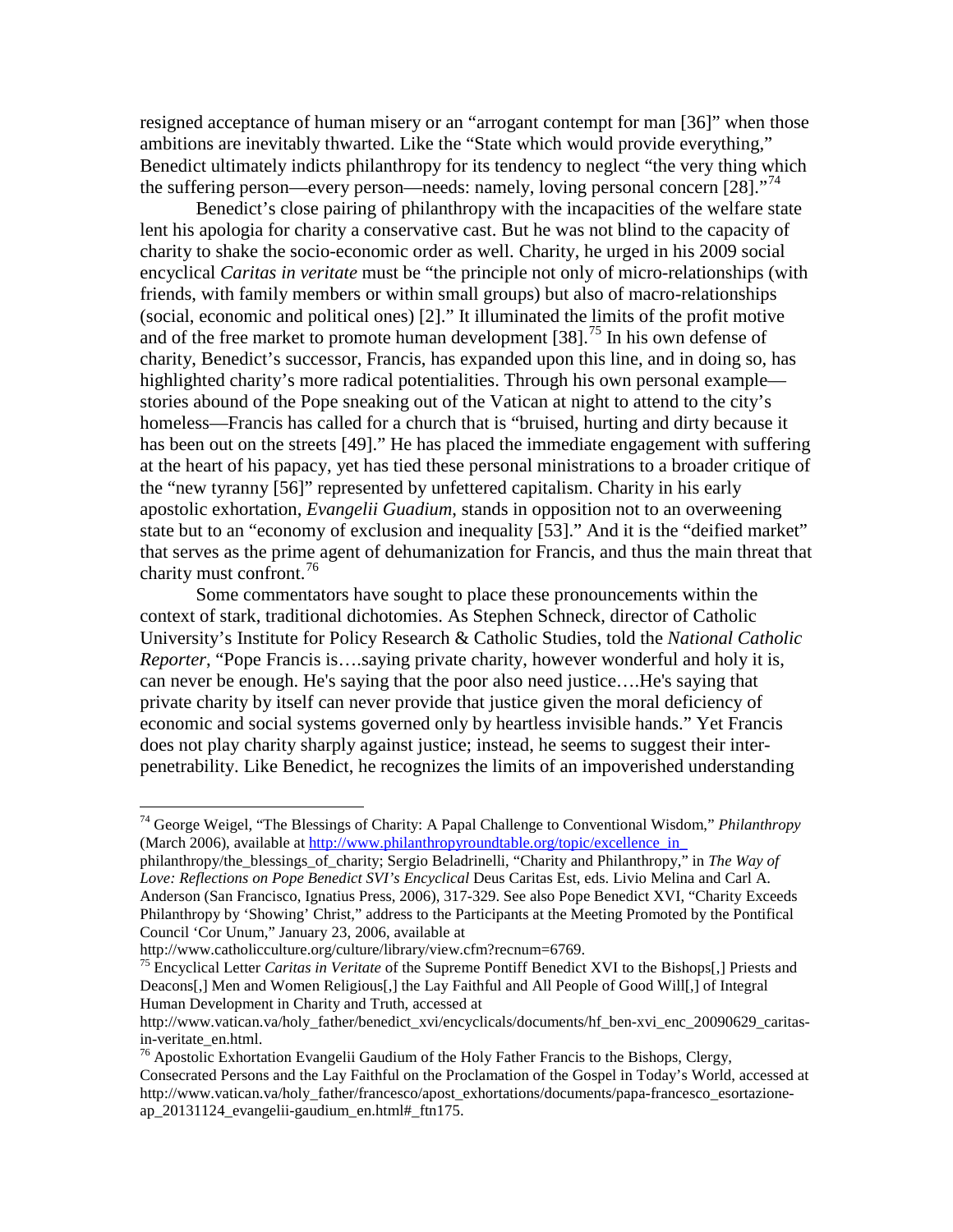resigned acceptance of human misery or an "arrogant contempt for man [36]" when those ambitions are inevitably thwarted. Like the "State which would provide everything," Benedict ultimately indicts philanthropy for its tendency to neglect "the very thing which the suffering person—every person—needs: namely, loving personal concern [28]."[74]

Benedict's close pairing of philanthropy with the incapacities of the welfare state lent his apologia for charity a conservative cast. But he was not blind to the capacity of charity to shake the socio-economic order as well. Charity, he urged in his 2009 social encyclical *Caritas in veritate* must be "the principle not only of micro-relationships (with friends, with family members or within small groups) but also of macro-relationships (social, economic and political ones) [2]." It illuminated the limits of the profit motive and of the free market to promote human development [38].[75] In his own defense of charity, Benedict's successor, Francis, has expanded upon this line, and in doing so, has highlighted charity's more radical potentialities. Through his own personal example—stories abound of the Pope sneaking out of the Vatican at night to attend to the city's homeless—Francis has called for a church that is "bruised, hurting and dirty because it has been out on the streets [49]." He has placed the immediate engagement with suffering at the heart of his papacy, yet has tied these personal ministrations to a broader critique of the "new tyranny [56]" represented by unfettered capitalism. Charity in his early apostolic exhortation, *Evangelii Guadium*, stands in opposition not to an overweening state but to an "economy of exclusion and inequality [53]." And it is the "deified market" that serves as the prime agent of dehumanization for Francis, and thus the main threat that charity must confront.[76]

Some commentators have sought to place these pronouncements within the context of stark, traditional dichotomies. As Stephen Schneck, director of Catholic University's Institute for Policy Research & Catholic Studies, told the *National Catholic Reporter*, "Pope Francis is….saying private charity, however wonderful and holy it is, can never be enough. He's saying that the poor also need justice….He's saying that private charity by itself can never provide that justice given the moral deficiency of economic and social systems governed only by heartless invisible hands." Yet Francis does not play charity sharply against justice; instead, he seems to suggest their inter-penetrability. Like Benedict, he recognizes the limits of an impoverished understanding

---

[74] George Weigel, "The Blessings of Charity: A Papal Challenge to Conventional Wisdom," *Philanthropy* (March 2006), available at http://www.philanthropyroundtable.org/topic/excellence_in_philanthropy/the_blessings_of_charity; Sergio Beladrinelli, "Charity and Philanthropy," in *The Way of Love: Reflections on Pope Benedict SVI's Encyclical* Deus Caritas Est, eds. Livio Melina and Carl A. Anderson (San Francisco, Ignatius Press, 2006), 317-329. See also Pope Benedict XVI, "Charity Exceeds Philanthropy by 'Showing' Christ," address to the Participants at the Meeting Promoted by the Pontifical Council 'Cor Unum," January 23, 2006, available at http://www.catholicculture.org/culture/library/view.cfm?recnum=6769.

[75] Encyclical Letter *Caritas in Veritate* of the Supreme Pontiff Benedict XVI to the Bishops[,] Priests and Deacons[,] Men and Women Religious[,] the Lay Faithful and All People of Good Will[,] of Integral Human Development in Charity and Truth, accessed at http://www.vatican.va/holy_father/benedict_xvi/encyclicals/documents/hf_ben-xvi_enc_20090629_caritas-in-veritate_en.html.

[76] Apostolic Exhortation Evangelii Gaudium of the Holy Father Francis to the Bishops, Clergy, Consecrated Persons and the Lay Faithful on the Proclamation of the Gospel in Today's World, accessed at http://www.vatican.va/holy_father/francesco/apost_exhortations/documents/papa-francesco_esortazione-ap_20131124_evangelii-gaudium_en.html#_ftn175.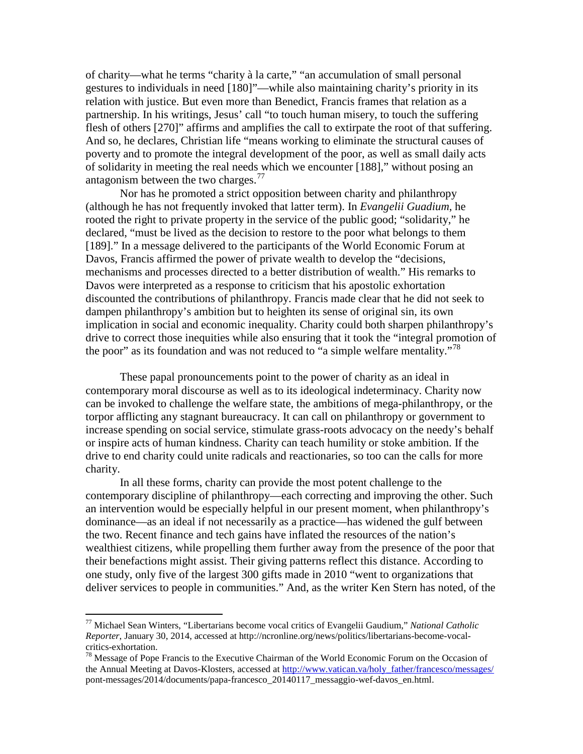of charity—what he terms "charity à la carte," "an accumulation of small personal gestures to individuals in need [180]"—while also maintaining charity's priority in its relation with justice. But even more than Benedict, Francis frames that relation as a partnership. In his writings, Jesus' call "to touch human misery, to touch the suffering flesh of others [270]" affirms and amplifies the call to extirpate the root of that suffering. And so, he declares, Christian life "means working to eliminate the structural causes of poverty and to promote the integral development of the poor, as well as small daily acts of solidarity in meeting the real needs which we encounter [188]," without posing an antagonism between the two charges.[77]

Nor has he promoted a strict opposition between charity and philanthropy (although he has not frequently invoked that latter term). In *Evangelii Guadium*, he rooted the right to private property in the service of the public good; "solidarity," he declared, "must be lived as the decision to restore to the poor what belongs to them [189]." In a message delivered to the participants of the World Economic Forum at Davos, Francis affirmed the power of private wealth to develop the "decisions, mechanisms and processes directed to a better distribution of wealth." His remarks to Davos were interpreted as a response to criticism that his apostolic exhortation discounted the contributions of philanthropy. Francis made clear that he did not seek to dampen philanthropy's ambition but to heighten its sense of original sin, its own implication in social and economic inequality. Charity could both sharpen philanthropy's drive to correct those inequities while also ensuring that it took the "integral promotion of the poor" as its foundation and was not reduced to "a simple welfare mentality."[78]

These papal pronouncements point to the power of charity as an ideal in contemporary moral discourse as well as to its ideological indeterminacy. Charity now can be invoked to challenge the welfare state, the ambitions of mega-philanthropy, or the torpor afflicting any stagnant bureaucracy. It can call on philanthropy or government to increase spending on social service, stimulate grass-roots advocacy on the needy's behalf or inspire acts of human kindness. Charity can teach humility or stoke ambition. If the drive to end charity could unite radicals and reactionaries, so too can the calls for more charity.

In all these forms, charity can provide the most potent challenge to the contemporary discipline of philanthropy—each correcting and improving the other. Such an intervention would be especially helpful in our present moment, when philanthropy's dominance—as an ideal if not necessarily as a practice—has widened the gulf between the two. Recent finance and tech gains have inflated the resources of the nation's wealthiest citizens, while propelling them further away from the presence of the poor that their benefactions might assist. Their giving patterns reflect this distance. According to one study, only five of the largest 300 gifts made in 2010 "went to organizations that deliver services to people in communities." And, as the writer Ken Stern has noted, of the

[77] Michael Sean Winters, "Libertarians become vocal critics of Evangelii Gaudium," *National Catholic Reporter*, January 30, 2014, accessed at http://ncronline.org/news/politics/libertarians-become-vocal-critics-exhortation.

[78] Message of Pope Francis to the Executive Chairman of the World Economic Forum on the Occasion of the Annual Meeting at Davos-Klosters, accessed at http://www.vatican.va/holy_father/francesco/messages/pont-messages/2014/documents/papa-francesco_20140117_messaggio-wef-davos_en.html.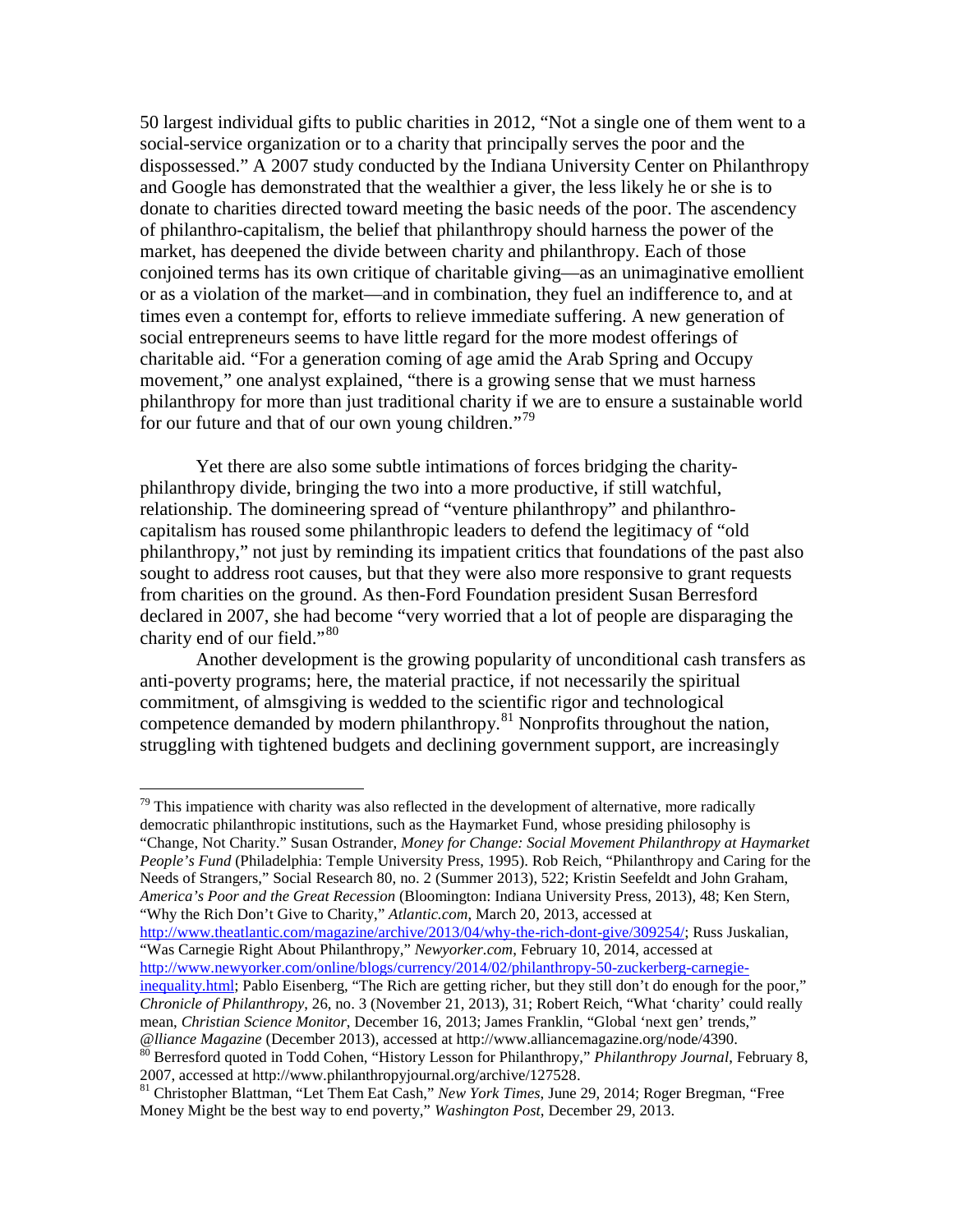50 largest individual gifts to public charities in 2012, "Not a single one of them went to a social-service organization or to a charity that principally serves the poor and the dispossessed." A 2007 study conducted by the Indiana University Center on Philanthropy and Google has demonstrated that the wealthier a giver, the less likely he or she is to donate to charities directed toward meeting the basic needs of the poor. The ascendency of philanthro-capitalism, the belief that philanthropy should harness the power of the market, has deepened the divide between charity and philanthropy. Each of those conjoined terms has its own critique of charitable giving—as an unimaginative emollient or as a violation of the market—and in combination, they fuel an indifference to, and at times even a contempt for, efforts to relieve immediate suffering. A new generation of social entrepreneurs seems to have little regard for the more modest offerings of charitable aid. "For a generation coming of age amid the Arab Spring and Occupy movement," one analyst explained, "there is a growing sense that we must harness philanthropy for more than just traditional charity if we are to ensure a sustainable world for our future and that of our own young children."[79]

Yet there are also some subtle intimations of forces bridging the charity-philanthropy divide, bringing the two into a more productive, if still watchful, relationship. The domineering spread of "venture philanthropy" and philanthro-capitalism has roused some philanthropic leaders to defend the legitimacy of "old philanthropy," not just by reminding its impatient critics that foundations of the past also sought to address root causes, but that they were also more responsive to grant requests from charities on the ground. As then-Ford Foundation president Susan Berresford declared in 2007, she had become "very worried that a lot of people are disparaging the charity end of our field."[80]

Another development is the growing popularity of unconditional cash transfers as anti-poverty programs; here, the material practice, if not necessarily the spiritual commitment, of almsgiving is wedded to the scientific rigor and technological competence demanded by modern philanthropy.[81] Nonprofits throughout the nation, struggling with tightened budgets and declining government support, are increasingly

---

[79] This impatience with charity was also reflected in the development of alternative, more radically democratic philanthropic institutions, such as the Haymarket Fund, whose presiding philosophy is "Change, Not Charity." Susan Ostrander, *Money for Change: Social Movement Philanthropy at Haymarket People's Fund* (Philadelphia: Temple University Press, 1995). Rob Reich, "Philanthropy and Caring for the Needs of Strangers," Social Research 80, no. 2 (Summer 2013), 522; Kristin Seefeldt and John Graham, *America's Poor and the Great Recession* (Bloomington: Indiana University Press, 2013), 48; Ken Stern, "Why the Rich Don't Give to Charity," *Atlantic.com*, March 20, 2013, accessed at http://www.theatlantic.com/magazine/archive/2013/04/why-the-rich-dont-give/309254/; Russ Juskalian, "Was Carnegie Right About Philanthropy," *Newyorker.com*, February 10, 2014, accessed at http://www.newyorker.com/online/blogs/currency/2014/02/philanthropy-50-zuckerberg-carnegie-inequality.html; Pablo Eisenberg, "The Rich are getting richer, but they still don't do enough for the poor," *Chronicle of Philanthropy*, 26, no. 3 (November 21, 2013), 31; Robert Reich, "What 'charity' could really mean, *Christian Science Monitor*, December 16, 2013; James Franklin, "Global 'next gen' trends," *@lliance Magazine* (December 2013), accessed at http://www.alliancemagazine.org/node/4390.

[80] Berresford quoted in Todd Cohen, "History Lesson for Philanthropy," *Philanthropy Journal*, February 8, 2007, accessed at http://www.philanthropyjournal.org/archive/127528.

[81] Christopher Blattman, "Let Them Eat Cash," *New York Times*, June 29, 2014; Roger Bregman, "Free Money Might be the best way to end poverty," *Washington Post*, December 29, 2013.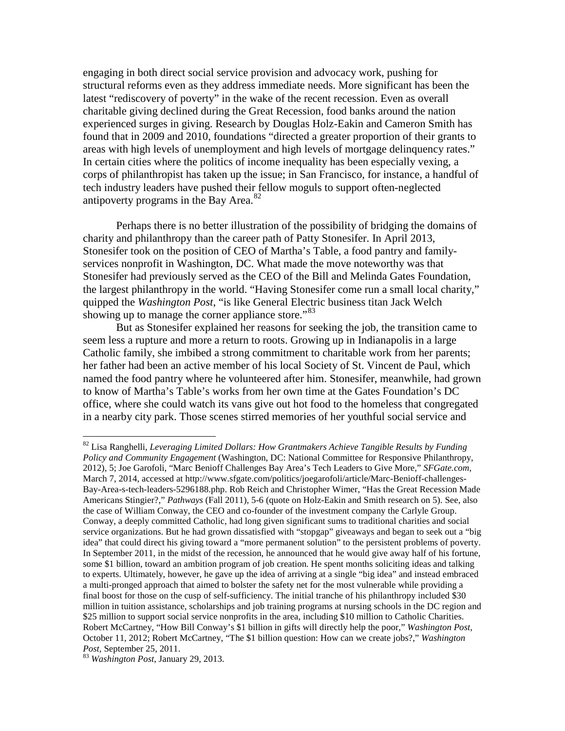engaging in both direct social service provision and advocacy work, pushing for structural reforms even as they address immediate needs. More significant has been the latest "rediscovery of poverty" in the wake of the recent recession. Even as overall charitable giving declined during the Great Recession, food banks around the nation experienced surges in giving. Research by Douglas Holz-Eakin and Cameron Smith has found that in 2009 and 2010, foundations "directed a greater proportion of their grants to areas with high levels of unemployment and high levels of mortgage delinquency rates." In certain cities where the politics of income inequality has been especially vexing, a corps of philanthropist has taken up the issue; in San Francisco, for instance, a handful of tech industry leaders have pushed their fellow moguls to support often-neglected antipoverty programs in the Bay Area.[82]

Perhaps there is no better illustration of the possibility of bridging the domains of charity and philanthropy than the career path of Patty Stonesifer. In April 2013, Stonesifer took on the position of CEO of Martha's Table, a food pantry and family-services nonprofit in Washington, DC. What made the move noteworthy was that Stonesifer had previously served as the CEO of the Bill and Melinda Gates Foundation, the largest philanthropy in the world. "Having Stonesifer come run a small local charity," quipped the *Washington Post*, "is like General Electric business titan Jack Welch showing up to manage the corner appliance store."[83]

But as Stonesifer explained her reasons for seeking the job, the transition came to seem less a rupture and more a return to roots. Growing up in Indianapolis in a large Catholic family, she imbibed a strong commitment to charitable work from her parents; her father had been an active member of his local Society of St. Vincent de Paul, which named the food pantry where he volunteered after him. Stonesifer, meanwhile, had grown to know of Martha's Table's works from her own time at the Gates Foundation's DC office, where she could watch its vans give out hot food to the homeless that congregated in a nearby city park. Those scenes stirred memories of her youthful social service and

---

[82] Lisa Ranghelli, *Leveraging Limited Dollars: How Grantmakers Achieve Tangible Results by Funding Policy and Community Engagement* (Washington, DC: National Committee for Responsive Philanthropy, 2012), 5; Joe Garofoli, "Marc Benioff Challenges Bay Area's Tech Leaders to Give More," *SFGate.com*, March 7, 2014, accessed at http://www.sfgate.com/politics/joegarofoli/article/Marc-Benioff-challenges-Bay-Area-s-tech-leaders-5296188.php. Rob Reich and Christopher Wimer, "Has the Great Recession Made Americans Stingier?," *Pathways* (Fall 2011), 5-6 (quote on Holz-Eakin and Smith research on 5). See, also the case of William Conway, the CEO and co-founder of the investment company the Carlyle Group. Conway, a deeply committed Catholic, had long given significant sums to traditional charities and social service organizations. But he had grown dissatisfied with "stopgap" giveaways and began to seek out a "big idea" that could direct his giving toward a "more permanent solution" to the persistent problems of poverty. In September 2011, in the midst of the recession, he announced that he would give away half of his fortune, some $1 billion, toward an ambition program of job creation. He spent months soliciting ideas and talking to experts. Ultimately, however, he gave up the idea of arriving at a single "big idea" and instead embraced a multi-pronged approach that aimed to bolster the safety net for the most vulnerable while providing a final boost for those on the cusp of self-sufficiency. The initial tranche of his philanthropy included $30 million in tuition assistance, scholarships and job training programs at nursing schools in the DC region and $25 million to support social service nonprofits in the area, including $10 million to Catholic Charities. Robert McCartney, "How Bill Conway's $1 billion in gifts will directly help the poor," *Washington Post*, October 11, 2012; Robert McCartney, "The $1 billion question: How can we create jobs?," *Washington Post*, September 25, 2011.

[83] *Washington Post*, January 29, 2013.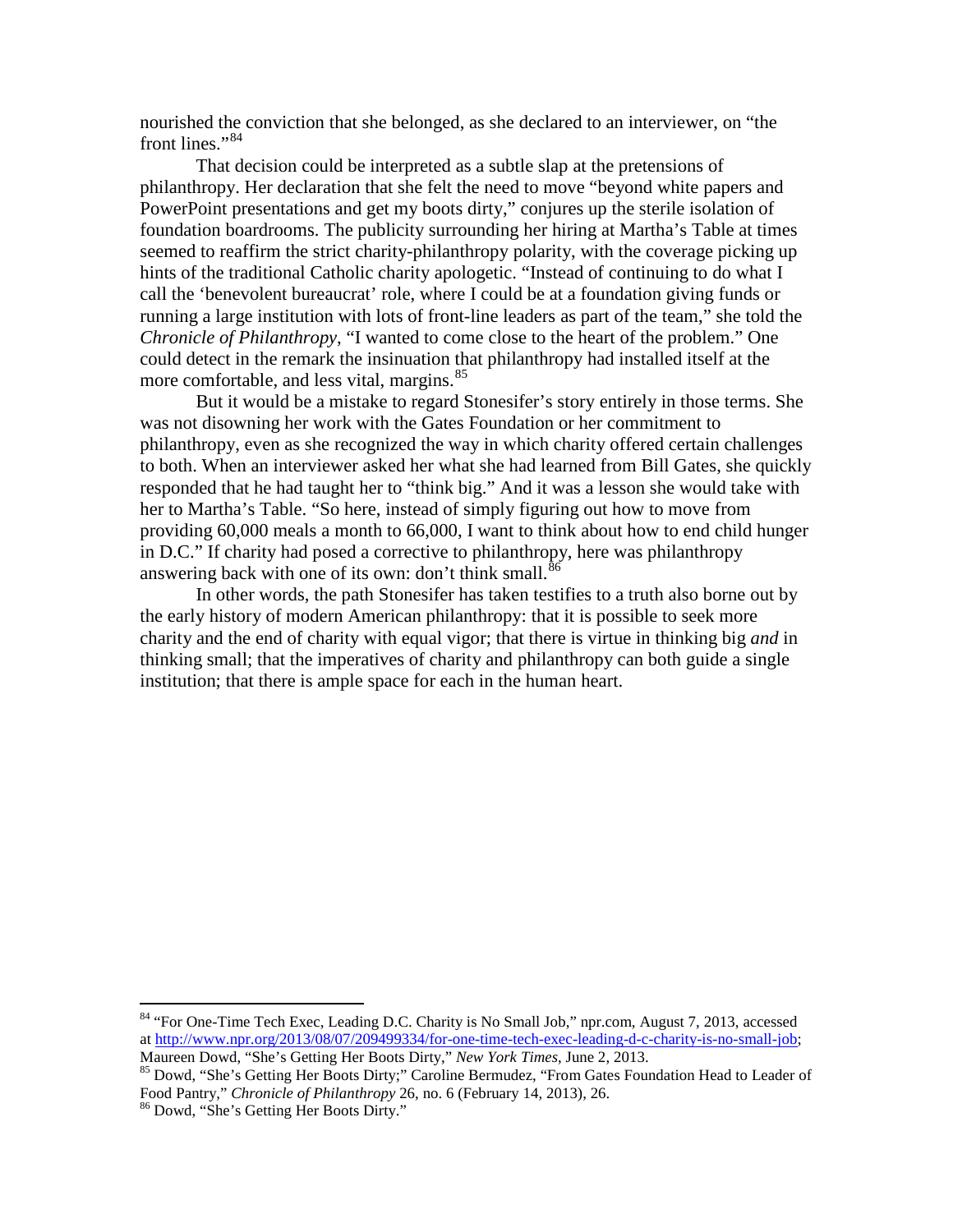nourished the conviction that she belonged, as she declared to an interviewer, on "the front lines."[84]

That decision could be interpreted as a subtle slap at the pretensions of philanthropy. Her declaration that she felt the need to move "beyond white papers and PowerPoint presentations and get my boots dirty," conjures up the sterile isolation of foundation boardrooms. The publicity surrounding her hiring at Martha's Table at times seemed to reaffirm the strict charity-philanthropy polarity, with the coverage picking up hints of the traditional Catholic charity apologetic. "Instead of continuing to do what I call the 'benevolent bureaucrat' role, where I could be at a foundation giving funds or running a large institution with lots of front-line leaders as part of the team," she told the *Chronicle of Philanthropy*, "I wanted to come close to the heart of the problem." One could detect in the remark the insinuation that philanthropy had installed itself at the more comfortable, and less vital, margins.[85]

But it would be a mistake to regard Stonesifer's story entirely in those terms. She was not disowning her work with the Gates Foundation or her commitment to philanthropy, even as she recognized the way in which charity offered certain challenges to both. When an interviewer asked her what she had learned from Bill Gates, she quickly responded that he had taught her to "think big." And it was a lesson she would take with her to Martha's Table. "So here, instead of simply figuring out how to move from providing 60,000 meals a month to 66,000, I want to think about how to end child hunger in D.C." If charity had posed a corrective to philanthropy, here was philanthropy answering back with one of its own: don't think small.[86]

In other words, the path Stonesifer has taken testifies to a truth also borne out by the early history of modern American philanthropy: that it is possible to seek more charity and the end of charity with equal vigor; that there is virtue in thinking big *and* in thinking small; that the imperatives of charity and philanthropy can both guide a single institution; that there is ample space for each in the human heart.

---

[84] "For One-Time Tech Exec, Leading D.C. Charity is No Small Job," npr.com, August 7, 2013, accessed at http://www.npr.org/2013/08/07/209499334/for-one-time-tech-exec-leading-d-c-charity-is-no-small-job; Maureen Dowd, "She's Getting Her Boots Dirty," *New York Times*, June 2, 2013.

[85] Dowd, "She's Getting Her Boots Dirty;" Caroline Bermudez, "From Gates Foundation Head to Leader of Food Pantry," *Chronicle of Philanthropy* 26, no. 6 (February 14, 2013), 26.

[86] Dowd, "She's Getting Her Boots Dirty."